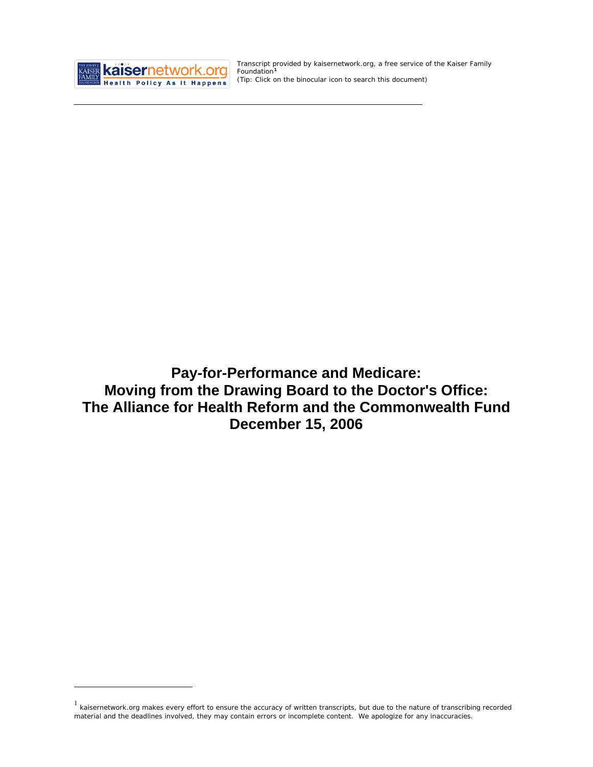Transcript provided by kaisernetwork.org, a free service of the Kaiser Family Foundation[1]
(Tip: Click on the binocular icon to search this document)

# Pay-for-Performance and Medicare: Moving from the Drawing Board to the Doctor's Office: The Alliance for Health Reform and the Commonwealth Fund December 15, 2006

[1] kaisernetwork.org makes every effort to ensure the accuracy of written transcripts, but due to the nature of transcribing recorded material and the deadlines involved, they may contain errors or incomplete content. We apologize for any inaccuracies.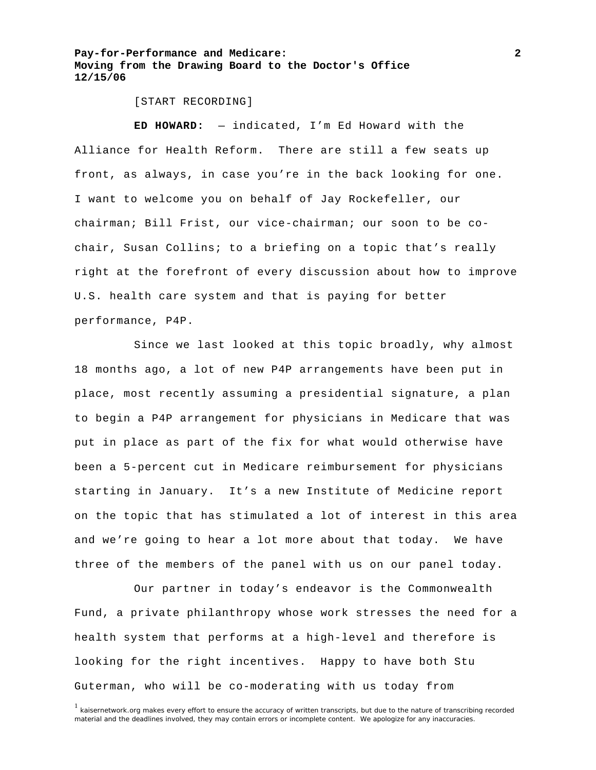[START RECORDING]

**ED HOWARD:** — indicated, I'm Ed Howard with the Alliance for Health Reform. There are still a few seats up front, as always, in case you're in the back looking for one. I want to welcome you on behalf of Jay Rockefeller, our chairman; Bill Frist, our vice-chairman; our soon to be co-chair, Susan Collins; to a briefing on a topic that's really right at the forefront of every discussion about how to improve U.S. health care system and that is paying for better performance, P4P.

Since we last looked at this topic broadly, why almost 18 months ago, a lot of new P4P arrangements have been put in place, most recently assuming a presidential signature, a plan to begin a P4P arrangement for physicians in Medicare that was put in place as part of the fix for what would otherwise have been a 5-percent cut in Medicare reimbursement for physicians starting in January. It's a new Institute of Medicine report on the topic that has stimulated a lot of interest in this area and we're going to hear a lot more about that today. We have three of the members of the panel with us on our panel today.

Our partner in today's endeavor is the Commonwealth Fund, a private philanthropy whose work stresses the need for a health system that performs at a high-level and therefore is looking for the right incentives. Happy to have both Stu Guterman, who will be co-moderating with us today from

[1] kaisernetwork.org makes every effort to ensure the accuracy of written transcripts, but due to the nature of transcribing recorded material and the deadlines involved, they may contain errors or incomplete content. We apologize for any inaccuracies.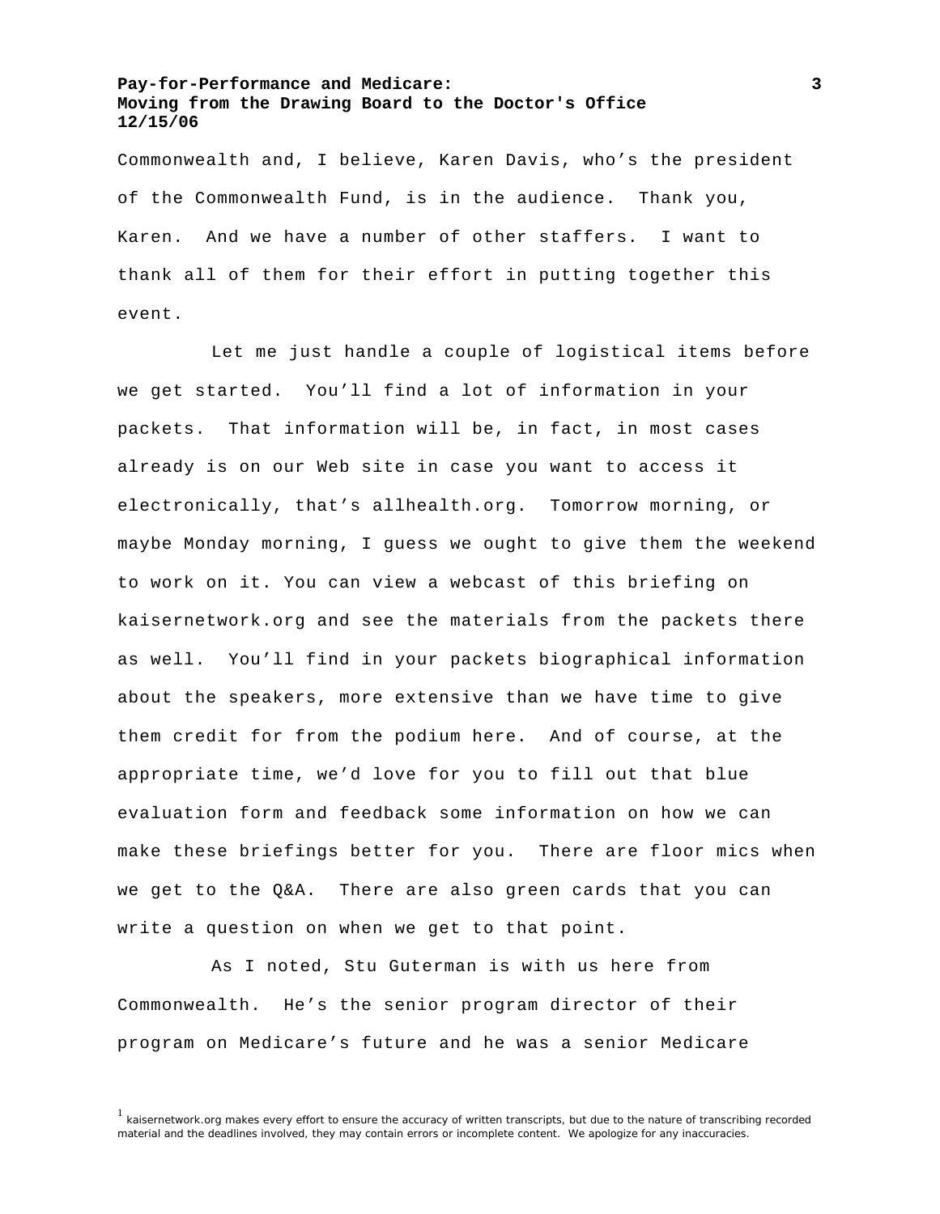Commonwealth and, I believe, Karen Davis, who's the president of the Commonwealth Fund, is in the audience. Thank you, Karen. And we have a number of other staffers. I want to thank all of them for their effort in putting together this event.

Let me just handle a couple of logistical items before we get started. You'll find a lot of information in your packets. That information will be, in fact, in most cases already is on our Web site in case you want to access it electronically, that's allhealth.org. Tomorrow morning, or maybe Monday morning, I guess we ought to give them the weekend to work on it. You can view a webcast of this briefing on kaisernetwork.org and see the materials from the packets there as well. You'll find in your packets biographical information about the speakers, more extensive than we have time to give them credit for from the podium here. And of course, at the appropriate time, we'd love for you to fill out that blue evaluation form and feedback some information on how we can make these briefings better for you. There are floor mics when we get to the Q&A. There are also green cards that you can write a question on when we get to that point.

As I noted, Stu Guterman is with us here from Commonwealth. He's the senior program director of their program on Medicare's future and he was a senior Medicare

[1] kaisernetwork.org makes every effort to ensure the accuracy of written transcripts, but due to the nature of transcribing recorded material and the deadlines involved, they may contain errors or incomplete content. We apologize for any inaccuracies.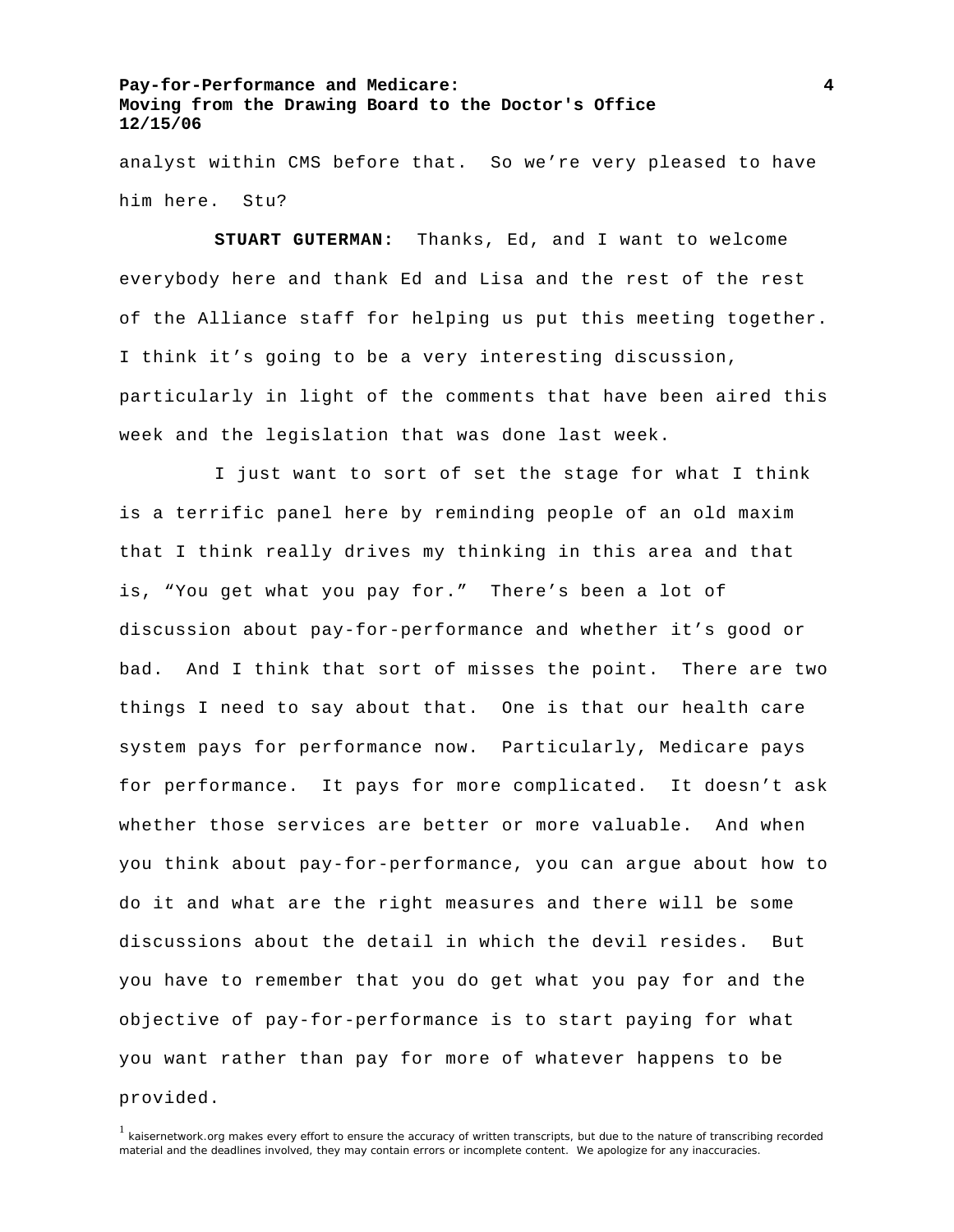analyst within CMS before that. So we're very pleased to have him here. Stu?

**STUART GUTERMAN:** Thanks, Ed, and I want to welcome everybody here and thank Ed and Lisa and the rest of the rest of the Alliance staff for helping us put this meeting together. I think it's going to be a very interesting discussion, particularly in light of the comments that have been aired this week and the legislation that was done last week.

I just want to sort of set the stage for what I think is a terrific panel here by reminding people of an old maxim that I think really drives my thinking in this area and that is, "You get what you pay for." There's been a lot of discussion about pay-for-performance and whether it's good or bad. And I think that sort of misses the point. There are two things I need to say about that. One is that our health care system pays for performance now. Particularly, Medicare pays for performance. It pays for more complicated. It doesn't ask whether those services are better or more valuable. And when you think about pay-for-performance, you can argue about how to do it and what are the right measures and there will be some discussions about the detail in which the devil resides. But you have to remember that you do get what you pay for and the objective of pay-for-performance is to start paying for what you want rather than pay for more of whatever happens to be provided.

[1] kaisernetwork.org makes every effort to ensure the accuracy of written transcripts, but due to the nature of transcribing recorded material and the deadlines involved, they may contain errors or incomplete content. We apologize for any inaccuracies.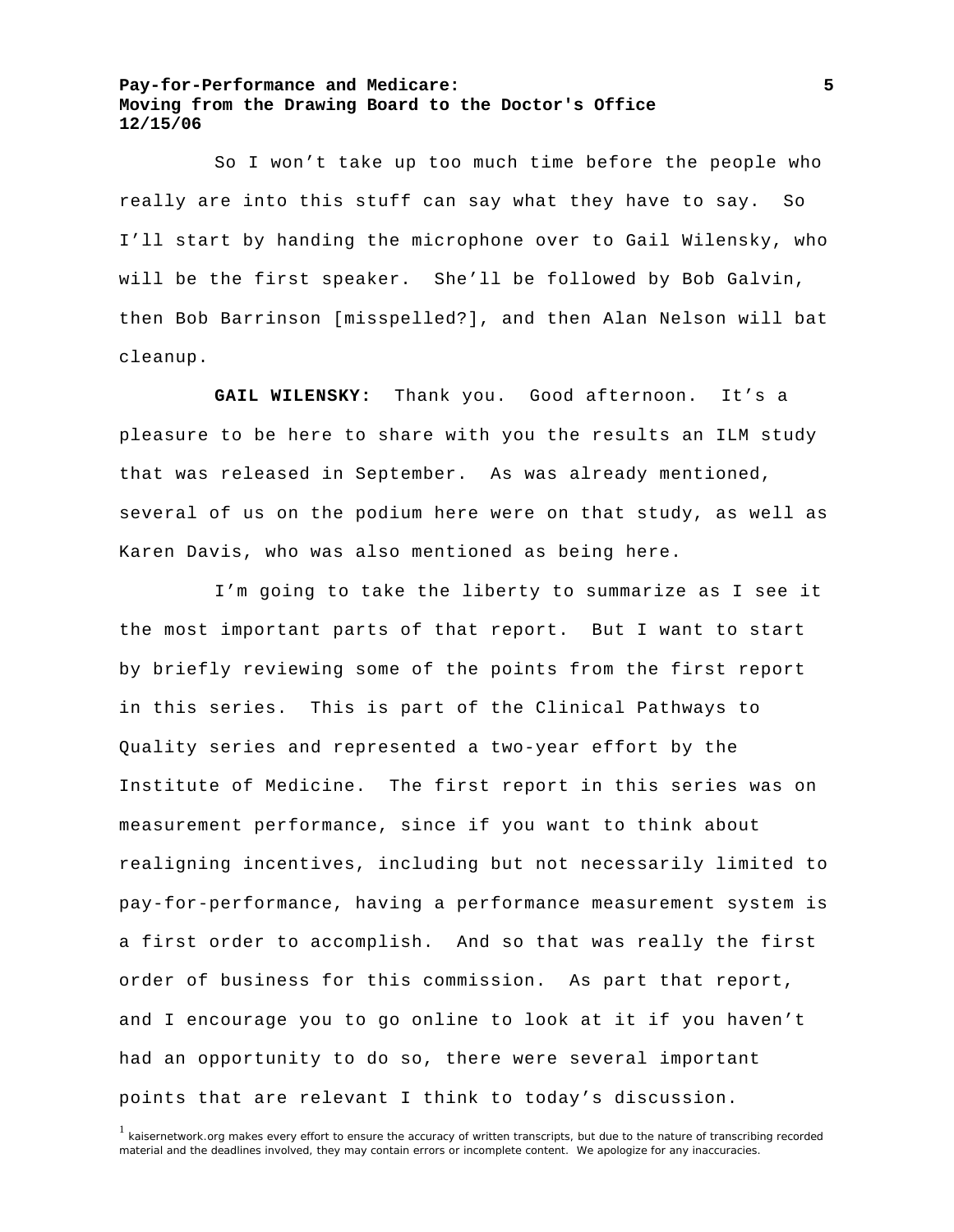So I won't take up too much time before the people who really are into this stuff can say what they have to say. So I'll start by handing the microphone over to Gail Wilensky, who will be the first speaker. She'll be followed by Bob Galvin, then Bob Barrinson [misspelled?], and then Alan Nelson will bat cleanup.

**GAIL WILENSKY:** Thank you. Good afternoon. It's a pleasure to be here to share with you the results an ILM study that was released in September. As was already mentioned, several of us on the podium here were on that study, as well as Karen Davis, who was also mentioned as being here.

I'm going to take the liberty to summarize as I see it the most important parts of that report. But I want to start by briefly reviewing some of the points from the first report in this series. This is part of the Clinical Pathways to Quality series and represented a two-year effort by the Institute of Medicine. The first report in this series was on measurement performance, since if you want to think about realigning incentives, including but not necessarily limited to pay-for-performance, having a performance measurement system is a first order to accomplish. And so that was really the first order of business for this commission. As part that report, and I encourage you to go online to look at it if you haven't had an opportunity to do so, there were several important points that are relevant I think to today's discussion.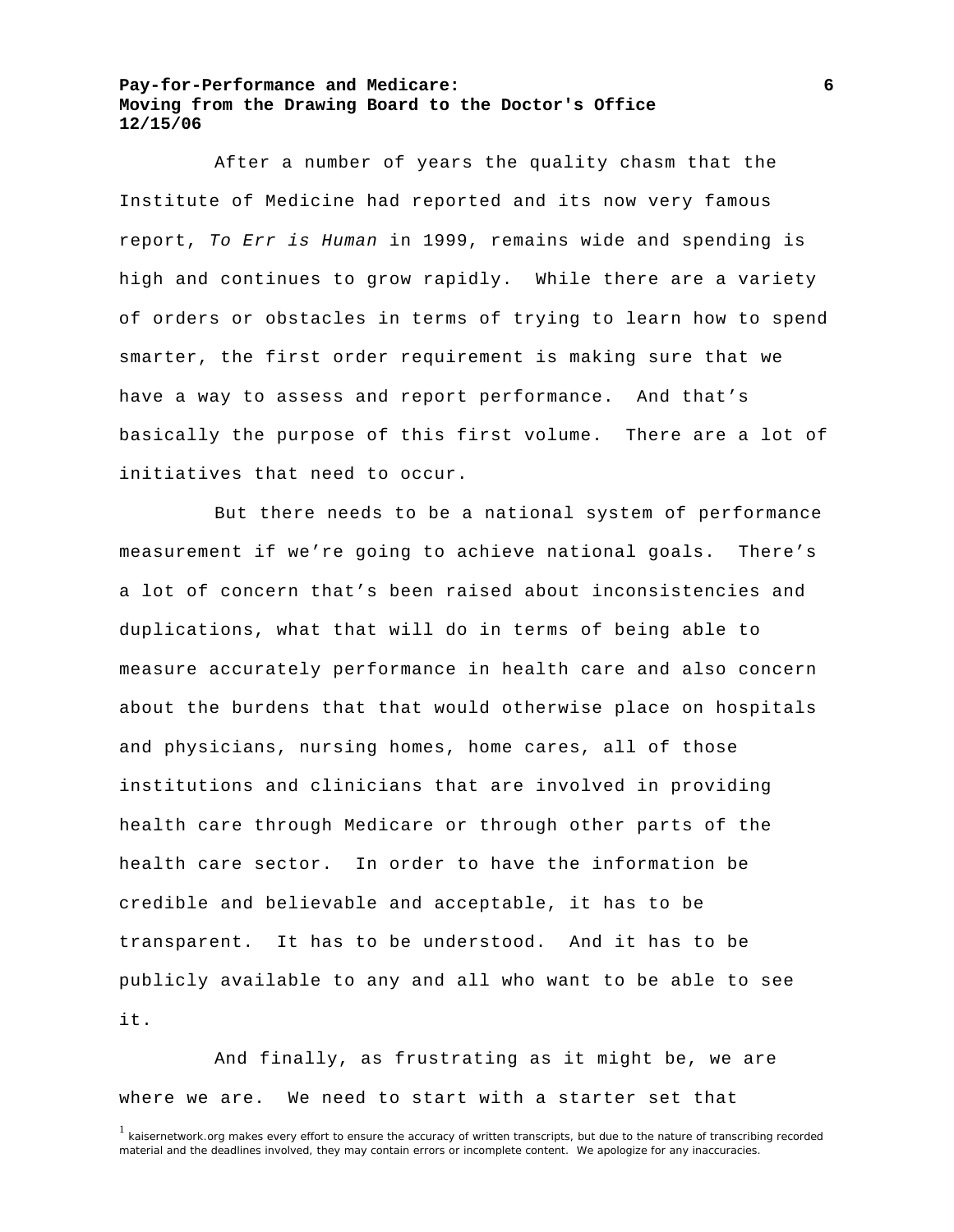After a number of years the quality chasm that the Institute of Medicine had reported and its now very famous report, *To Err is Human* in 1999, remains wide and spending is high and continues to grow rapidly. While there are a variety of orders or obstacles in terms of trying to learn how to spend smarter, the first order requirement is making sure that we have a way to assess and report performance. And that's basically the purpose of this first volume. There are a lot of initiatives that need to occur.

But there needs to be a national system of performance measurement if we're going to achieve national goals. There's a lot of concern that's been raised about inconsistencies and duplications, what that will do in terms of being able to measure accurately performance in health care and also concern about the burdens that that would otherwise place on hospitals and physicians, nursing homes, home cares, all of those institutions and clinicians that are involved in providing health care through Medicare or through other parts of the health care sector. In order to have the information be credible and believable and acceptable, it has to be transparent. It has to be understood. And it has to be publicly available to any and all who want to be able to see it.

And finally, as frustrating as it might be, we are where we are. We need to start with a starter set that

[1] kaisernetwork.org makes every effort to ensure the accuracy of written transcripts, but due to the nature of transcribing recorded material and the deadlines involved, they may contain errors or incomplete content. We apologize for any inaccuracies.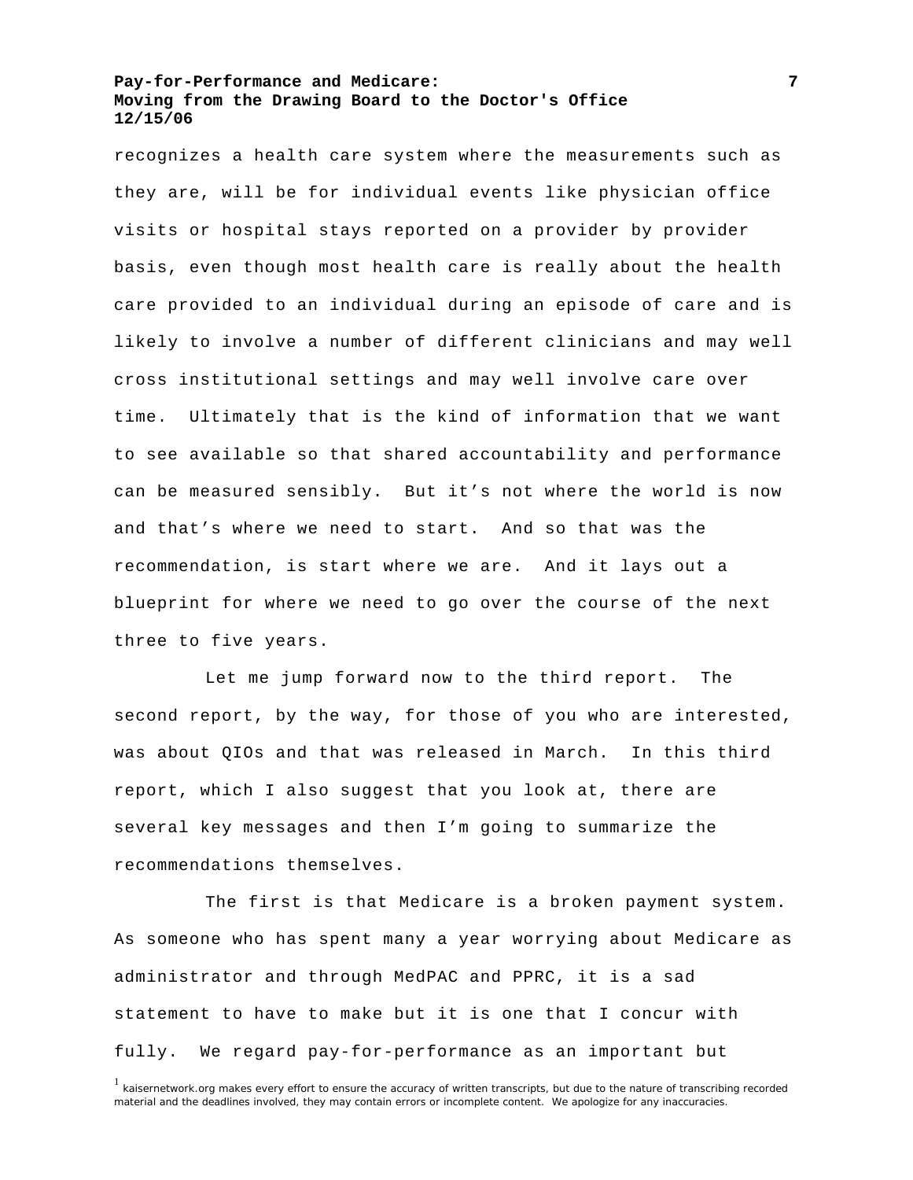recognizes a health care system where the measurements such as they are, will be for individual events like physician office visits or hospital stays reported on a provider by provider basis, even though most health care is really about the health care provided to an individual during an episode of care and is likely to involve a number of different clinicians and may well cross institutional settings and may well involve care over time. Ultimately that is the kind of information that we want to see available so that shared accountability and performance can be measured sensibly. But it's not where the world is now and that's where we need to start. And so that was the recommendation, is start where we are. And it lays out a blueprint for where we need to go over the course of the next three to five years.

Let me jump forward now to the third report. The second report, by the way, for those of you who are interested, was about QIOs and that was released in March. In this third report, which I also suggest that you look at, there are several key messages and then I'm going to summarize the recommendations themselves.

The first is that Medicare is a broken payment system. As someone who has spent many a year worrying about Medicare as administrator and through MedPAC and PPRC, it is a sad statement to have to make but it is one that I concur with fully. We regard pay-for-performance as an important but

[1] kaisernetwork.org makes every effort to ensure the accuracy of written transcripts, but due to the nature of transcribing recorded material and the deadlines involved, they may contain errors or incomplete content. We apologize for any inaccuracies.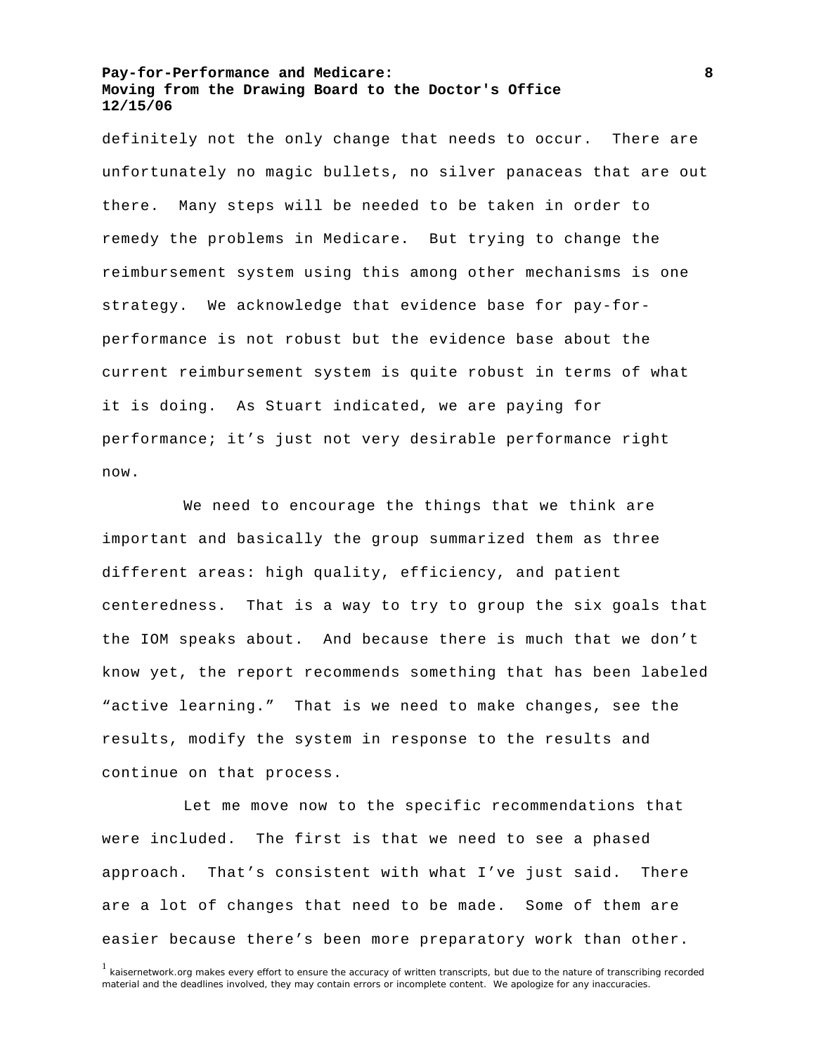definitely not the only change that needs to occur. There are unfortunately no magic bullets, no silver panaceas that are out there. Many steps will be needed to be taken in order to remedy the problems in Medicare. But trying to change the reimbursement system using this among other mechanisms is one strategy. We acknowledge that evidence base for pay-for-performance is not robust but the evidence base about the current reimbursement system is quite robust in terms of what it is doing. As Stuart indicated, we are paying for performance; it's just not very desirable performance right now.

We need to encourage the things that we think are important and basically the group summarized them as three different areas: high quality, efficiency, and patient centeredness. That is a way to try to group the six goals that the IOM speaks about. And because there is much that we don't know yet, the report recommends something that has been labeled "active learning." That is we need to make changes, see the results, modify the system in response to the results and continue on that process.

Let me move now to the specific recommendations that were included. The first is that we need to see a phased approach. That's consistent with what I've just said. There are a lot of changes that need to be made. Some of them are easier because there's been more preparatory work than other.

[1] kaisernetwork.org makes every effort to ensure the accuracy of written transcripts, but due to the nature of transcribing recorded material and the deadlines involved, they may contain errors or incomplete content. We apologize for any inaccuracies.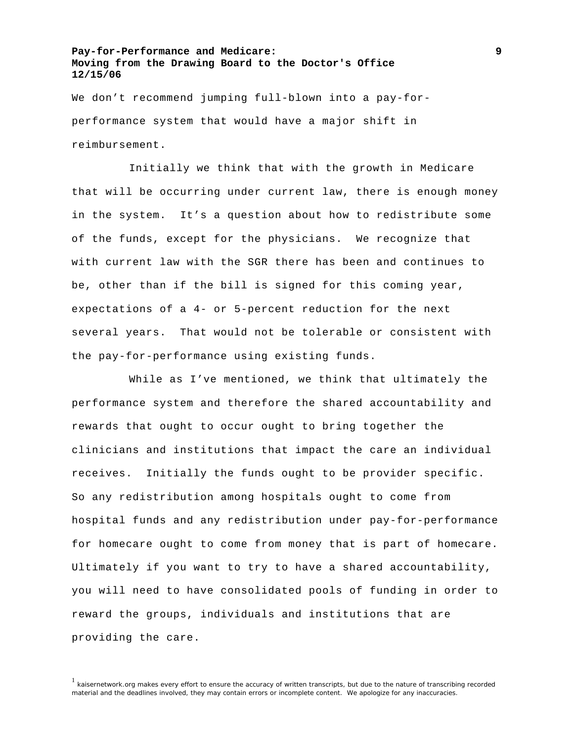We don't recommend jumping full-blown into a pay-for-performance system that would have a major shift in reimbursement.

Initially we think that with the growth in Medicare that will be occurring under current law, there is enough money in the system. It's a question about how to redistribute some of the funds, except for the physicians. We recognize that with current law with the SGR there has been and continues to be, other than if the bill is signed for this coming year, expectations of a 4- or 5-percent reduction for the next several years. That would not be tolerable or consistent with the pay-for-performance using existing funds.

While as I've mentioned, we think that ultimately the performance system and therefore the shared accountability and rewards that ought to occur ought to bring together the clinicians and institutions that impact the care an individual receives. Initially the funds ought to be provider specific. So any redistribution among hospitals ought to come from hospital funds and any redistribution under pay-for-performance for homecare ought to come from money that is part of homecare. Ultimately if you want to try to have a shared accountability, you will need to have consolidated pools of funding in order to reward the groups, individuals and institutions that are providing the care.

[1] kaisernetwork.org makes every effort to ensure the accuracy of written transcripts, but due to the nature of transcribing recorded material and the deadlines involved, they may contain errors or incomplete content. We apologize for any inaccuracies.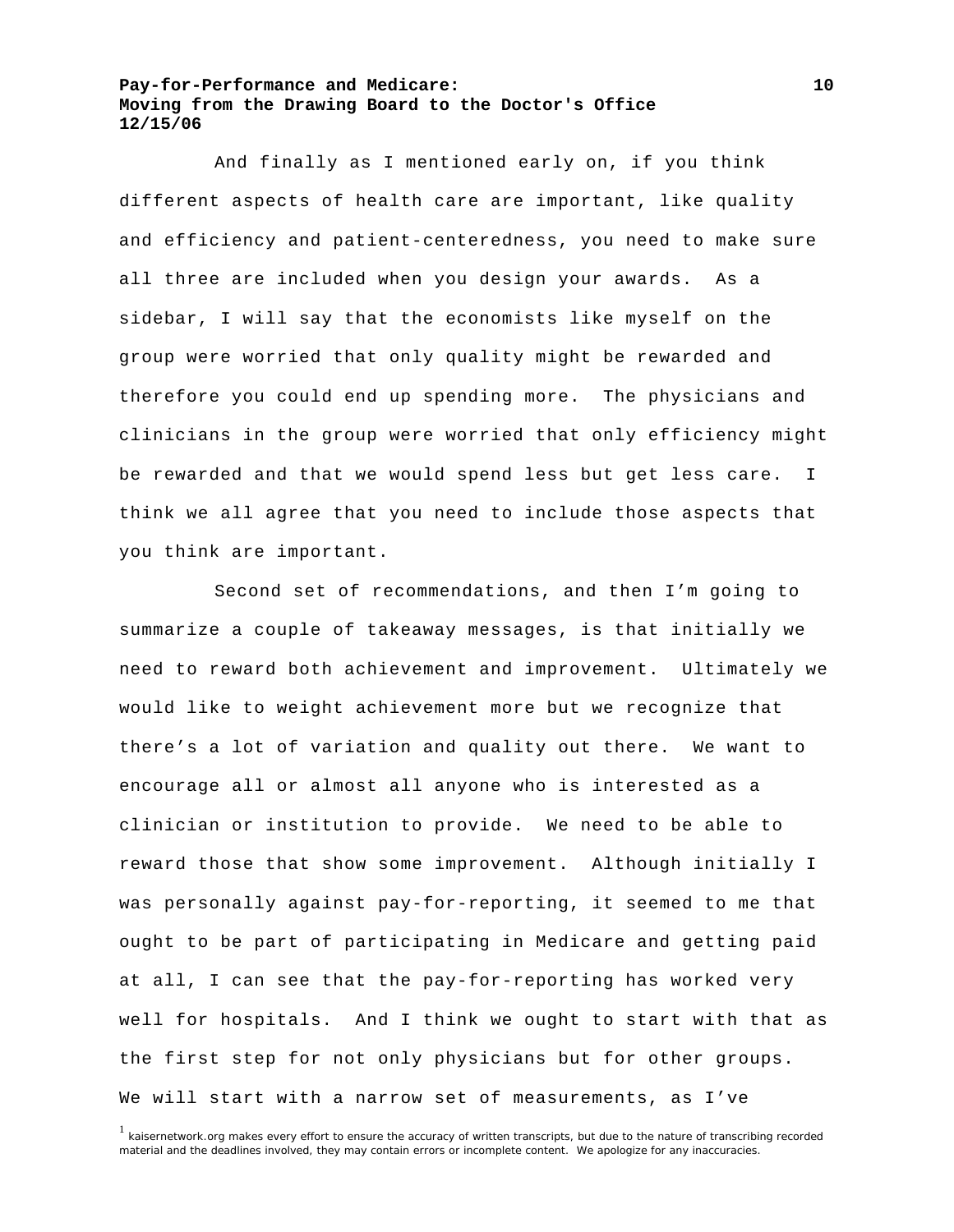And finally as I mentioned early on, if you think different aspects of health care are important, like quality and efficiency and patient-centeredness, you need to make sure all three are included when you design your awards. As a sidebar, I will say that the economists like myself on the group were worried that only quality might be rewarded and therefore you could end up spending more. The physicians and clinicians in the group were worried that only efficiency might be rewarded and that we would spend less but get less care. I think we all agree that you need to include those aspects that you think are important.

Second set of recommendations, and then I'm going to summarize a couple of takeaway messages, is that initially we need to reward both achievement and improvement. Ultimately we would like to weight achievement more but we recognize that there's a lot of variation and quality out there. We want to encourage all or almost all anyone who is interested as a clinician or institution to provide. We need to be able to reward those that show some improvement. Although initially I was personally against pay-for-reporting, it seemed to me that ought to be part of participating in Medicare and getting paid at all, I can see that the pay-for-reporting has worked very well for hospitals. And I think we ought to start with that as the first step for not only physicians but for other groups. We will start with a narrow set of measurements, as I've

[1] kaisernetwork.org makes every effort to ensure the accuracy of written transcripts, but due to the nature of transcribing recorded material and the deadlines involved, they may contain errors or incomplete content. We apologize for any inaccuracies.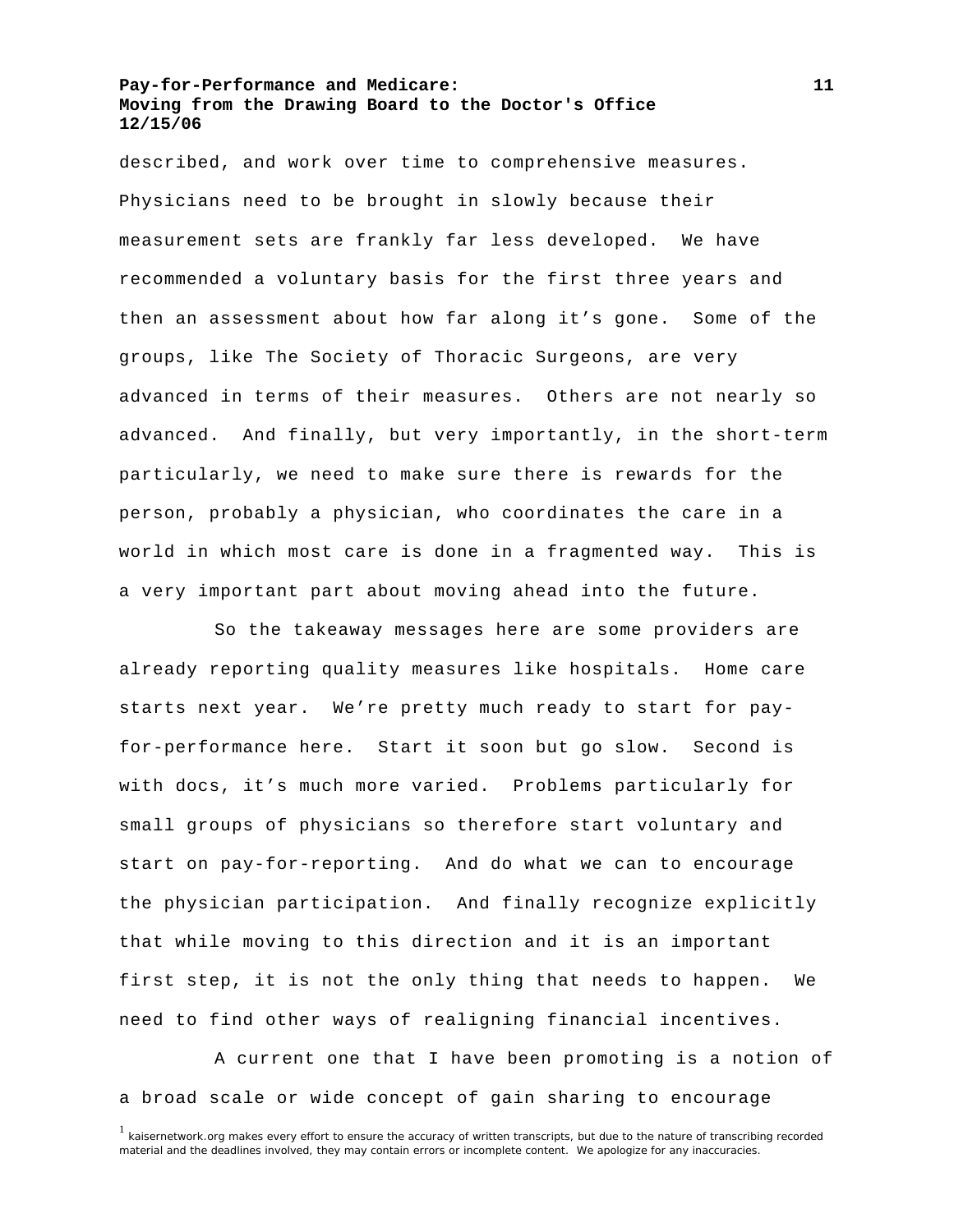described, and work over time to comprehensive measures. Physicians need to be brought in slowly because their measurement sets are frankly far less developed. We have recommended a voluntary basis for the first three years and then an assessment about how far along it's gone. Some of the groups, like The Society of Thoracic Surgeons, are very advanced in terms of their measures. Others are not nearly so advanced. And finally, but very importantly, in the short-term particularly, we need to make sure there is rewards for the person, probably a physician, who coordinates the care in a world in which most care is done in a fragmented way. This is a very important part about moving ahead into the future.

So the takeaway messages here are some providers are already reporting quality measures like hospitals. Home care starts next year. We're pretty much ready to start for pay-for-performance here. Start it soon but go slow. Second is with docs, it's much more varied. Problems particularly for small groups of physicians so therefore start voluntary and start on pay-for-reporting. And do what we can to encourage the physician participation. And finally recognize explicitly that while moving to this direction and it is an important first step, it is not the only thing that needs to happen. We need to find other ways of realigning financial incentives.

A current one that I have been promoting is a notion of a broad scale or wide concept of gain sharing to encourage

[1] kaisernetwork.org makes every effort to ensure the accuracy of written transcripts, but due to the nature of transcribing recorded material and the deadlines involved, they may contain errors or incomplete content. We apologize for any inaccuracies.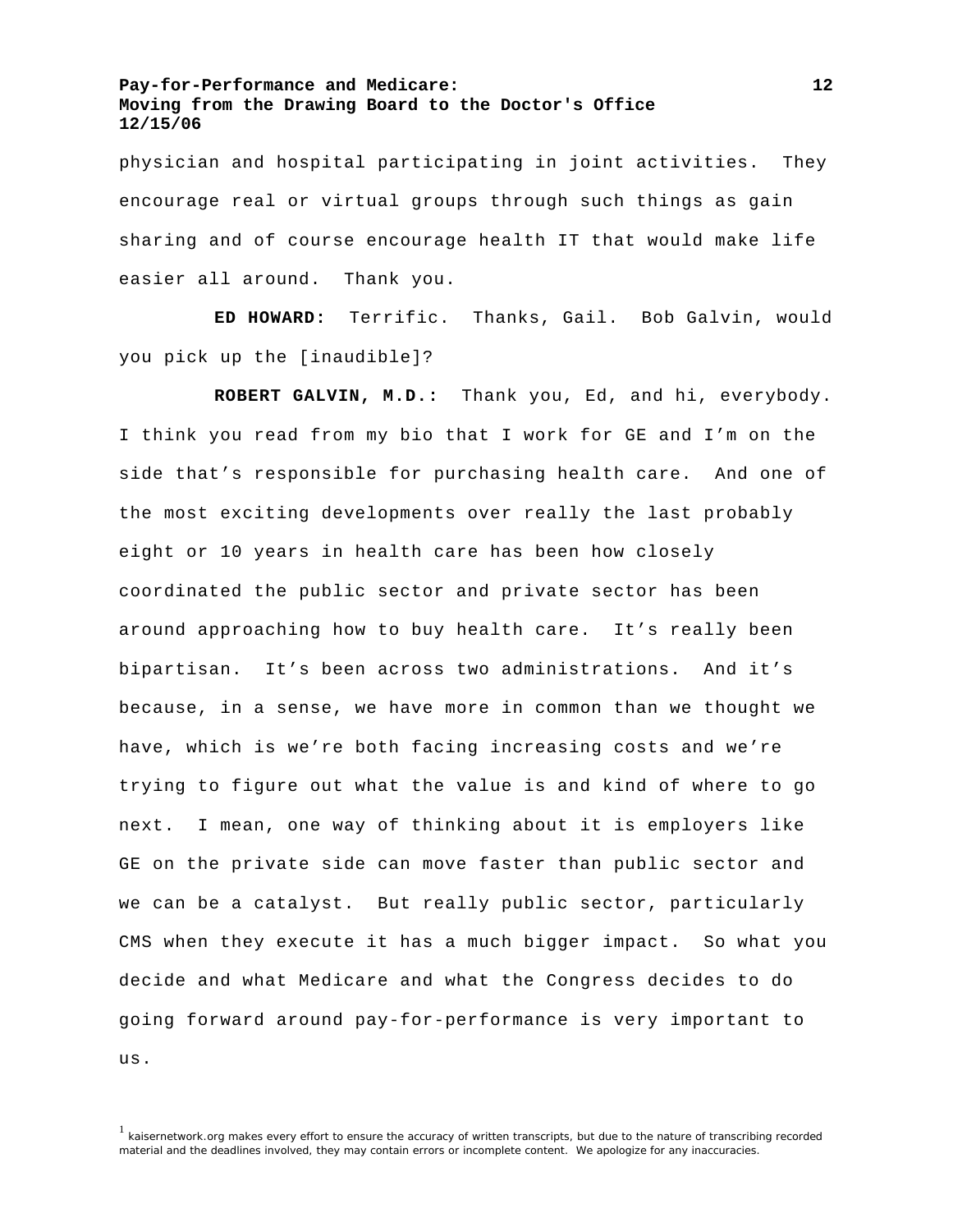physician and hospital participating in joint activities. They encourage real or virtual groups through such things as gain sharing and of course encourage health IT that would make life easier all around. Thank you.

**ED HOWARD:** Terrific. Thanks, Gail. Bob Galvin, would you pick up the [inaudible]?

**ROBERT GALVIN, M.D.:** Thank you, Ed, and hi, everybody. I think you read from my bio that I work for GE and I'm on the side that's responsible for purchasing health care. And one of the most exciting developments over really the last probably eight or 10 years in health care has been how closely coordinated the public sector and private sector has been around approaching how to buy health care. It's really been bipartisan. It's been across two administrations. And it's because, in a sense, we have more in common than we thought we have, which is we're both facing increasing costs and we're trying to figure out what the value is and kind of where to go next. I mean, one way of thinking about it is employers like GE on the private side can move faster than public sector and we can be a catalyst. But really public sector, particularly CMS when they execute it has a much bigger impact. So what you decide and what Medicare and what the Congress decides to do going forward around pay-for-performance is very important to us.

[1] kaisernetwork.org makes every effort to ensure the accuracy of written transcripts, but due to the nature of transcribing recorded material and the deadlines involved, they may contain errors or incomplete content. We apologize for any inaccuracies.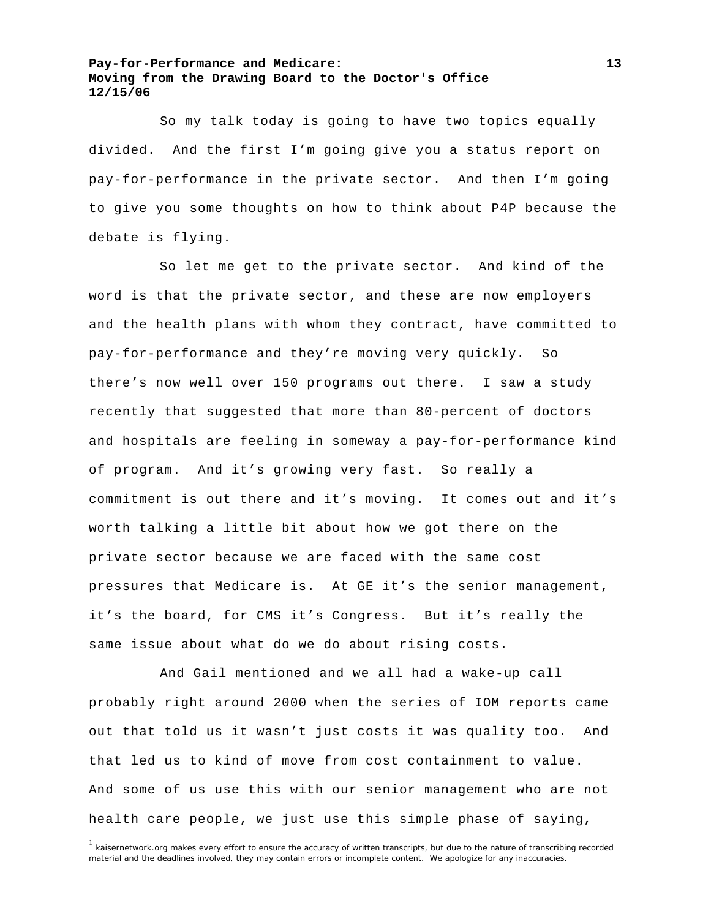So my talk today is going to have two topics equally divided. And the first I'm going give you a status report on pay-for-performance in the private sector. And then I'm going to give you some thoughts on how to think about P4P because the debate is flying.

So let me get to the private sector. And kind of the word is that the private sector, and these are now employers and the health plans with whom they contract, have committed to pay-for-performance and they're moving very quickly. So there's now well over 150 programs out there. I saw a study recently that suggested that more than 80-percent of doctors and hospitals are feeling in someway a pay-for-performance kind of program. And it's growing very fast. So really a commitment is out there and it's moving. It comes out and it's worth talking a little bit about how we got there on the private sector because we are faced with the same cost pressures that Medicare is. At GE it's the senior management, it's the board, for CMS it's Congress. But it's really the same issue about what do we do about rising costs.

And Gail mentioned and we all had a wake-up call probably right around 2000 when the series of IOM reports came out that told us it wasn't just costs it was quality too. And that led us to kind of move from cost containment to value. And some of us use this with our senior management who are not health care people, we just use this simple phase of saying,

[1] kaisernetwork.org makes every effort to ensure the accuracy of written transcripts, but due to the nature of transcribing recorded material and the deadlines involved, they may contain errors or incomplete content. We apologize for any inaccuracies.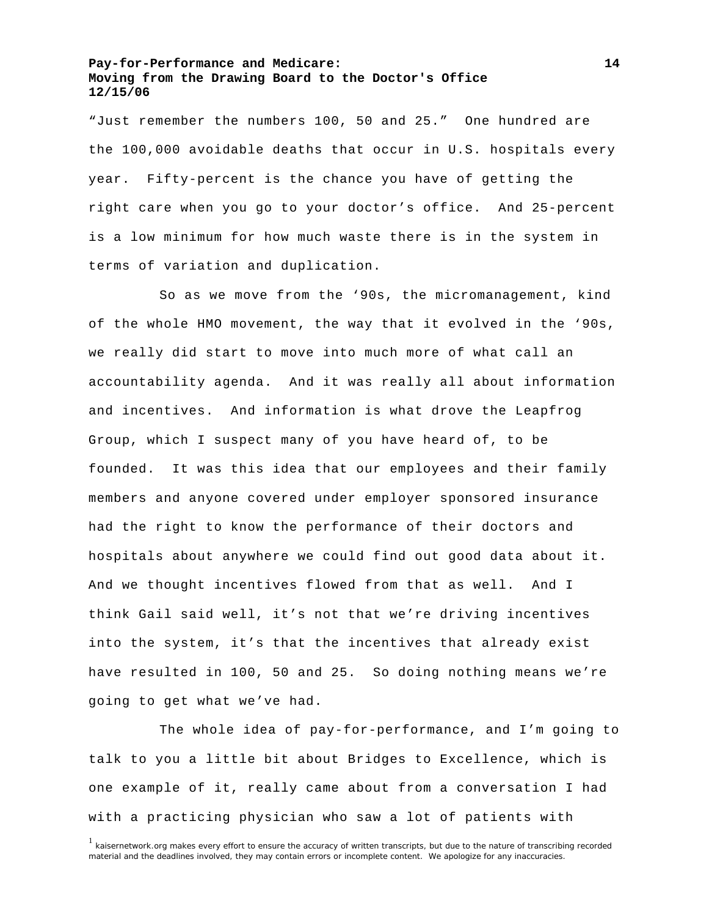"Just remember the numbers 100, 50 and 25." One hundred are the 100,000 avoidable deaths that occur in U.S. hospitals every year. Fifty-percent is the chance you have of getting the right care when you go to your doctor's office. And 25-percent is a low minimum for how much waste there is in the system in terms of variation and duplication.

So as we move from the '90s, the micromanagement, kind of the whole HMO movement, the way that it evolved in the '90s, we really did start to move into much more of what call an accountability agenda. And it was really all about information and incentives. And information is what drove the Leapfrog Group, which I suspect many of you have heard of, to be founded. It was this idea that our employees and their family members and anyone covered under employer sponsored insurance had the right to know the performance of their doctors and hospitals about anywhere we could find out good data about it. And we thought incentives flowed from that as well. And I think Gail said well, it's not that we're driving incentives into the system, it's that the incentives that already exist have resulted in 100, 50 and 25. So doing nothing means we're going to get what we've had.

The whole idea of pay-for-performance, and I'm going to talk to you a little bit about Bridges to Excellence, which is one example of it, really came about from a conversation I had with a practicing physician who saw a lot of patients with

[1] kaisernetwork.org makes every effort to ensure the accuracy of written transcripts, but due to the nature of transcribing recorded material and the deadlines involved, they may contain errors or incomplete content. We apologize for any inaccuracies.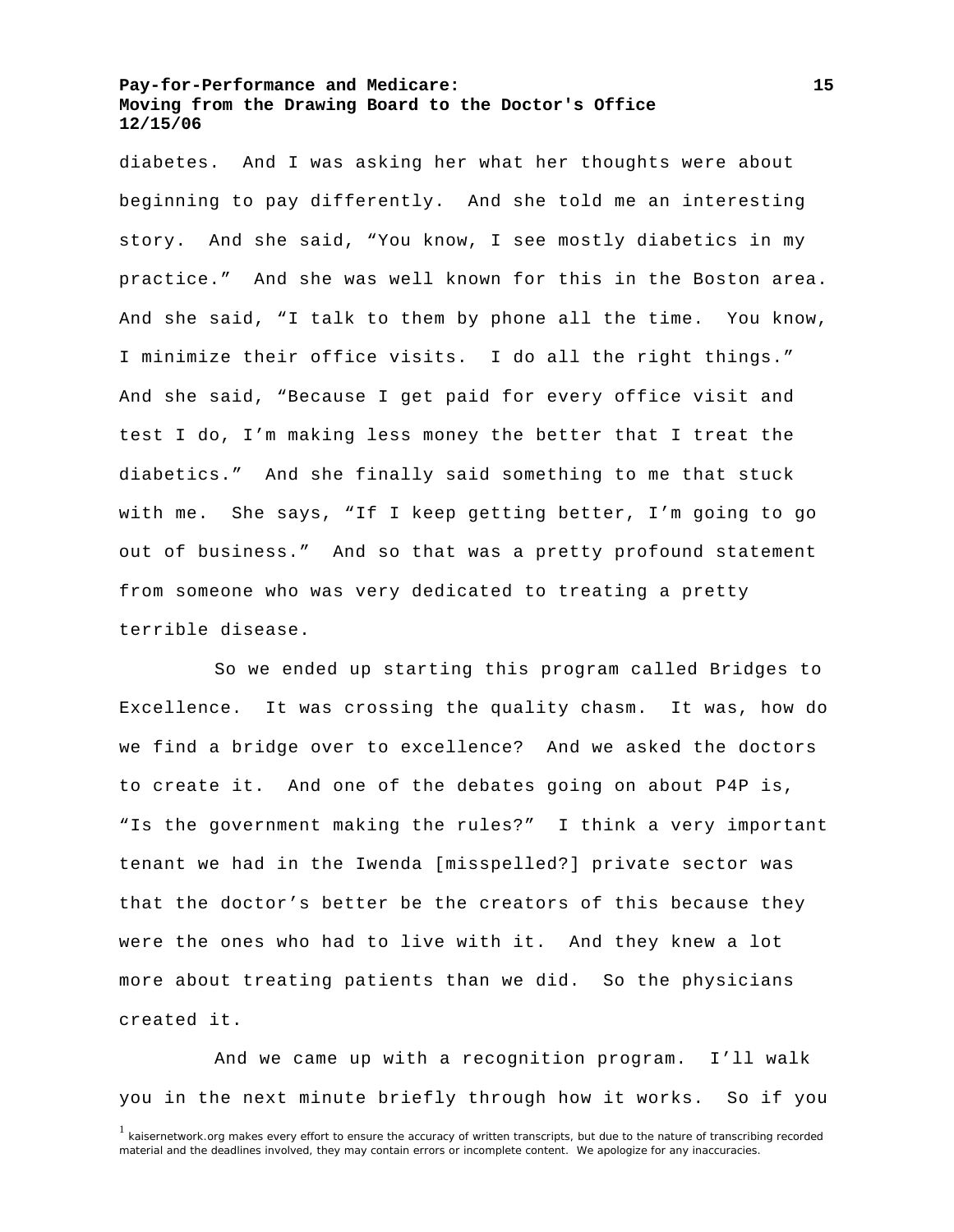diabetes. And I was asking her what her thoughts were about beginning to pay differently. And she told me an interesting story. And she said, "You know, I see mostly diabetics in my practice." And she was well known for this in the Boston area. And she said, "I talk to them by phone all the time. You know, I minimize their office visits. I do all the right things." And she said, "Because I get paid for every office visit and test I do, I'm making less money the better that I treat the diabetics." And she finally said something to me that stuck with me. She says, "If I keep getting better, I'm going to go out of business." And so that was a pretty profound statement from someone who was very dedicated to treating a pretty terrible disease.

So we ended up starting this program called Bridges to Excellence. It was crossing the quality chasm. It was, how do we find a bridge over to excellence? And we asked the doctors to create it. And one of the debates going on about P4P is, "Is the government making the rules?" I think a very important tenant we had in the Iwenda [misspelled?] private sector was that the doctor's better be the creators of this because they were the ones who had to live with it. And they knew a lot more about treating patients than we did. So the physicians created it.

And we came up with a recognition program. I'll walk you in the next minute briefly through how it works. So if you

[1] kaisernetwork.org makes every effort to ensure the accuracy of written transcripts, but due to the nature of transcribing recorded material and the deadlines involved, they may contain errors or incomplete content. We apologize for any inaccuracies.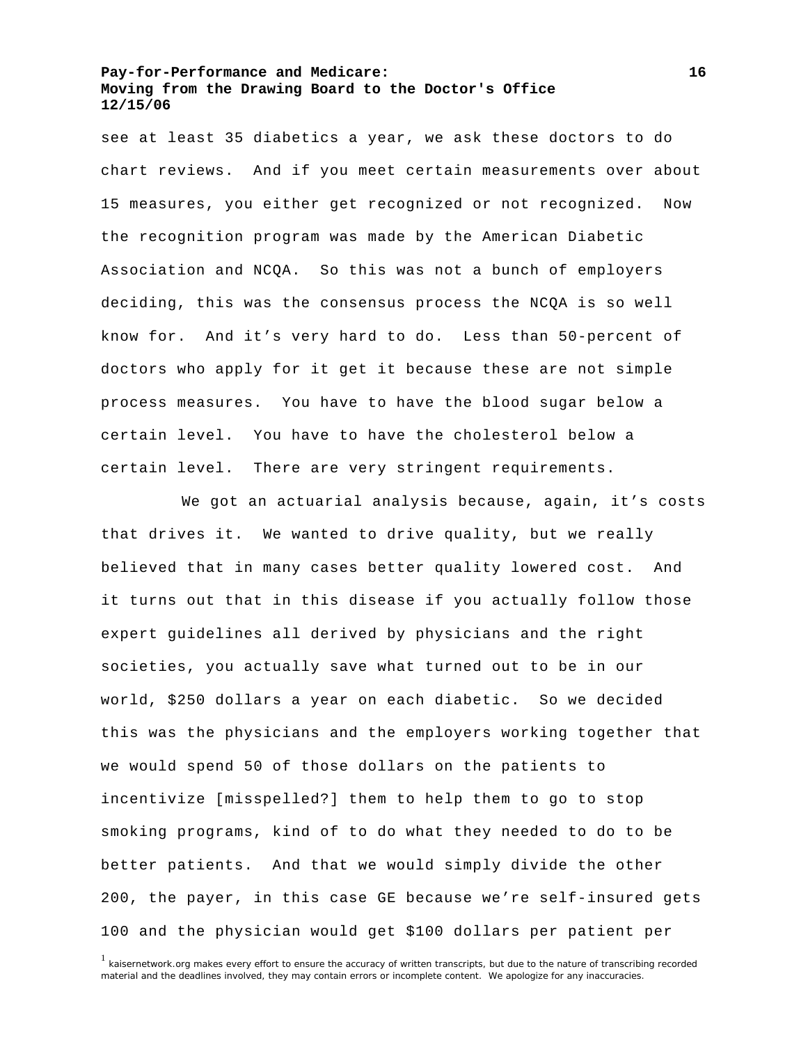see at least 35 diabetics a year, we ask these doctors to do chart reviews. And if you meet certain measurements over about 15 measures, you either get recognized or not recognized. Now the recognition program was made by the American Diabetic Association and NCQA. So this was not a bunch of employers deciding, this was the consensus process the NCQA is so well know for. And it's very hard to do. Less than 50-percent of doctors who apply for it get it because these are not simple process measures. You have to have the blood sugar below a certain level. You have to have the cholesterol below a certain level. There are very stringent requirements.

We got an actuarial analysis because, again, it's costs that drives it. We wanted to drive quality, but we really believed that in many cases better quality lowered cost. And it turns out that in this disease if you actually follow those expert guidelines all derived by physicians and the right societies, you actually save what turned out to be in our world, $250 dollars a year on each diabetic. So we decided this was the physicians and the employers working together that we would spend 50 of those dollars on the patients to incentivize [misspelled?] them to help them to go to stop smoking programs, kind of to do what they needed to do to be better patients. And that we would simply divide the other 200, the payer, in this case GE because we're self-insured gets 100 and the physician would get $100 dollars per patient per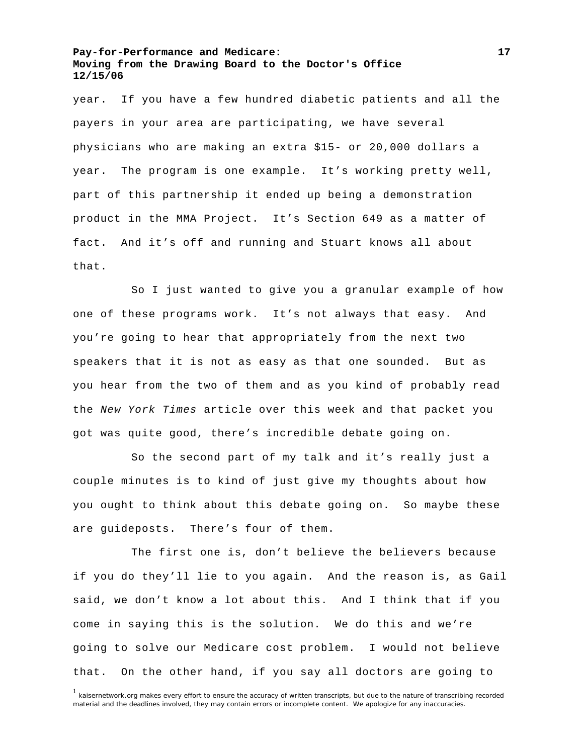year. If you have a few hundred diabetic patients and all the payers in your area are participating, we have several physicians who are making an extra $15- or 20,000 dollars a year. The program is one example. It's working pretty well, part of this partnership it ended up being a demonstration product in the MMA Project. It's Section 649 as a matter of fact. And it's off and running and Stuart knows all about that.

So I just wanted to give you a granular example of how one of these programs work. It's not always that easy. And you're going to hear that appropriately from the next two speakers that it is not as easy as that one sounded. But as you hear from the two of them and as you kind of probably read the *New York Times* article over this week and that packet you got was quite good, there's incredible debate going on.

So the second part of my talk and it's really just a couple minutes is to kind of just give my thoughts about how you ought to think about this debate going on. So maybe these are guideposts. There's four of them.

The first one is, don't believe the believers because if you do they'll lie to you again. And the reason is, as Gail said, we don't know a lot about this. And I think that if you come in saying this is the solution. We do this and we're going to solve our Medicare cost problem. I would not believe that. On the other hand, if you say all doctors are going to

[1] kaisernetwork.org makes every effort to ensure the accuracy of written transcripts, but due to the nature of transcribing recorded material and the deadlines involved, they may contain errors or incomplete content. We apologize for any inaccuracies.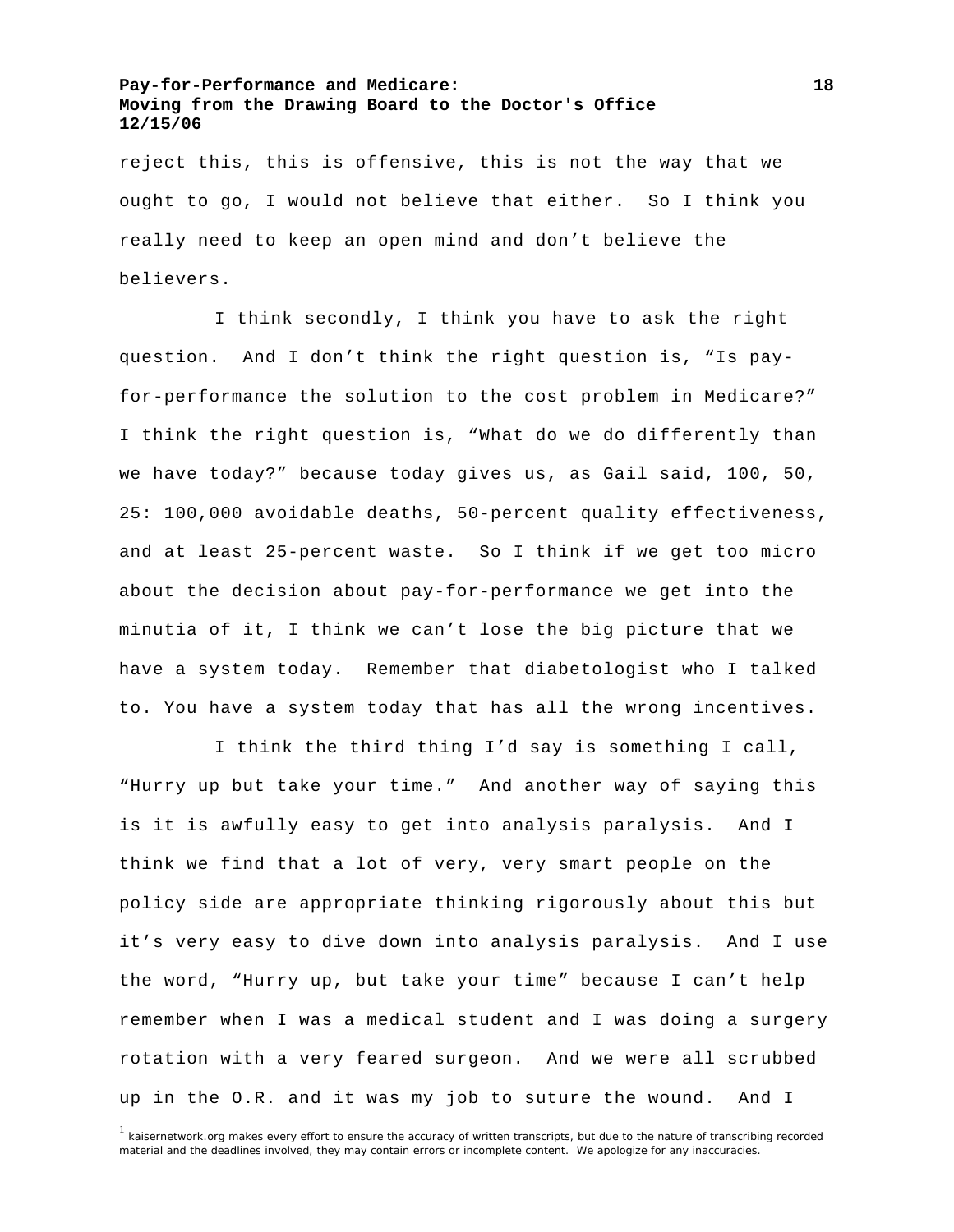reject this, this is offensive, this is not the way that we ought to go, I would not believe that either. So I think you really need to keep an open mind and don't believe the believers.

I think secondly, I think you have to ask the right question. And I don't think the right question is, "Is pay-for-performance the solution to the cost problem in Medicare?" I think the right question is, "What do we do differently than we have today?" because today gives us, as Gail said, 100, 50, 25: 100,000 avoidable deaths, 50-percent quality effectiveness, and at least 25-percent waste. So I think if we get too micro about the decision about pay-for-performance we get into the minutia of it, I think we can't lose the big picture that we have a system today. Remember that diabetologist who I talked to. You have a system today that has all the wrong incentives.

I think the third thing I'd say is something I call, "Hurry up but take your time." And another way of saying this is it is awfully easy to get into analysis paralysis. And I think we find that a lot of very, very smart people on the policy side are appropriate thinking rigorously about this but it's very easy to dive down into analysis paralysis. And I use the word, "Hurry up, but take your time" because I can't help remember when I was a medical student and I was doing a surgery rotation with a very feared surgeon. And we were all scrubbed up in the O.R. and it was my job to suture the wound. And I

[1] kaisernetwork.org makes every effort to ensure the accuracy of written transcripts, but due to the nature of transcribing recorded material and the deadlines involved, they may contain errors or incomplete content. We apologize for any inaccuracies.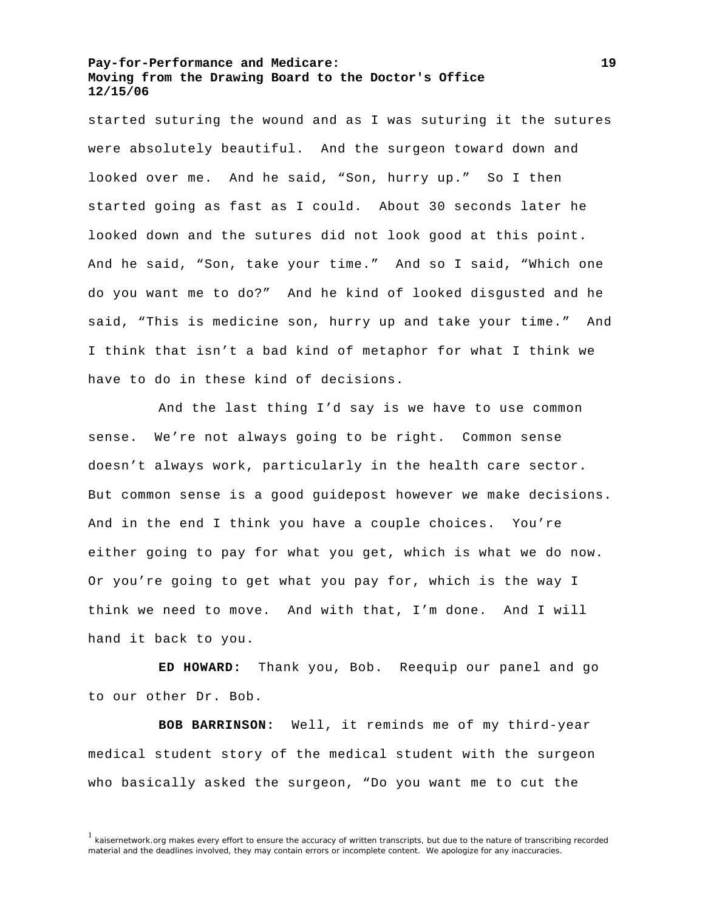started suturing the wound and as I was suturing it the sutures were absolutely beautiful. And the surgeon toward down and looked over me. And he said, "Son, hurry up." So I then started going as fast as I could. About 30 seconds later he looked down and the sutures did not look good at this point. And he said, "Son, take your time." And so I said, "Which one do you want me to do?" And he kind of looked disgusted and he said, "This is medicine son, hurry up and take your time." And I think that isn't a bad kind of metaphor for what I think we have to do in these kind of decisions.

And the last thing I'd say is we have to use common sense. We're not always going to be right. Common sense doesn't always work, particularly in the health care sector. But common sense is a good guidepost however we make decisions. And in the end I think you have a couple choices. You're either going to pay for what you get, which is what we do now. Or you're going to get what you pay for, which is the way I think we need to move. And with that, I'm done. And I will hand it back to you.

**ED HOWARD:** Thank you, Bob. Reequip our panel and go to our other Dr. Bob.

**BOB BARRINSON:** Well, it reminds me of my third-year medical student story of the medical student with the surgeon who basically asked the surgeon, "Do you want me to cut the

[1] kaisernetwork.org makes every effort to ensure the accuracy of written transcripts, but due to the nature of transcribing recorded material and the deadlines involved, they may contain errors or incomplete content. We apologize for any inaccuracies.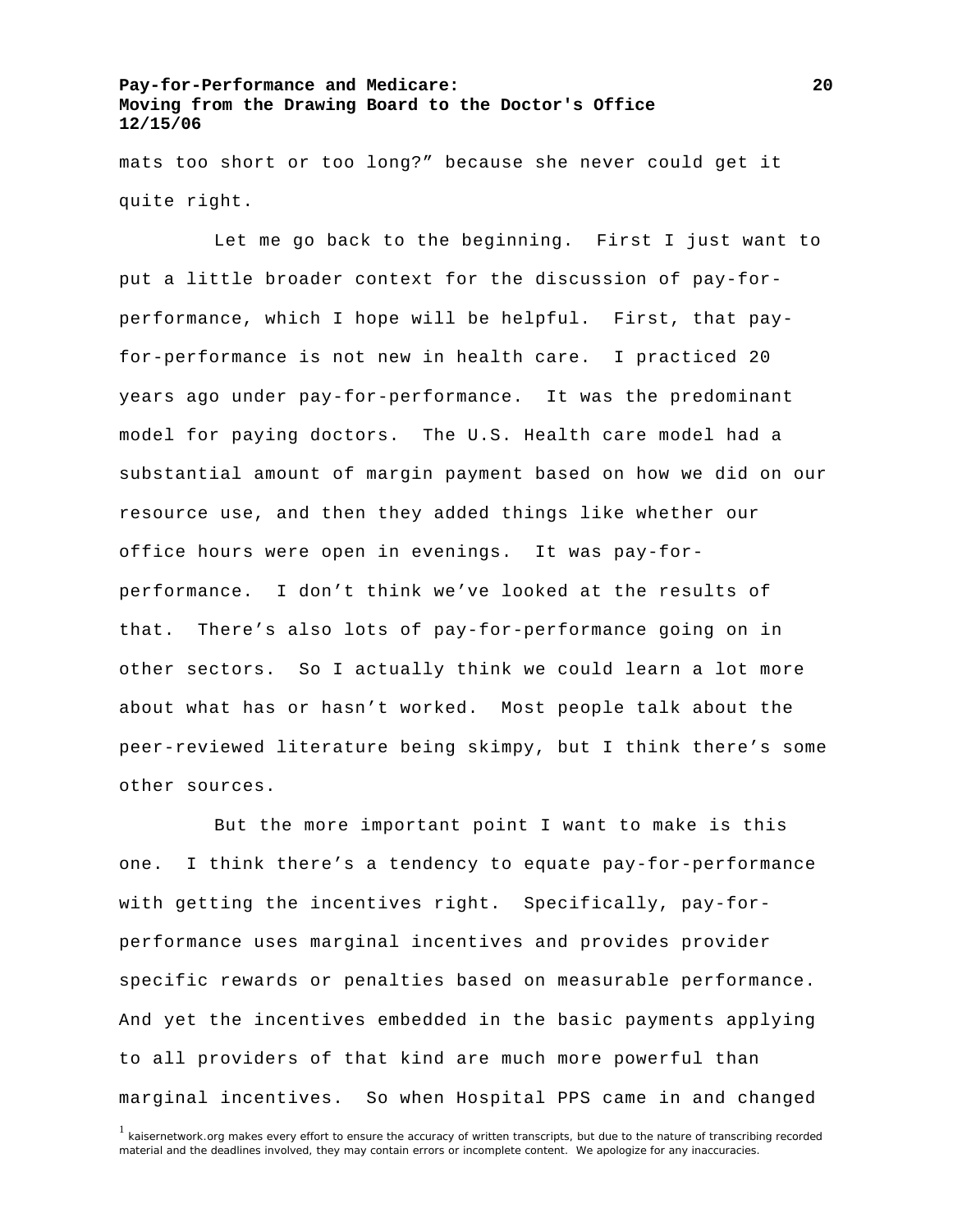mats too short or too long?" because she never could get it quite right.

Let me go back to the beginning. First I just want to put a little broader context for the discussion of pay-for-performance, which I hope will be helpful. First, that pay-for-performance is not new in health care. I practiced 20 years ago under pay-for-performance. It was the predominant model for paying doctors. The U.S. Health care model had a substantial amount of margin payment based on how we did on our resource use, and then they added things like whether our office hours were open in evenings. It was pay-for-performance. I don't think we've looked at the results of that. There's also lots of pay-for-performance going on in other sectors. So I actually think we could learn a lot more about what has or hasn't worked. Most people talk about the peer-reviewed literature being skimpy, but I think there's some other sources.

But the more important point I want to make is this one. I think there's a tendency to equate pay-for-performance with getting the incentives right. Specifically, pay-for-performance uses marginal incentives and provides provider specific rewards or penalties based on measurable performance. And yet the incentives embedded in the basic payments applying to all providers of that kind are much more powerful than marginal incentives. So when Hospital PPS came in and changed

[1] kaisernetwork.org makes every effort to ensure the accuracy of written transcripts, but due to the nature of transcribing recorded material and the deadlines involved, they may contain errors or incomplete content. We apologize for any inaccuracies.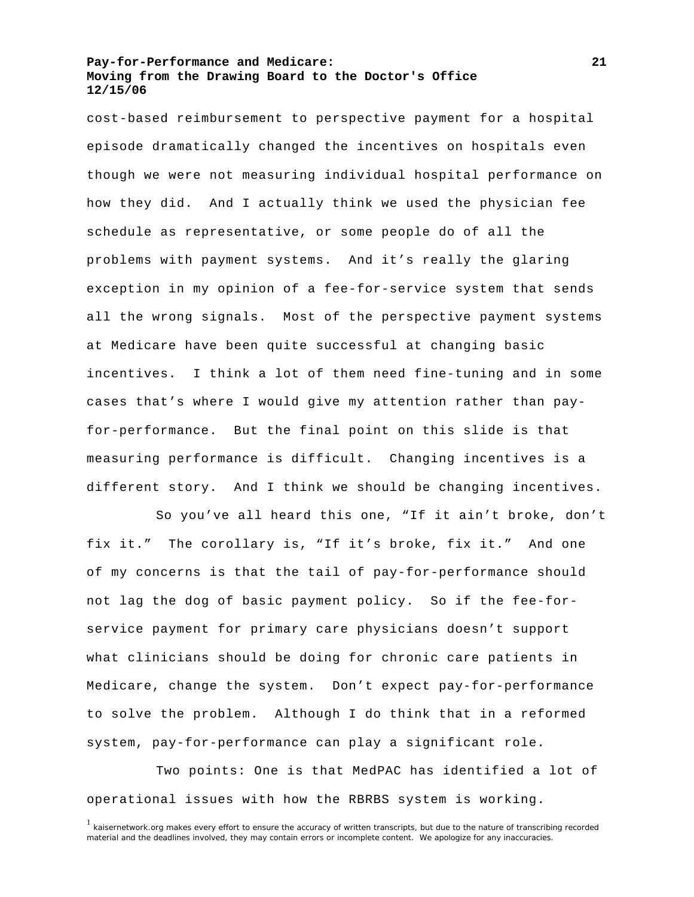cost-based reimbursement to perspective payment for a hospital episode dramatically changed the incentives on hospitals even though we were not measuring individual hospital performance on how they did. And I actually think we used the physician fee schedule as representative, or some people do of all the problems with payment systems. And it's really the glaring exception in my opinion of a fee-for-service system that sends all the wrong signals. Most of the perspective payment systems at Medicare have been quite successful at changing basic incentives. I think a lot of them need fine-tuning and in some cases that's where I would give my attention rather than pay-for-performance. But the final point on this slide is that measuring performance is difficult. Changing incentives is a different story. And I think we should be changing incentives.

So you've all heard this one, "If it ain't broke, don't fix it." The corollary is, "If it's broke, fix it." And one of my concerns is that the tail of pay-for-performance should not lag the dog of basic payment policy. So if the fee-for-service payment for primary care physicians doesn't support what clinicians should be doing for chronic care patients in Medicare, change the system. Don't expect pay-for-performance to solve the problem. Although I do think that in a reformed system, pay-for-performance can play a significant role.

Two points: One is that MedPAC has identified a lot of operational issues with how the RBRBS system is working.

[1] kaisernetwork.org makes every effort to ensure the accuracy of written transcripts, but due to the nature of transcribing recorded material and the deadlines involved, they may contain errors or incomplete content. We apologize for any inaccuracies.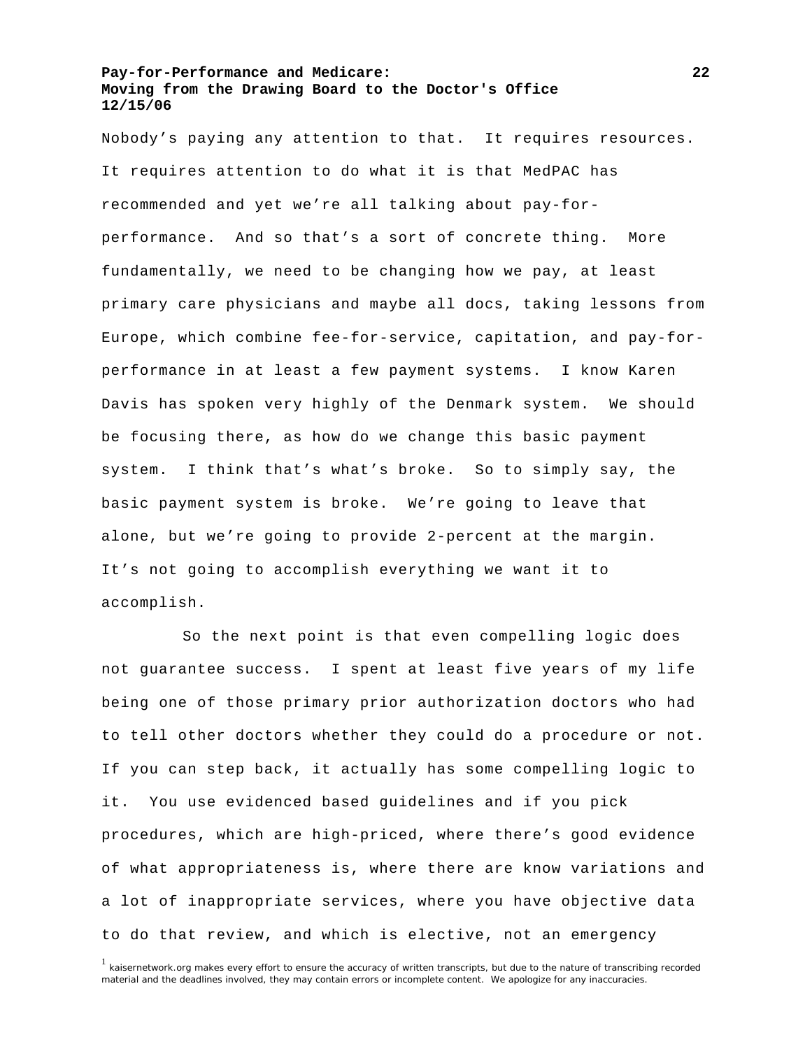Nobody's paying any attention to that. It requires resources. It requires attention to do what it is that MedPAC has recommended and yet we're all talking about pay-for-performance. And so that's a sort of concrete thing. More fundamentally, we need to be changing how we pay, at least primary care physicians and maybe all docs, taking lessons from Europe, which combine fee-for-service, capitation, and pay-for-performance in at least a few payment systems. I know Karen Davis has spoken very highly of the Denmark system. We should be focusing there, as how do we change this basic payment system. I think that's what's broke. So to simply say, the basic payment system is broke. We're going to leave that alone, but we're going to provide 2-percent at the margin. It's not going to accomplish everything we want it to accomplish.

So the next point is that even compelling logic does not guarantee success. I spent at least five years of my life being one of those primary prior authorization doctors who had to tell other doctors whether they could do a procedure or not. If you can step back, it actually has some compelling logic to it. You use evidenced based guidelines and if you pick procedures, which are high-priced, where there's good evidence of what appropriateness is, where there are know variations and a lot of inappropriate services, where you have objective data to do that review, and which is elective, not an emergency

[1] kaisernetwork.org makes every effort to ensure the accuracy of written transcripts, but due to the nature of transcribing recorded material and the deadlines involved, they may contain errors or incomplete content. We apologize for any inaccuracies.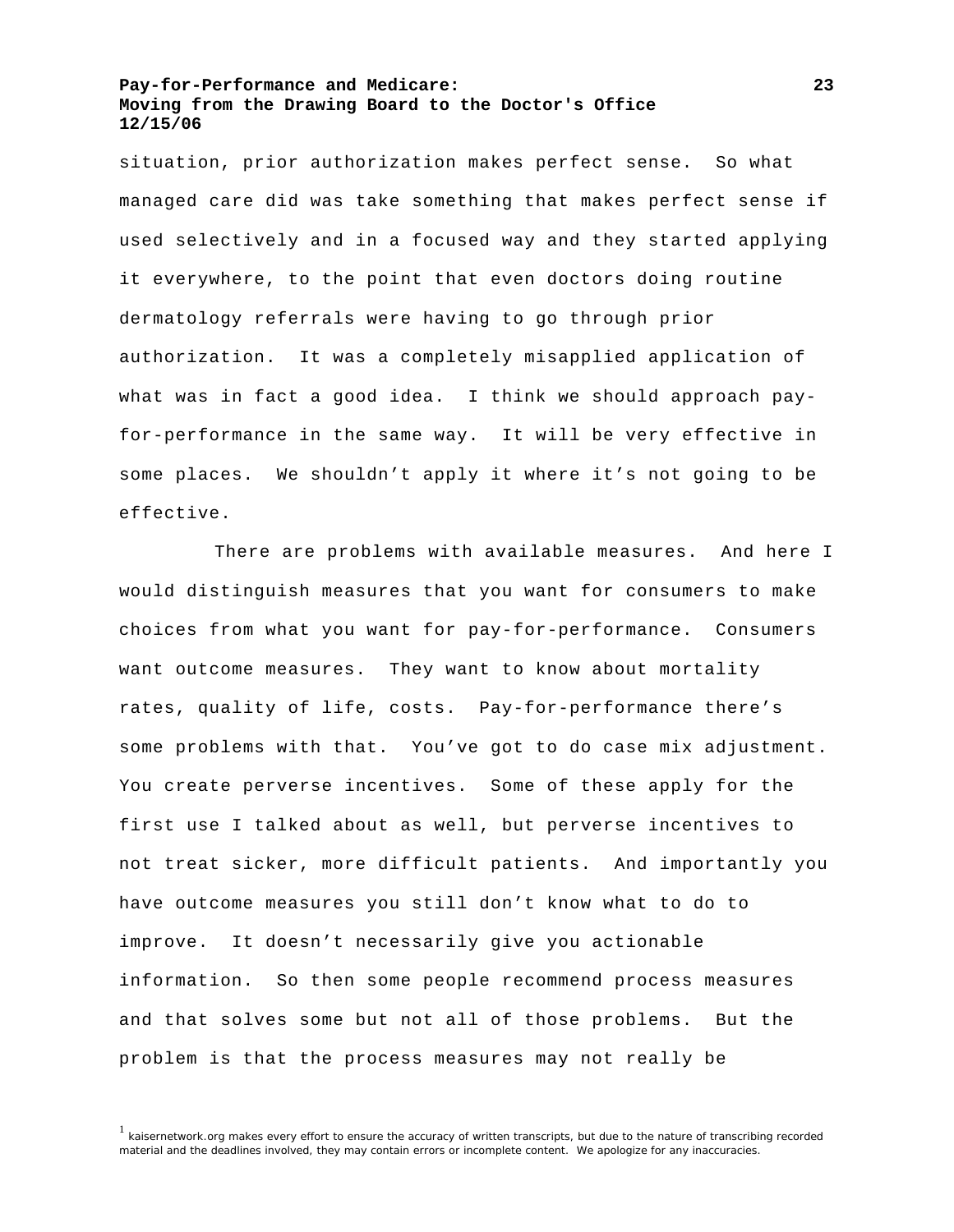situation, prior authorization makes perfect sense. So what managed care did was take something that makes perfect sense if used selectively and in a focused way and they started applying it everywhere, to the point that even doctors doing routine dermatology referrals were having to go through prior authorization. It was a completely misapplied application of what was in fact a good idea. I think we should approach pay-for-performance in the same way. It will be very effective in some places. We shouldn't apply it where it's not going to be effective.

There are problems with available measures. And here I would distinguish measures that you want for consumers to make choices from what you want for pay-for-performance. Consumers want outcome measures. They want to know about mortality rates, quality of life, costs. Pay-for-performance there's some problems with that. You've got to do case mix adjustment. You create perverse incentives. Some of these apply for the first use I talked about as well, but perverse incentives to not treat sicker, more difficult patients. And importantly you have outcome measures you still don't know what to do to improve. It doesn't necessarily give you actionable information. So then some people recommend process measures and that solves some but not all of those problems. But the problem is that the process measures may not really be

[1] kaisernetwork.org makes every effort to ensure the accuracy of written transcripts, but due to the nature of transcribing recorded material and the deadlines involved, they may contain errors or incomplete content. We apologize for any inaccuracies.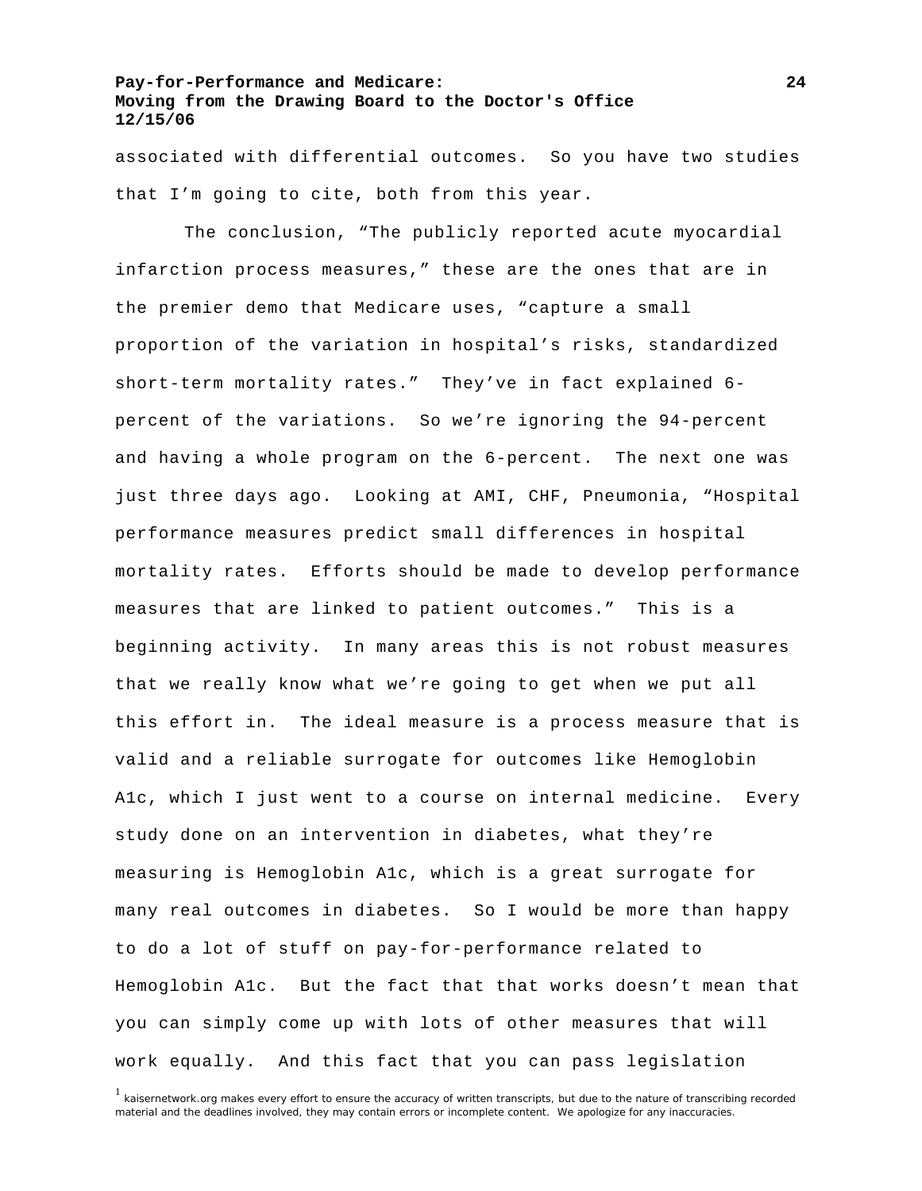associated with differential outcomes. So you have two studies that I'm going to cite, both from this year.

The conclusion, "The publicly reported acute myocardial infarction process measures," these are the ones that are in the premier demo that Medicare uses, "capture a small proportion of the variation in hospital's risks, standardized short-term mortality rates." They've in fact explained 6-percent of the variations. So we're ignoring the 94-percent and having a whole program on the 6-percent. The next one was just three days ago. Looking at AMI, CHF, Pneumonia, "Hospital performance measures predict small differences in hospital mortality rates. Efforts should be made to develop performance measures that are linked to patient outcomes." This is a beginning activity. In many areas this is not robust measures that we really know what we're going to get when we put all this effort in. The ideal measure is a process measure that is valid and a reliable surrogate for outcomes like Hemoglobin A1c, which I just went to a course on internal medicine. Every study done on an intervention in diabetes, what they're measuring is Hemoglobin A1c, which is a great surrogate for many real outcomes in diabetes. So I would be more than happy to do a lot of stuff on pay-for-performance related to Hemoglobin A1c. But the fact that that works doesn't mean that you can simply come up with lots of other measures that will work equally. And this fact that you can pass legislation

[1] kaisernetwork.org makes every effort to ensure the accuracy of written transcripts, but due to the nature of transcribing recorded material and the deadlines involved, they may contain errors or incomplete content. We apologize for any inaccuracies.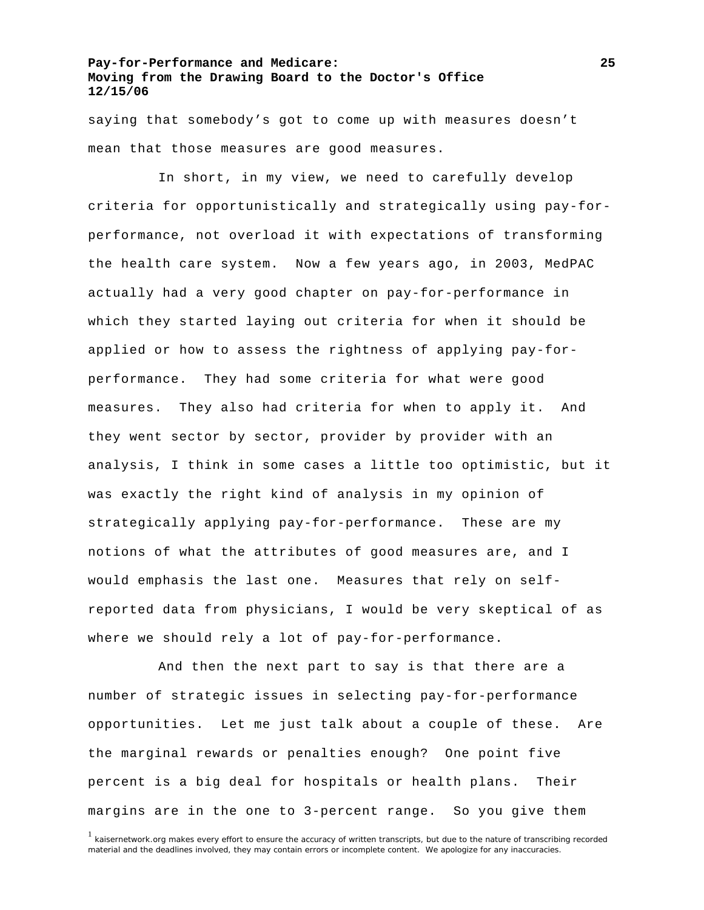saying that somebody's got to come up with measures doesn't mean that those measures are good measures.

In short, in my view, we need to carefully develop criteria for opportunistically and strategically using pay-for-performance, not overload it with expectations of transforming the health care system. Now a few years ago, in 2003, MedPAC actually had a very good chapter on pay-for-performance in which they started laying out criteria for when it should be applied or how to assess the rightness of applying pay-for-performance. They had some criteria for what were good measures. They also had criteria for when to apply it. And they went sector by sector, provider by provider with an analysis, I think in some cases a little too optimistic, but it was exactly the right kind of analysis in my opinion of strategically applying pay-for-performance. These are my notions of what the attributes of good measures are, and I would emphasis the last one. Measures that rely on self-reported data from physicians, I would be very skeptical of as where we should rely a lot of pay-for-performance.

And then the next part to say is that there are a number of strategic issues in selecting pay-for-performance opportunities. Let me just talk about a couple of these. Are the marginal rewards or penalties enough? One point five percent is a big deal for hospitals or health plans. Their margins are in the one to 3-percent range. So you give them

[1] kaisernetwork.org makes every effort to ensure the accuracy of written transcripts, but due to the nature of transcribing recorded material and the deadlines involved, they may contain errors or incomplete content. We apologize for any inaccuracies.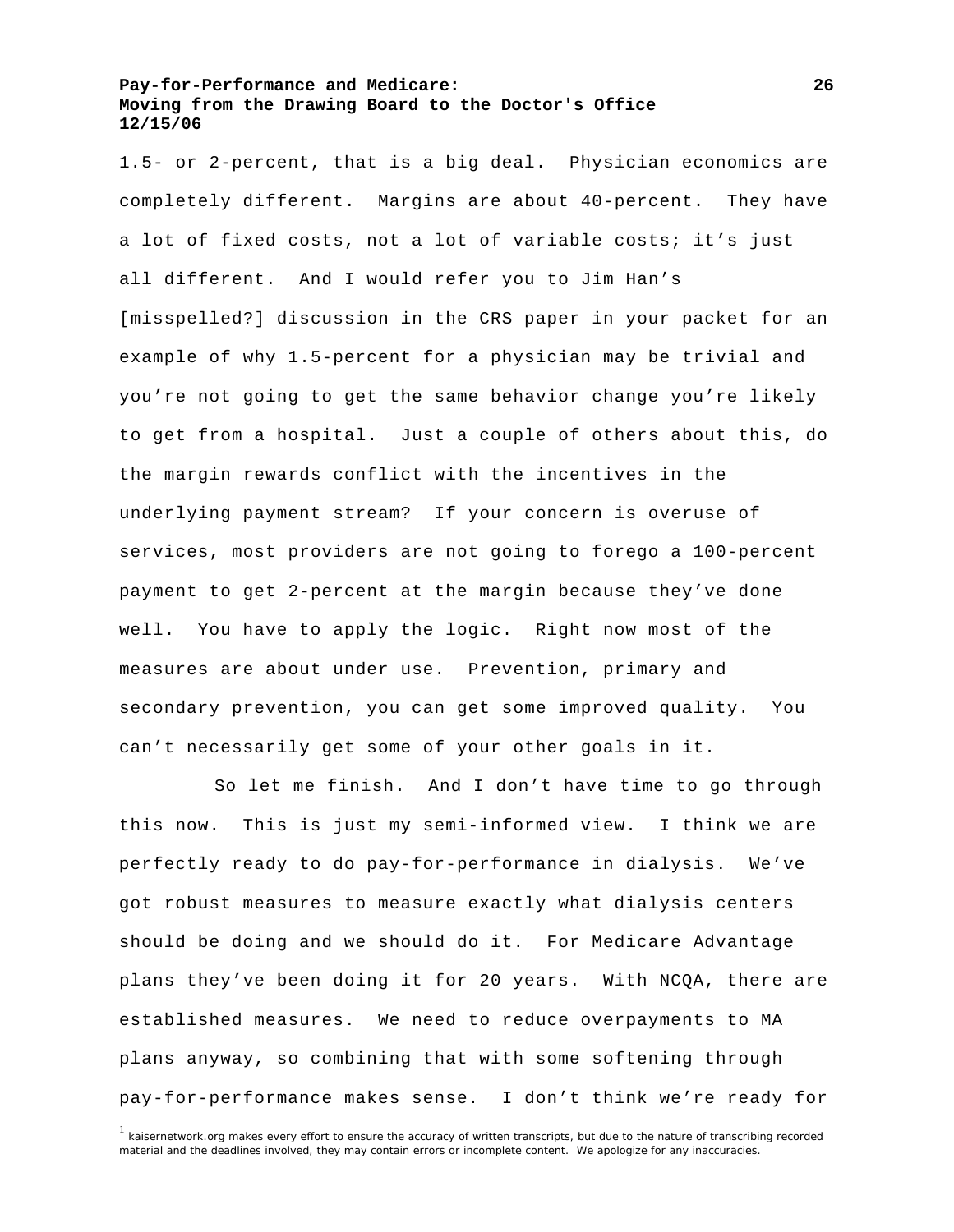1.5- or 2-percent, that is a big deal. Physician economics are completely different. Margins are about 40-percent. They have a lot of fixed costs, not a lot of variable costs; it's just all different. And I would refer you to Jim Han's [misspelled?] discussion in the CRS paper in your packet for an example of why 1.5-percent for a physician may be trivial and you're not going to get the same behavior change you're likely to get from a hospital. Just a couple of others about this, do the margin rewards conflict with the incentives in the underlying payment stream? If your concern is overuse of services, most providers are not going to forego a 100-percent payment to get 2-percent at the margin because they've done well. You have to apply the logic. Right now most of the measures are about under use. Prevention, primary and secondary prevention, you can get some improved quality. You can't necessarily get some of your other goals in it.

So let me finish. And I don't have time to go through this now. This is just my semi-informed view. I think we are perfectly ready to do pay-for-performance in dialysis. We've got robust measures to measure exactly what dialysis centers should be doing and we should do it. For Medicare Advantage plans they've been doing it for 20 years. With NCQA, there are established measures. We need to reduce overpayments to MA plans anyway, so combining that with some softening through pay-for-performance makes sense. I don't think we're ready for

[1] kaisernetwork.org makes every effort to ensure the accuracy of written transcripts, but due to the nature of transcribing recorded material and the deadlines involved, they may contain errors or incomplete content. We apologize for any inaccuracies.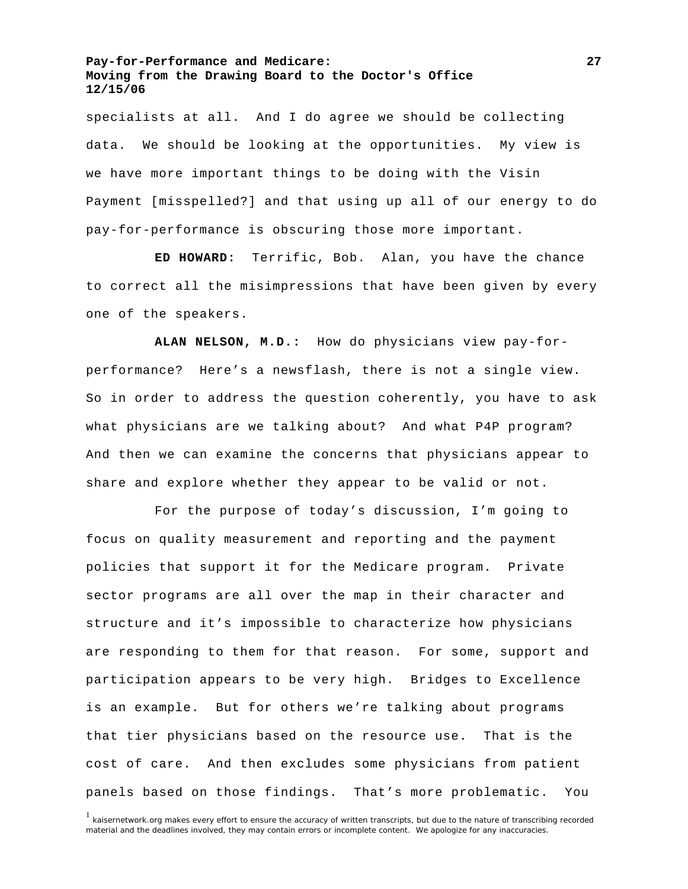specialists at all. And I do agree we should be collecting data. We should be looking at the opportunities. My view is we have more important things to be doing with the Visin Payment [misspelled?] and that using up all of our energy to do pay-for-performance is obscuring those more important.

**ED HOWARD:** Terrific, Bob. Alan, you have the chance to correct all the misimpressions that have been given by every one of the speakers.

**ALAN NELSON, M.D.:** How do physicians view pay-for-performance? Here's a newsflash, there is not a single view. So in order to address the question coherently, you have to ask what physicians are we talking about? And what P4P program? And then we can examine the concerns that physicians appear to share and explore whether they appear to be valid or not.

For the purpose of today's discussion, I'm going to focus on quality measurement and reporting and the payment policies that support it for the Medicare program. Private sector programs are all over the map in their character and structure and it's impossible to characterize how physicians are responding to them for that reason. For some, support and participation appears to be very high. Bridges to Excellence is an example. But for others we're talking about programs that tier physicians based on the resource use. That is the cost of care. And then excludes some physicians from patient panels based on those findings. That's more problematic. You

[1] kaisernetwork.org makes every effort to ensure the accuracy of written transcripts, but due to the nature of transcribing recorded material and the deadlines involved, they may contain errors or incomplete content. We apologize for any inaccuracies.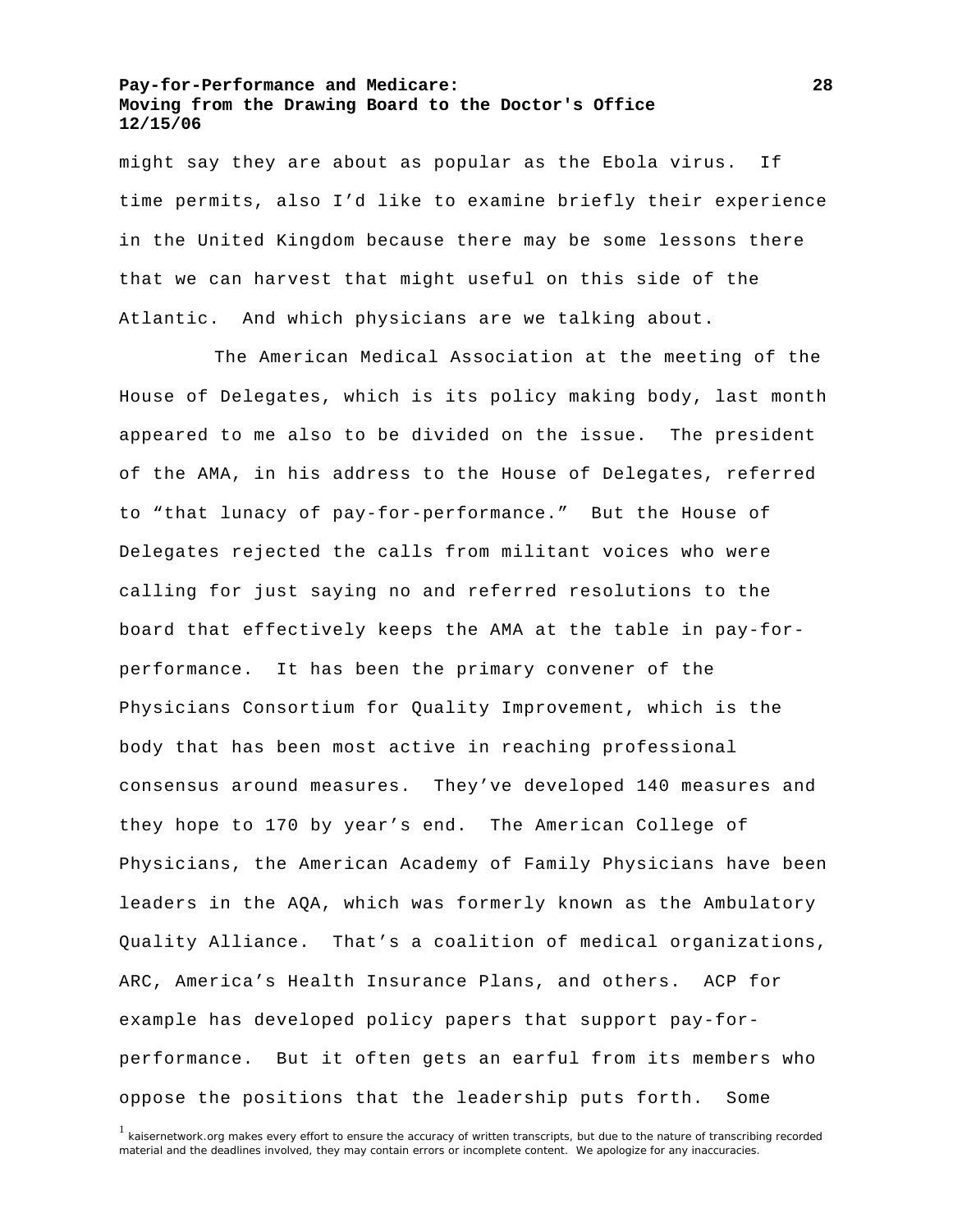might say they are about as popular as the Ebola virus. If time permits, also I'd like to examine briefly their experience in the United Kingdom because there may be some lessons there that we can harvest that might useful on this side of the Atlantic. And which physicians are we talking about.

The American Medical Association at the meeting of the House of Delegates, which is its policy making body, last month appeared to me also to be divided on the issue. The president of the AMA, in his address to the House of Delegates, referred to "that lunacy of pay-for-performance." But the House of Delegates rejected the calls from militant voices who were calling for just saying no and referred resolutions to the board that effectively keeps the AMA at the table in pay-for-performance. It has been the primary convener of the Physicians Consortium for Quality Improvement, which is the body that has been most active in reaching professional consensus around measures. They've developed 140 measures and they hope to 170 by year's end. The American College of Physicians, the American Academy of Family Physicians have been leaders in the AQA, which was formerly known as the Ambulatory Quality Alliance. That's a coalition of medical organizations, ARC, America's Health Insurance Plans, and others. ACP for example has developed policy papers that support pay-for-performance. But it often gets an earful from its members who oppose the positions that the leadership puts forth. Some

[1] kaisernetwork.org makes every effort to ensure the accuracy of written transcripts, but due to the nature of transcribing recorded material and the deadlines involved, they may contain errors or incomplete content. We apologize for any inaccuracies.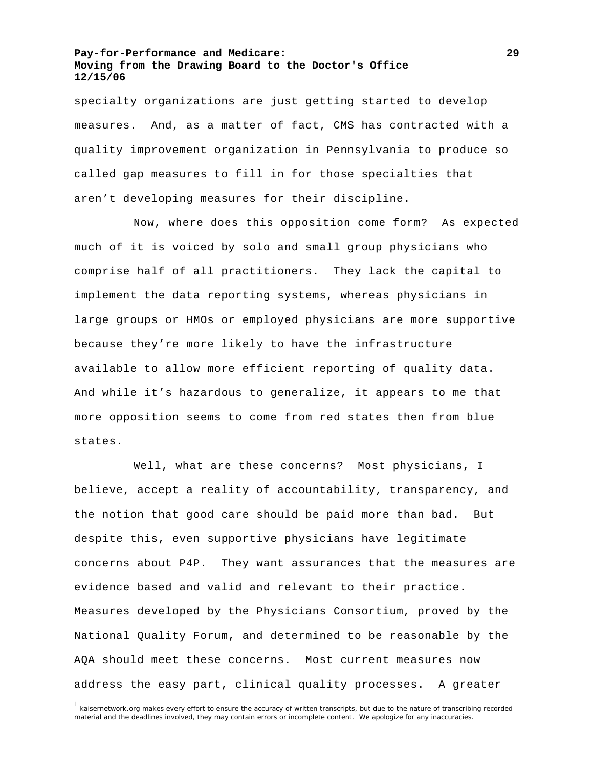specialty organizations are just getting started to develop measures. And, as a matter of fact, CMS has contracted with a quality improvement organization in Pennsylvania to produce so called gap measures to fill in for those specialties that aren't developing measures for their discipline.

Now, where does this opposition come form? As expected much of it is voiced by solo and small group physicians who comprise half of all practitioners. They lack the capital to implement the data reporting systems, whereas physicians in large groups or HMOs or employed physicians are more supportive because they're more likely to have the infrastructure available to allow more efficient reporting of quality data. And while it's hazardous to generalize, it appears to me that more opposition seems to come from red states then from blue states.

Well, what are these concerns? Most physicians, I believe, accept a reality of accountability, transparency, and the notion that good care should be paid more than bad. But despite this, even supportive physicians have legitimate concerns about P4P. They want assurances that the measures are evidence based and valid and relevant to their practice. Measures developed by the Physicians Consortium, proved by the National Quality Forum, and determined to be reasonable by the AQA should meet these concerns. Most current measures now address the easy part, clinical quality processes. A greater

[1] kaisernetwork.org makes every effort to ensure the accuracy of written transcripts, but due to the nature of transcribing recorded material and the deadlines involved, they may contain errors or incomplete content. We apologize for any inaccuracies.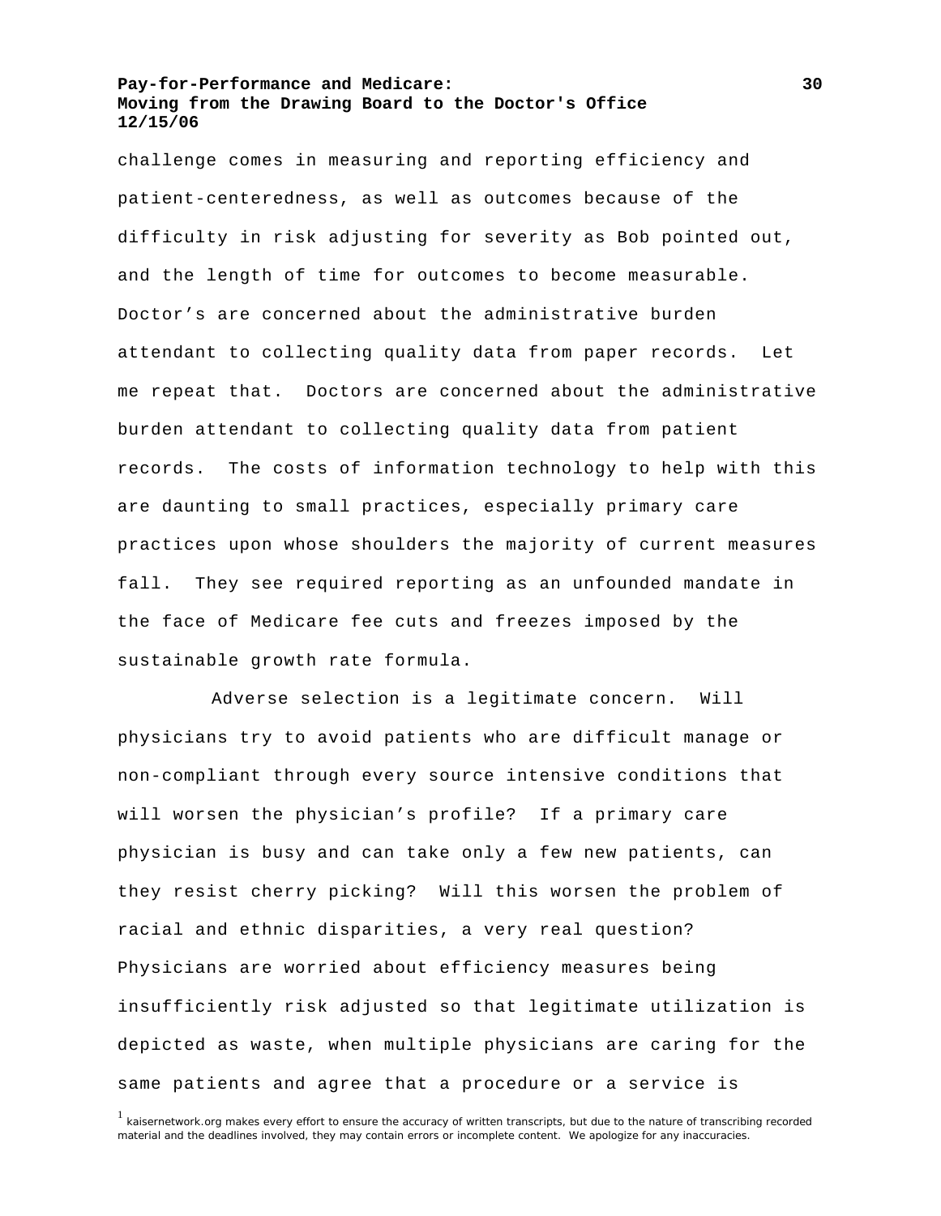challenge comes in measuring and reporting efficiency and patient-centeredness, as well as outcomes because of the difficulty in risk adjusting for severity as Bob pointed out, and the length of time for outcomes to become measurable. Doctor's are concerned about the administrative burden attendant to collecting quality data from paper records. Let me repeat that. Doctors are concerned about the administrative burden attendant to collecting quality data from patient records. The costs of information technology to help with this are daunting to small practices, especially primary care practices upon whose shoulders the majority of current measures fall. They see required reporting as an unfounded mandate in the face of Medicare fee cuts and freezes imposed by the sustainable growth rate formula.

Adverse selection is a legitimate concern. Will physicians try to avoid patients who are difficult manage or non-compliant through every source intensive conditions that will worsen the physician's profile? If a primary care physician is busy and can take only a few new patients, can they resist cherry picking? Will this worsen the problem of racial and ethnic disparities, a very real question? Physicians are worried about efficiency measures being insufficiently risk adjusted so that legitimate utilization is depicted as waste, when multiple physicians are caring for the same patients and agree that a procedure or a service is

[1] kaisernetwork.org makes every effort to ensure the accuracy of written transcripts, but due to the nature of transcribing recorded material and the deadlines involved, they may contain errors or incomplete content. We apologize for any inaccuracies.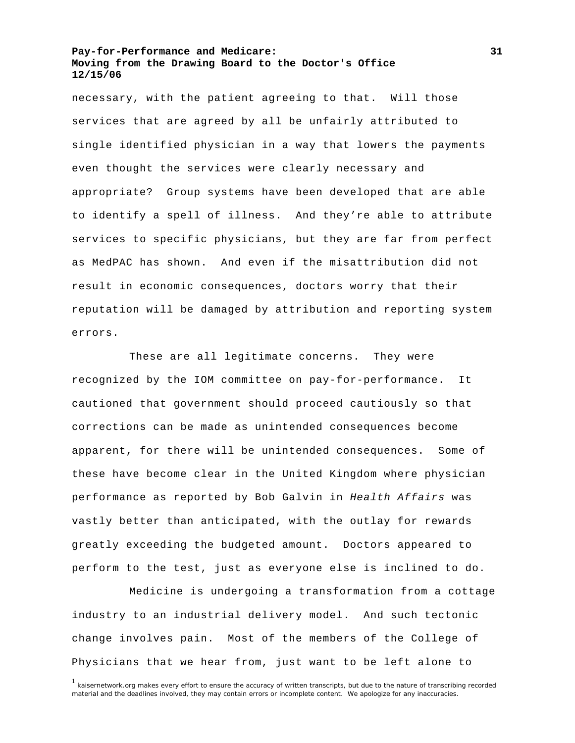necessary, with the patient agreeing to that. Will those services that are agreed by all be unfairly attributed to single identified physician in a way that lowers the payments even thought the services were clearly necessary and appropriate? Group systems have been developed that are able to identify a spell of illness. And they're able to attribute services to specific physicians, but they are far from perfect as MedPAC has shown. And even if the misattribution did not result in economic consequences, doctors worry that their reputation will be damaged by attribution and reporting system errors.

These are all legitimate concerns. They were recognized by the IOM committee on pay-for-performance. It cautioned that government should proceed cautiously so that corrections can be made as unintended consequences become apparent, for there will be unintended consequences. Some of these have become clear in the United Kingdom where physician performance as reported by Bob Galvin in *Health Affairs* was vastly better than anticipated, with the outlay for rewards greatly exceeding the budgeted amount. Doctors appeared to perform to the test, just as everyone else is inclined to do.

Medicine is undergoing a transformation from a cottage industry to an industrial delivery model. And such tectonic change involves pain. Most of the members of the College of Physicians that we hear from, just want to be left alone to

[1] kaisernetwork.org makes every effort to ensure the accuracy of written transcripts, but due to the nature of transcribing recorded material and the deadlines involved, they may contain errors or incomplete content. We apologize for any inaccuracies.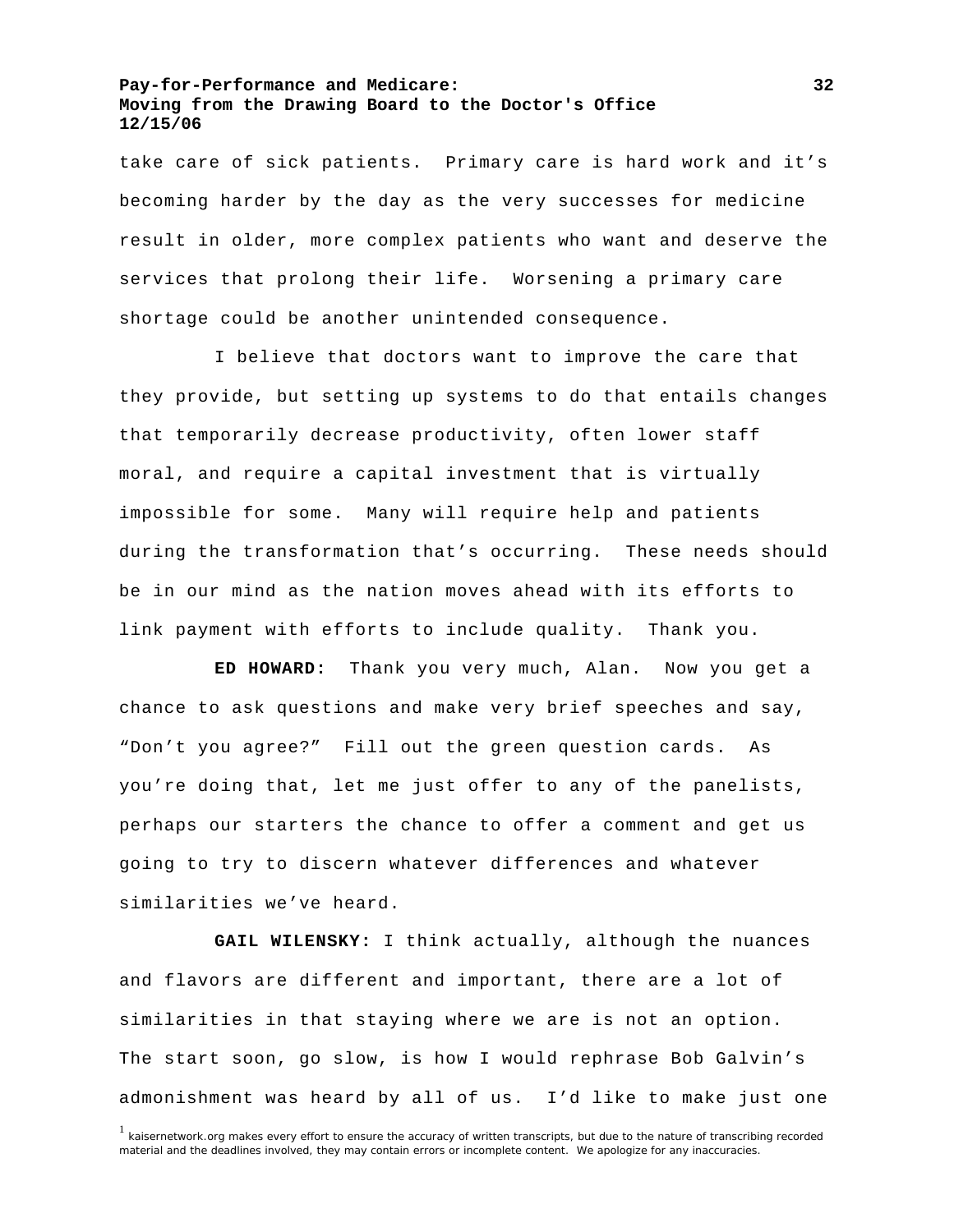take care of sick patients. Primary care is hard work and it's becoming harder by the day as the very successes for medicine result in older, more complex patients who want and deserve the services that prolong their life. Worsening a primary care shortage could be another unintended consequence.

I believe that doctors want to improve the care that they provide, but setting up systems to do that entails changes that temporarily decrease productivity, often lower staff moral, and require a capital investment that is virtually impossible for some. Many will require help and patients during the transformation that's occurring. These needs should be in our mind as the nation moves ahead with its efforts to link payment with efforts to include quality. Thank you.

**ED HOWARD:** Thank you very much, Alan. Now you get a chance to ask questions and make very brief speeches and say, "Don't you agree?" Fill out the green question cards. As you're doing that, let me just offer to any of the panelists, perhaps our starters the chance to offer a comment and get us going to try to discern whatever differences and whatever similarities we've heard.

**GAIL WILENSKY:** I think actually, although the nuances and flavors are different and important, there are a lot of similarities in that staying where we are is not an option. The start soon, go slow, is how I would rephrase Bob Galvin's admonishment was heard by all of us. I'd like to make just one

[1] kaisernetwork.org makes every effort to ensure the accuracy of written transcripts, but due to the nature of transcribing recorded material and the deadlines involved, they may contain errors or incomplete content. We apologize for any inaccuracies.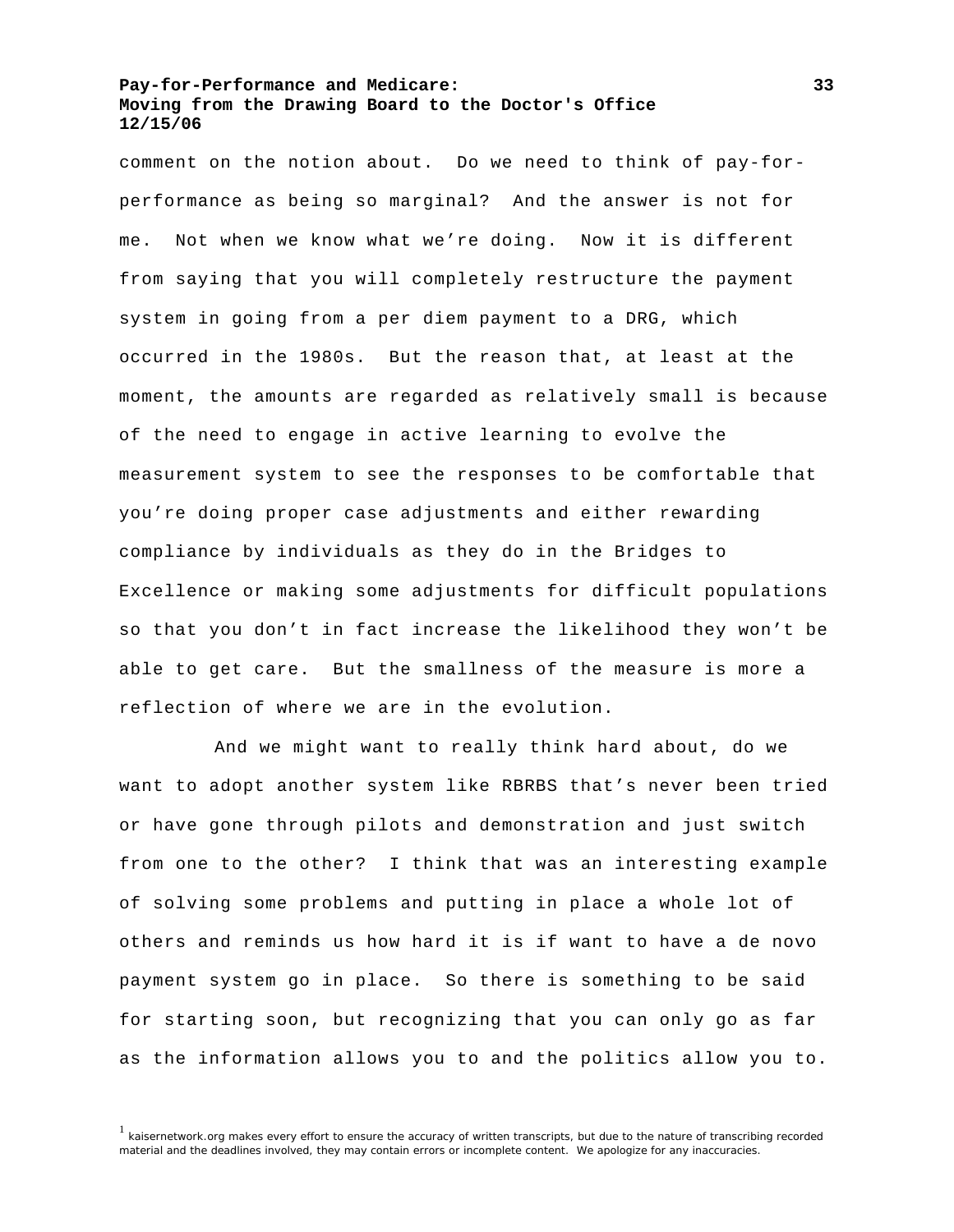comment on the notion about. Do we need to think of pay-for-performance as being so marginal? And the answer is not for me. Not when we know what we're doing. Now it is different from saying that you will completely restructure the payment system in going from a per diem payment to a DRG, which occurred in the 1980s. But the reason that, at least at the moment, the amounts are regarded as relatively small is because of the need to engage in active learning to evolve the measurement system to see the responses to be comfortable that you're doing proper case adjustments and either rewarding compliance by individuals as they do in the Bridges to Excellence or making some adjustments for difficult populations so that you don't in fact increase the likelihood they won't be able to get care. But the smallness of the measure is more a reflection of where we are in the evolution.

And we might want to really think hard about, do we want to adopt another system like RBRBS that's never been tried or have gone through pilots and demonstration and just switch from one to the other? I think that was an interesting example of solving some problems and putting in place a whole lot of others and reminds us how hard it is if want to have a de novo payment system go in place. So there is something to be said for starting soon, but recognizing that you can only go as far as the information allows you to and the politics allow you to.

[1] kaisernetwork.org makes every effort to ensure the accuracy of written transcripts, but due to the nature of transcribing recorded material and the deadlines involved, they may contain errors or incomplete content. We apologize for any inaccuracies.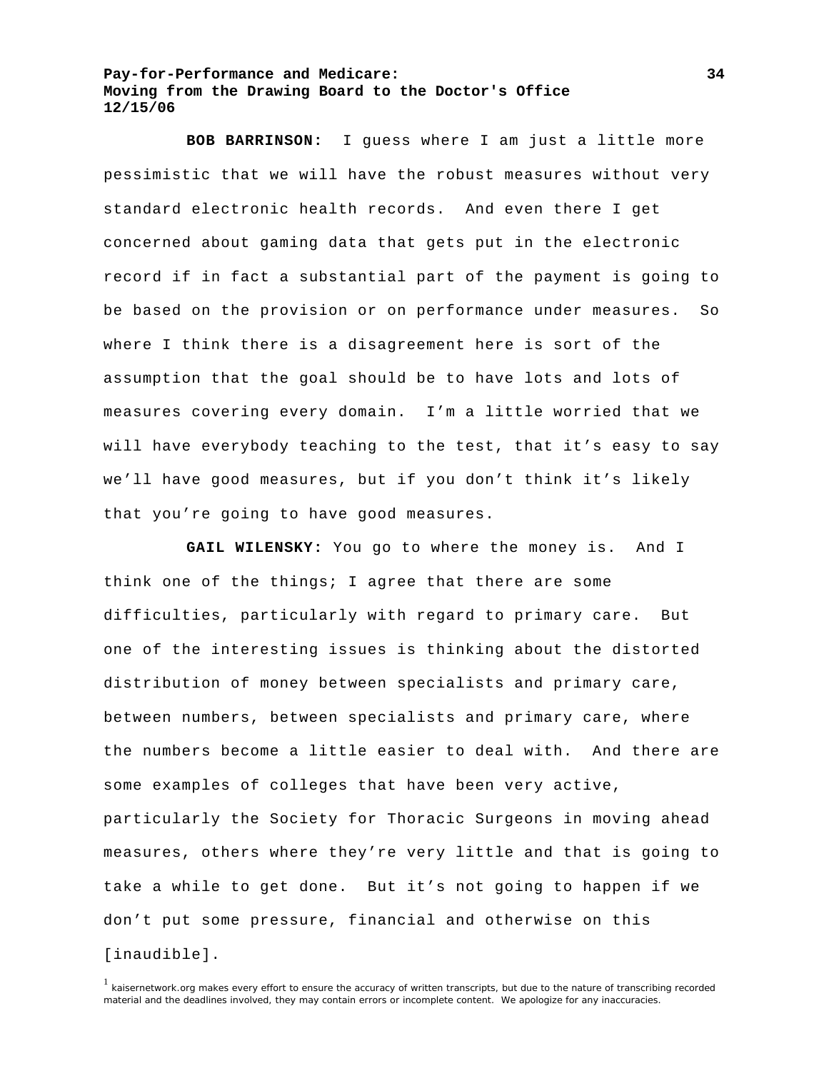**BOB BARRINSON:** I guess where I am just a little more pessimistic that we will have the robust measures without very standard electronic health records. And even there I get concerned about gaming data that gets put in the electronic record if in fact a substantial part of the payment is going to be based on the provision or on performance under measures. So where I think there is a disagreement here is sort of the assumption that the goal should be to have lots and lots of measures covering every domain. I'm a little worried that we will have everybody teaching to the test, that it's easy to say we'll have good measures, but if you don't think it's likely that you're going to have good measures.

**GAIL WILENSKY:** You go to where the money is. And I think one of the things; I agree that there are some difficulties, particularly with regard to primary care. But one of the interesting issues is thinking about the distorted distribution of money between specialists and primary care, between numbers, between specialists and primary care, where the numbers become a little easier to deal with. And there are some examples of colleges that have been very active, particularly the Society for Thoracic Surgeons in moving ahead measures, others where they're very little and that is going to take a while to get done. But it's not going to happen if we don't put some pressure, financial and otherwise on this [inaudible].

[1] kaisernetwork.org makes every effort to ensure the accuracy of written transcripts, but due to the nature of transcribing recorded material and the deadlines involved, they may contain errors or incomplete content. We apologize for any inaccuracies.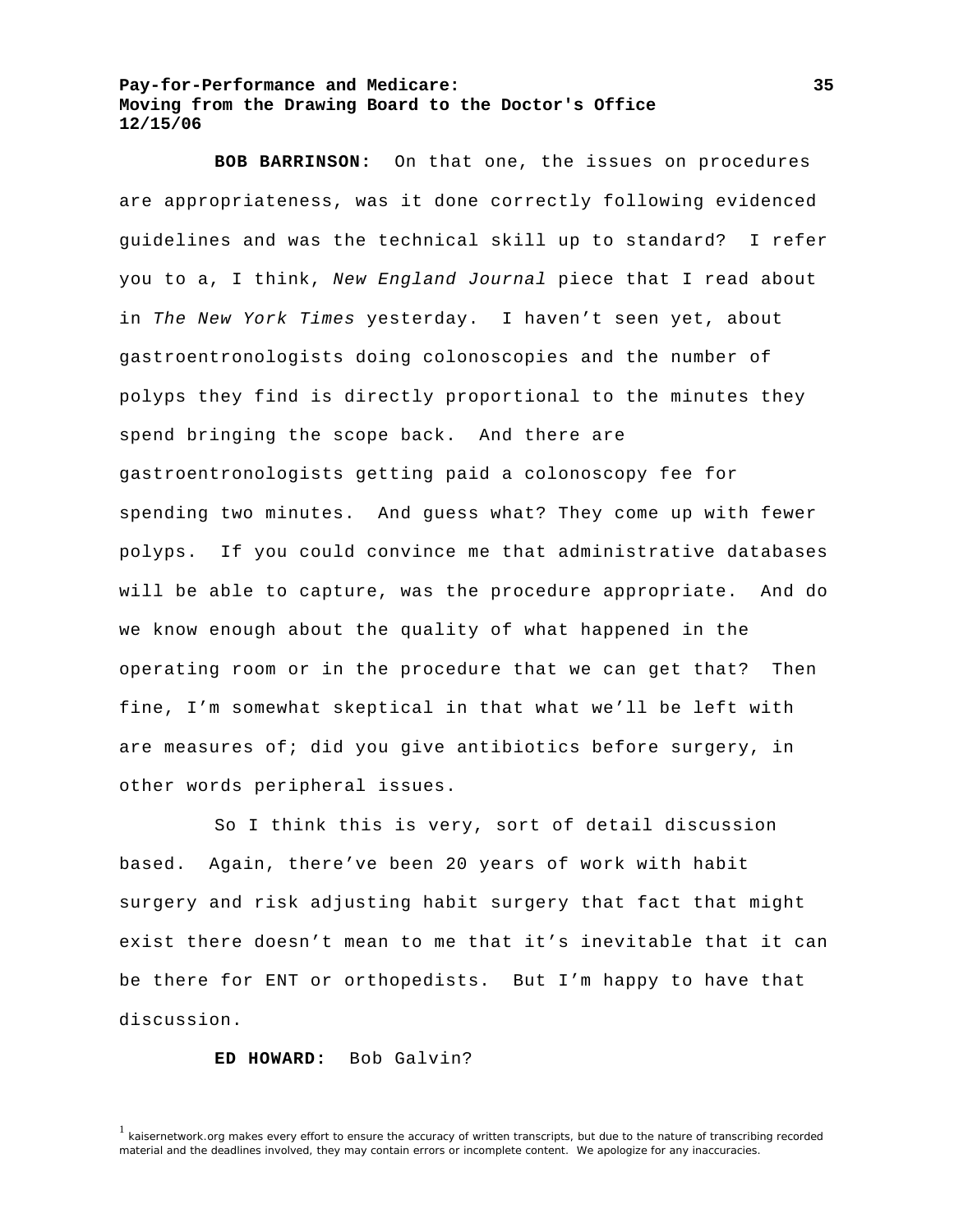**BOB BARRINSON:** On that one, the issues on procedures are appropriateness, was it done correctly following evidenced guidelines and was the technical skill up to standard? I refer you to a, I think, *New England Journal* piece that I read about in *The New York Times* yesterday. I haven't seen yet, about gastroentronologists doing colonoscopies and the number of polyps they find is directly proportional to the minutes they spend bringing the scope back. And there are gastroentronologists getting paid a colonoscopy fee for spending two minutes. And guess what? They come up with fewer polyps. If you could convince me that administrative databases will be able to capture, was the procedure appropriate. And do we know enough about the quality of what happened in the operating room or in the procedure that we can get that? Then fine, I'm somewhat skeptical in that what we'll be left with are measures of; did you give antibiotics before surgery, in other words peripheral issues.

So I think this is very, sort of detail discussion based. Again, there've been 20 years of work with habit surgery and risk adjusting habit surgery that fact that might exist there doesn't mean to me that it's inevitable that it can be there for ENT or orthopedists. But I'm happy to have that discussion.

**ED HOWARD:** Bob Galvin?

[1] kaisernetwork.org makes every effort to ensure the accuracy of written transcripts, but due to the nature of transcribing recorded material and the deadlines involved, they may contain errors or incomplete content. We apologize for any inaccuracies.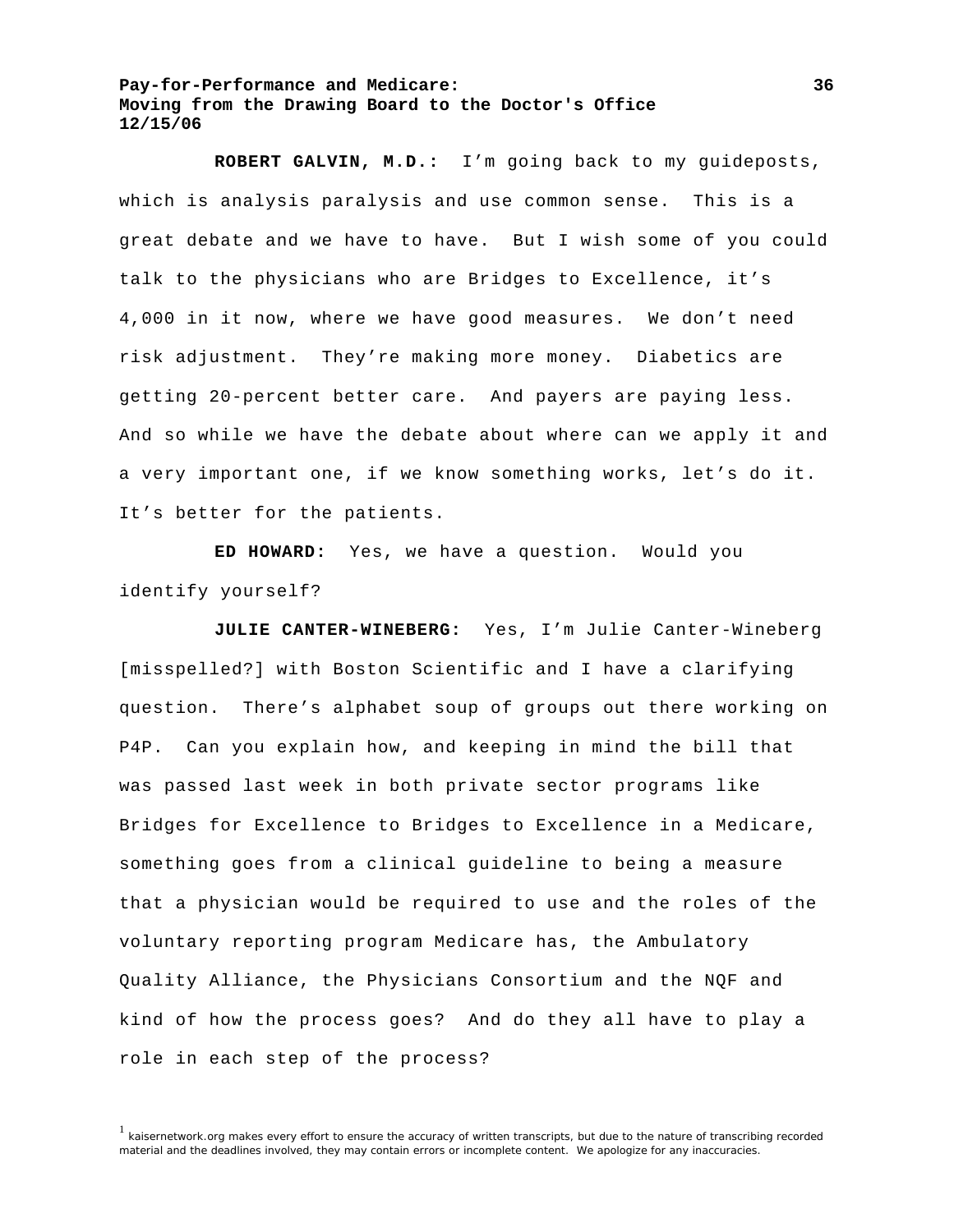**ROBERT GALVIN, M.D.:** I'm going back to my guideposts, which is analysis paralysis and use common sense. This is a great debate and we have to have. But I wish some of you could talk to the physicians who are Bridges to Excellence, it's 4,000 in it now, where we have good measures. We don't need risk adjustment. They're making more money. Diabetics are getting 20-percent better care. And payers are paying less. And so while we have the debate about where can we apply it and a very important one, if we know something works, let's do it. It's better for the patients.

**ED HOWARD:** Yes, we have a question. Would you identify yourself?

**JULIE CANTER-WINEBERG:** Yes, I'm Julie Canter-Wineberg [misspelled?] with Boston Scientific and I have a clarifying question. There's alphabet soup of groups out there working on P4P. Can you explain how, and keeping in mind the bill that was passed last week in both private sector programs like Bridges for Excellence to Bridges to Excellence in a Medicare, something goes from a clinical guideline to being a measure that a physician would be required to use and the roles of the voluntary reporting program Medicare has, the Ambulatory Quality Alliance, the Physicians Consortium and the NQF and kind of how the process goes? And do they all have to play a role in each step of the process?

[1] kaisernetwork.org makes every effort to ensure the accuracy of written transcripts, but due to the nature of transcribing recorded material and the deadlines involved, they may contain errors or incomplete content. We apologize for any inaccuracies.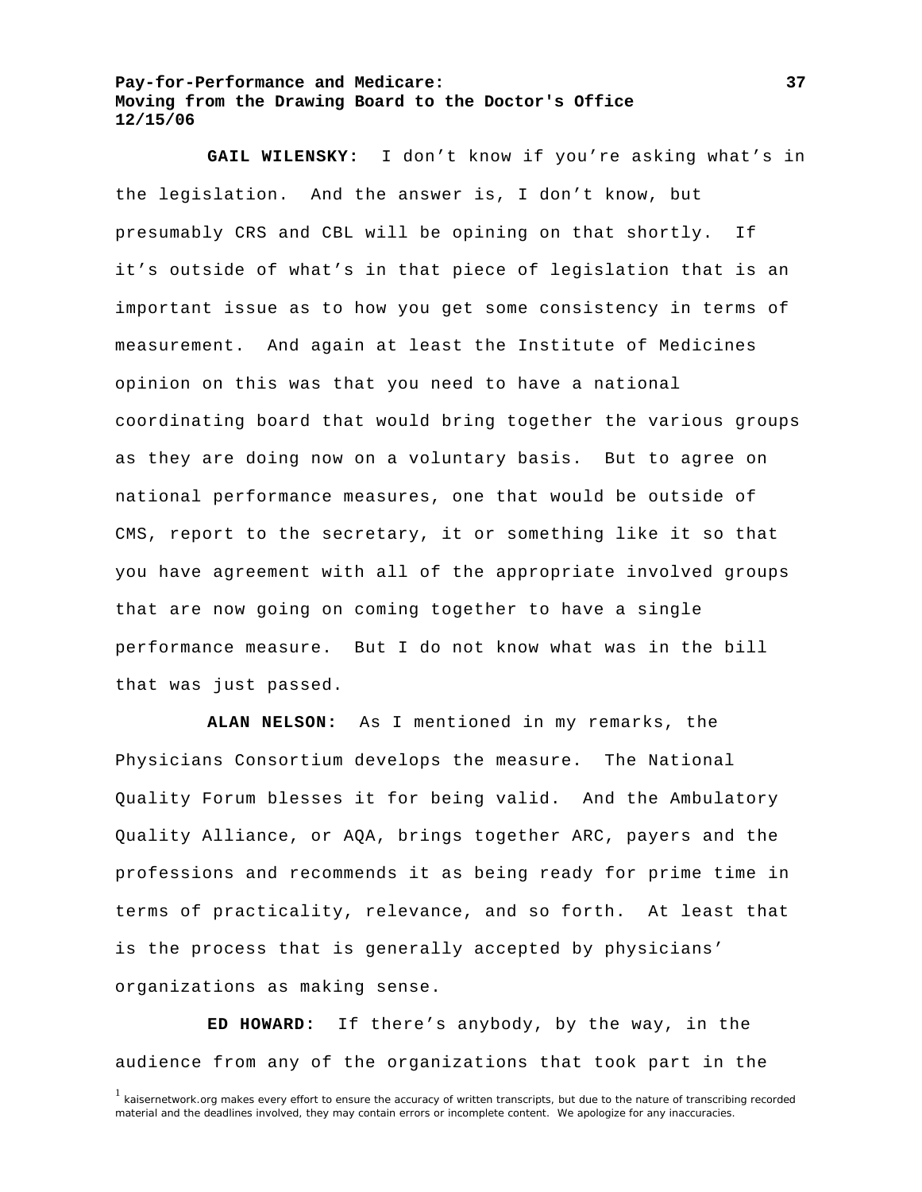**GAIL WILENSKY:** I don't know if you're asking what's in the legislation. And the answer is, I don't know, but presumably CRS and CBL will be opining on that shortly. If it's outside of what's in that piece of legislation that is an important issue as to how you get some consistency in terms of measurement. And again at least the Institute of Medicines opinion on this was that you need to have a national coordinating board that would bring together the various groups as they are doing now on a voluntary basis. But to agree on national performance measures, one that would be outside of CMS, report to the secretary, it or something like it so that you have agreement with all of the appropriate involved groups that are now going on coming together to have a single performance measure. But I do not know what was in the bill that was just passed.

**ALAN NELSON:** As I mentioned in my remarks, the Physicians Consortium develops the measure. The National Quality Forum blesses it for being valid. And the Ambulatory Quality Alliance, or AQA, brings together ARC, payers and the professions and recommends it as being ready for prime time in terms of practicality, relevance, and so forth. At least that is the process that is generally accepted by physicians' organizations as making sense.

**ED HOWARD:** If there's anybody, by the way, in the audience from any of the organizations that took part in the

[1] kaisernetwork.org makes every effort to ensure the accuracy of written transcripts, but due to the nature of transcribing recorded material and the deadlines involved, they may contain errors or incomplete content. We apologize for any inaccuracies.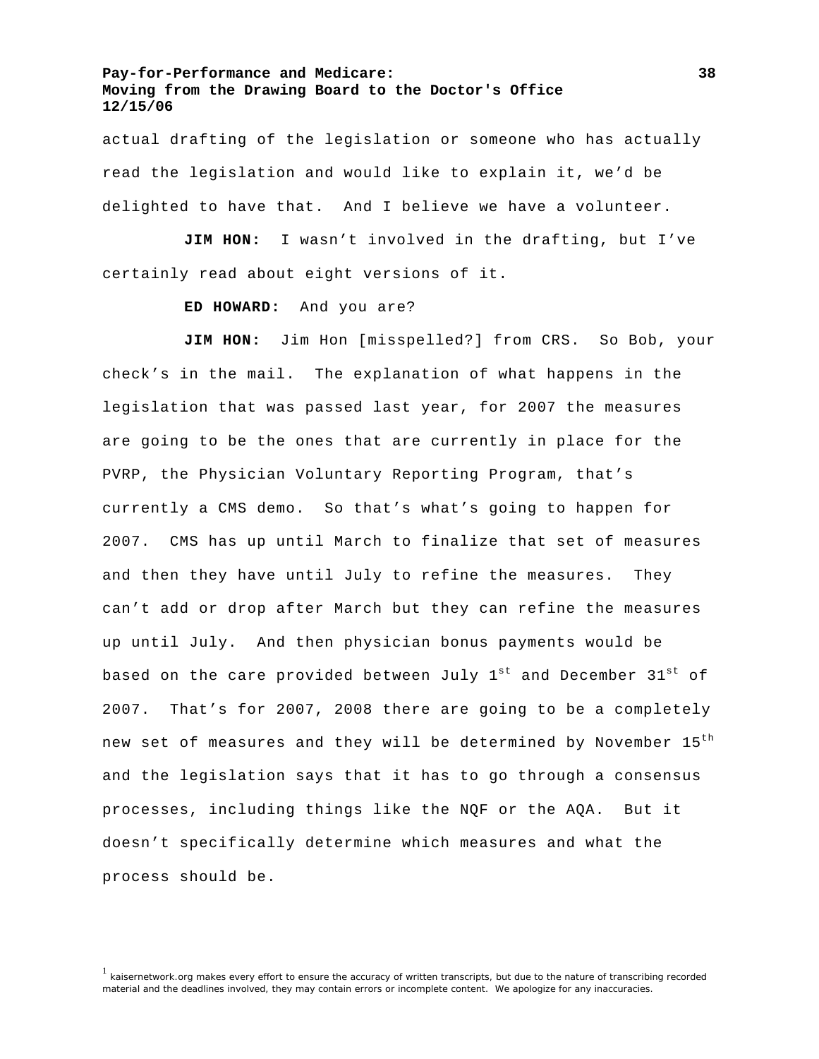actual drafting of the legislation or someone who has actually read the legislation and would like to explain it, we'd be delighted to have that. And I believe we have a volunteer.

**JIM HON:** I wasn't involved in the drafting, but I've certainly read about eight versions of it.

**ED HOWARD:** And you are?

**JIM HON:** Jim Hon [misspelled?] from CRS. So Bob, your check's in the mail. The explanation of what happens in the legislation that was passed last year, for 2007 the measures are going to be the ones that are currently in place for the PVRP, the Physician Voluntary Reporting Program, that's currently a CMS demo. So that's what's going to happen for 2007. CMS has up until March to finalize that set of measures and then they have until July to refine the measures. They can't add or drop after March but they can refine the measures up until July. And then physician bonus payments would be based on the care provided between July 1st and December 31st of 2007. That's for 2007, 2008 there are going to be a completely new set of measures and they will be determined by November 15th and the legislation says that it has to go through a consensus processes, including things like the NQF or the AQA. But it doesn't specifically determine which measures and what the process should be.

[1] kaisernetwork.org makes every effort to ensure the accuracy of written transcripts, but due to the nature of transcribing recorded material and the deadlines involved, they may contain errors or incomplete content. We apologize for any inaccuracies.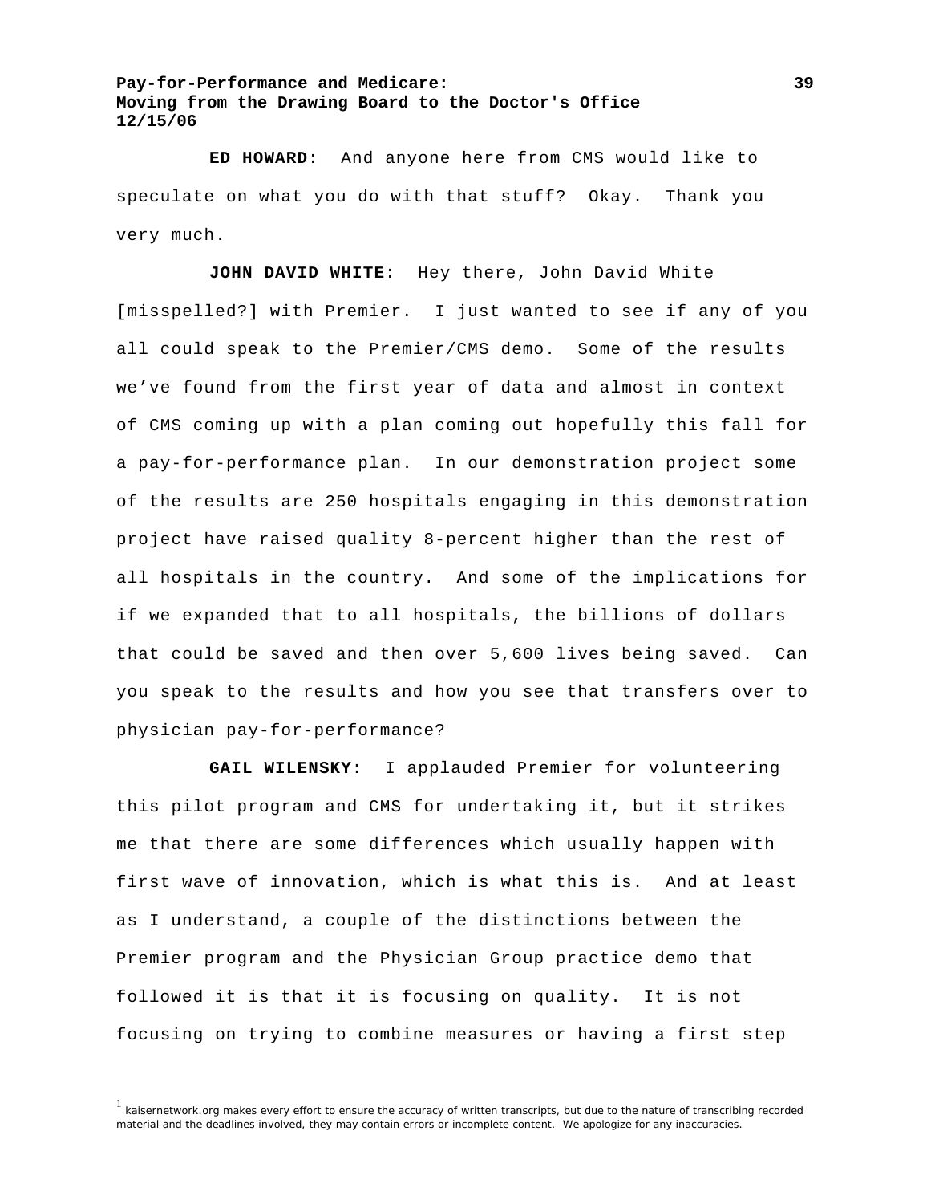**ED HOWARD:** And anyone here from CMS would like to speculate on what you do with that stuff? Okay. Thank you very much.

**JOHN DAVID WHITE:** Hey there, John David White [misspelled?] with Premier. I just wanted to see if any of you all could speak to the Premier/CMS demo. Some of the results we've found from the first year of data and almost in context of CMS coming up with a plan coming out hopefully this fall for a pay-for-performance plan. In our demonstration project some of the results are 250 hospitals engaging in this demonstration project have raised quality 8-percent higher than the rest of all hospitals in the country. And some of the implications for if we expanded that to all hospitals, the billions of dollars that could be saved and then over 5,600 lives being saved. Can you speak to the results and how you see that transfers over to physician pay-for-performance?

**GAIL WILENSKY:** I applauded Premier for volunteering this pilot program and CMS for undertaking it, but it strikes me that there are some differences which usually happen with first wave of innovation, which is what this is. And at least as I understand, a couple of the distinctions between the Premier program and the Physician Group practice demo that followed it is that it is focusing on quality. It is not focusing on trying to combine measures or having a first step

[1] kaisernetwork.org makes every effort to ensure the accuracy of written transcripts, but due to the nature of transcribing recorded material and the deadlines involved, they may contain errors or incomplete content. We apologize for any inaccuracies.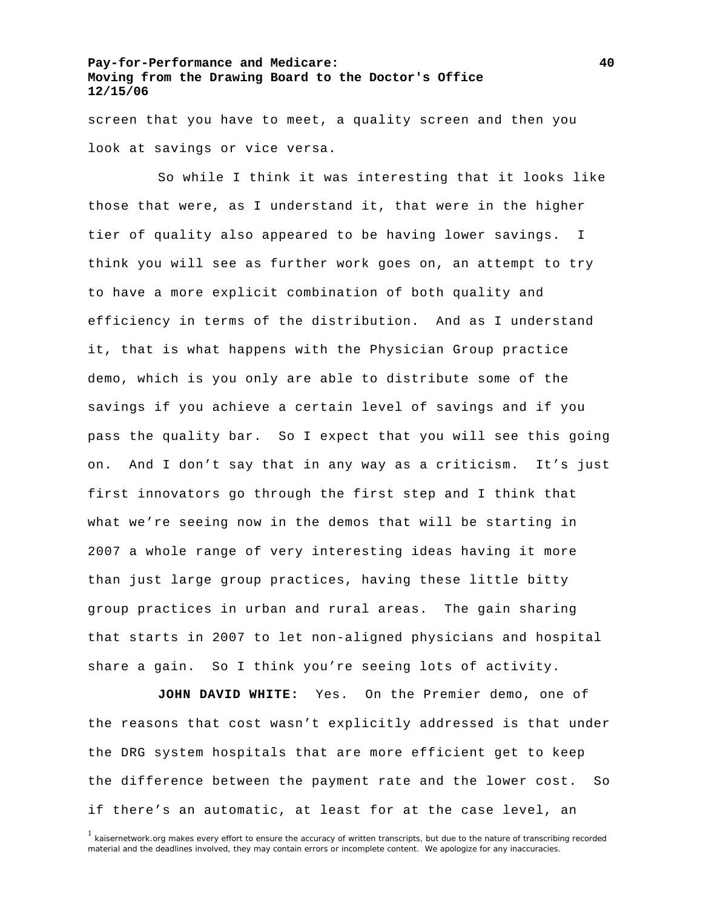screen that you have to meet, a quality screen and then you look at savings or vice versa.

So while I think it was interesting that it looks like those that were, as I understand it, that were in the higher tier of quality also appeared to be having lower savings. I think you will see as further work goes on, an attempt to try to have a more explicit combination of both quality and efficiency in terms of the distribution. And as I understand it, that is what happens with the Physician Group practice demo, which is you only are able to distribute some of the savings if you achieve a certain level of savings and if you pass the quality bar. So I expect that you will see this going on. And I don't say that in any way as a criticism. It's just first innovators go through the first step and I think that what we're seeing now in the demos that will be starting in 2007 a whole range of very interesting ideas having it more than just large group practices, having these little bitty group practices in urban and rural areas. The gain sharing that starts in 2007 to let non-aligned physicians and hospital share a gain. So I think you're seeing lots of activity.

**JOHN DAVID WHITE:** Yes. On the Premier demo, one of the reasons that cost wasn't explicitly addressed is that under the DRG system hospitals that are more efficient get to keep the difference between the payment rate and the lower cost. So if there's an automatic, at least for at the case level, an

[1] kaisernetwork.org makes every effort to ensure the accuracy of written transcripts, but due to the nature of transcribing recorded material and the deadlines involved, they may contain errors or incomplete content. We apologize for any inaccuracies.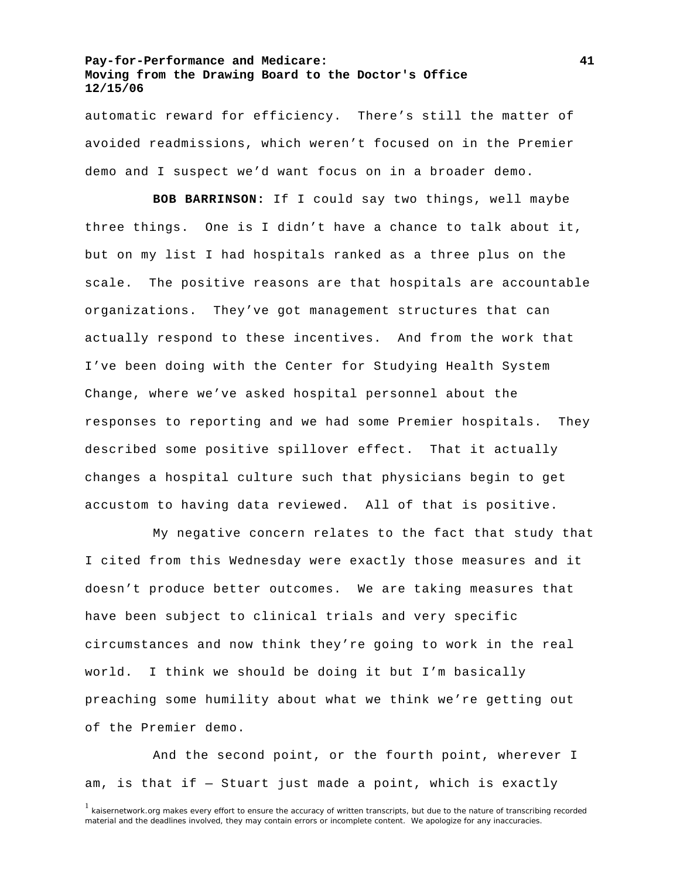automatic reward for efficiency. There's still the matter of avoided readmissions, which weren't focused on in the Premier demo and I suspect we'd want focus on in a broader demo.

**BOB BARRINSON:** If I could say two things, well maybe three things. One is I didn't have a chance to talk about it, but on my list I had hospitals ranked as a three plus on the scale. The positive reasons are that hospitals are accountable organizations. They've got management structures that can actually respond to these incentives. And from the work that I've been doing with the Center for Studying Health System Change, where we've asked hospital personnel about the responses to reporting and we had some Premier hospitals. They described some positive spillover effect. That it actually changes a hospital culture such that physicians begin to get accustom to having data reviewed. All of that is positive.

My negative concern relates to the fact that study that I cited from this Wednesday were exactly those measures and it doesn't produce better outcomes. We are taking measures that have been subject to clinical trials and very specific circumstances and now think they're going to work in the real world. I think we should be doing it but I'm basically preaching some humility about what we think we're getting out of the Premier demo.

And the second point, or the fourth point, wherever I am, is that if — Stuart just made a point, which is exactly

[1] kaisernetwork.org makes every effort to ensure the accuracy of written transcripts, but due to the nature of transcribing recorded material and the deadlines involved, they may contain errors or incomplete content. We apologize for any inaccuracies.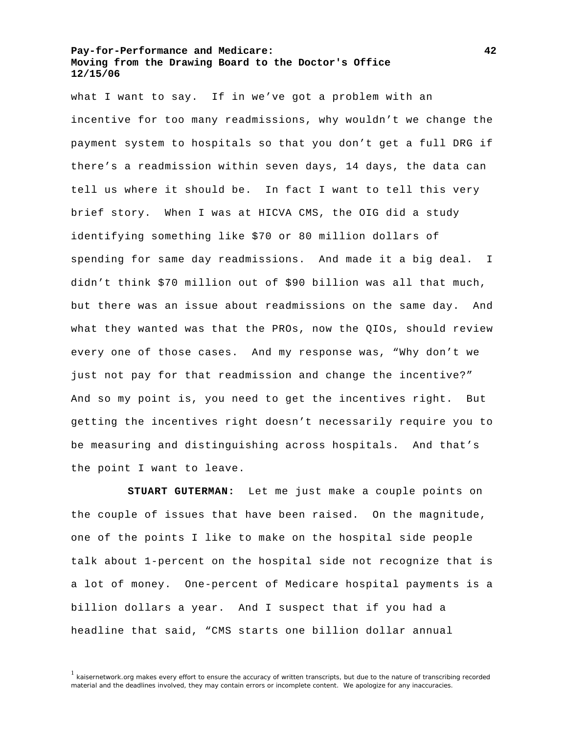what I want to say. If in we've got a problem with an incentive for too many readmissions, why wouldn't we change the payment system to hospitals so that you don't get a full DRG if there's a readmission within seven days, 14 days, the data can tell us where it should be. In fact I want to tell this very brief story. When I was at HICVA CMS, the OIG did a study identifying something like $70 or 80 million dollars of spending for same day readmissions. And made it a big deal. I didn't think $70 million out of $90 billion was all that much, but there was an issue about readmissions on the same day. And what they wanted was that the PROs, now the QIOs, should review every one of those cases. And my response was, "Why don't we just not pay for that readmission and change the incentive?" And so my point is, you need to get the incentives right. But getting the incentives right doesn't necessarily require you to be measuring and distinguishing across hospitals. And that's the point I want to leave.

**STUART GUTERMAN:** Let me just make a couple points on the couple of issues that have been raised. On the magnitude, one of the points I like to make on the hospital side people talk about 1-percent on the hospital side not recognize that is a lot of money. One-percent of Medicare hospital payments is a billion dollars a year. And I suspect that if you had a headline that said, "CMS starts one billion dollar annual

[1] kaisernetwork.org makes every effort to ensure the accuracy of written transcripts, but due to the nature of transcribing recorded material and the deadlines involved, they may contain errors or incomplete content. We apologize for any inaccuracies.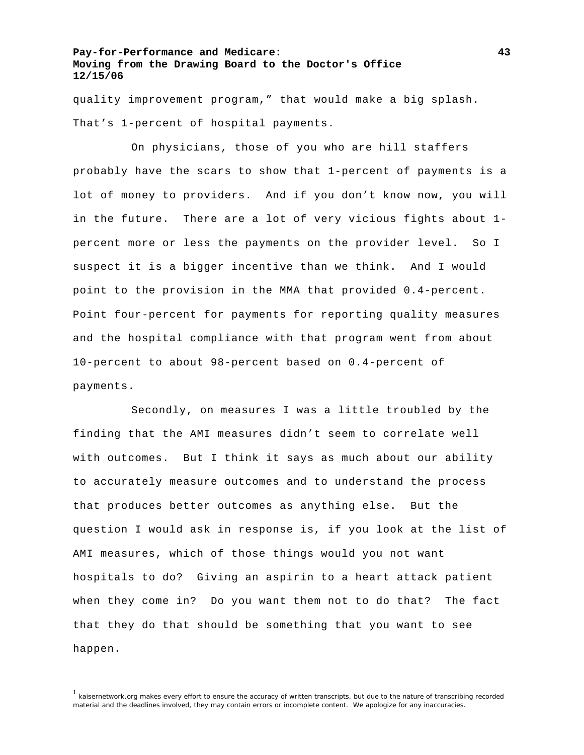quality improvement program," that would make a big splash. That's 1-percent of hospital payments.

On physicians, those of you who are hill staffers probably have the scars to show that 1-percent of payments is a lot of money to providers. And if you don't know now, you will in the future. There are a lot of very vicious fights about 1-percent more or less the payments on the provider level. So I suspect it is a bigger incentive than we think. And I would point to the provision in the MMA that provided 0.4-percent. Point four-percent for payments for reporting quality measures and the hospital compliance with that program went from about 10-percent to about 98-percent based on 0.4-percent of payments.

Secondly, on measures I was a little troubled by the finding that the AMI measures didn't seem to correlate well with outcomes. But I think it says as much about our ability to accurately measure outcomes and to understand the process that produces better outcomes as anything else. But the question I would ask in response is, if you look at the list of AMI measures, which of those things would you not want hospitals to do? Giving an aspirin to a heart attack patient when they come in? Do you want them not to do that? The fact that they do that should be something that you want to see happen.

[1] kaisernetwork.org makes every effort to ensure the accuracy of written transcripts, but due to the nature of transcribing recorded material and the deadlines involved, they may contain errors or incomplete content. We apologize for any inaccuracies.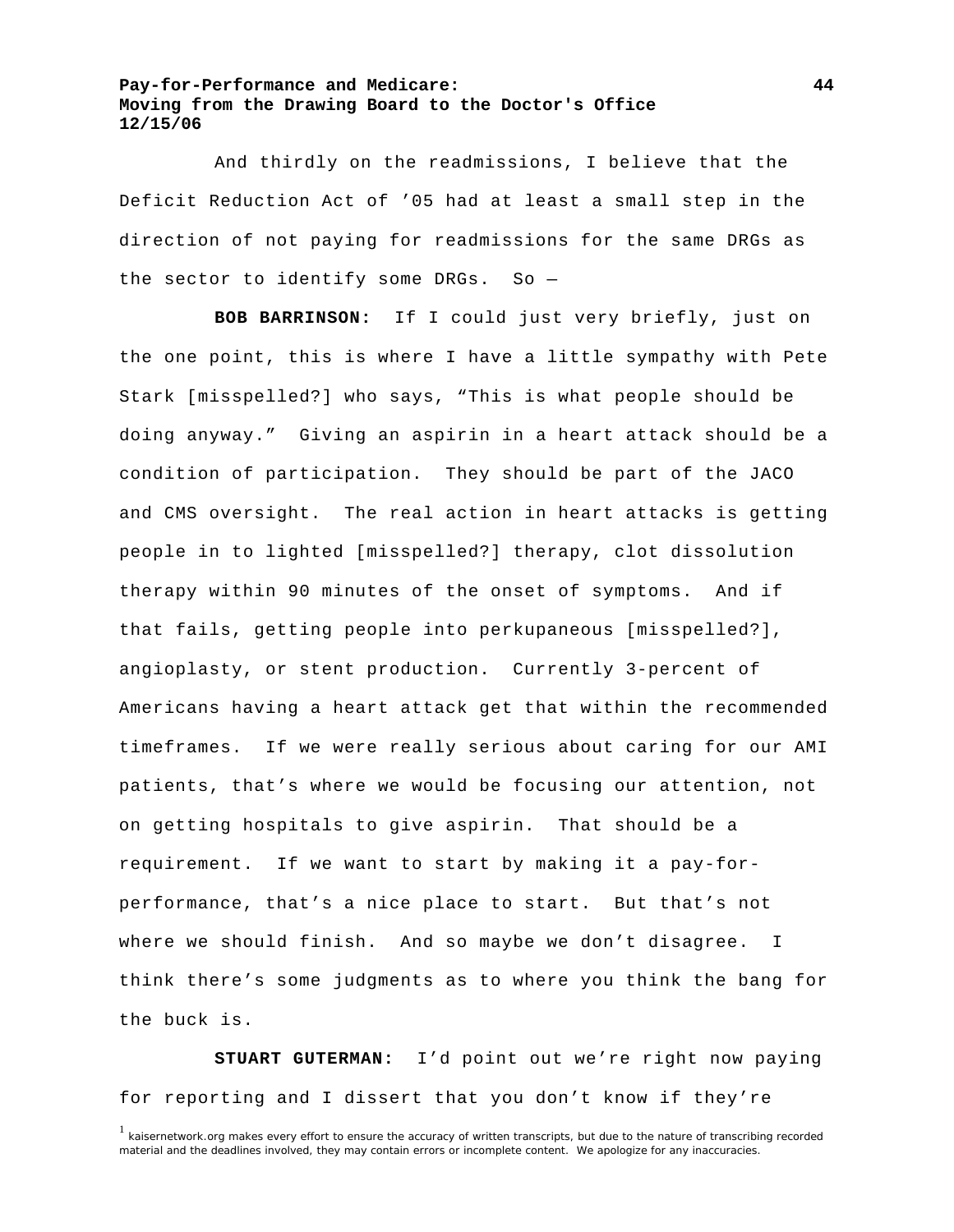And thirdly on the readmissions, I believe that the Deficit Reduction Act of ’05 had at least a small step in the direction of not paying for readmissions for the same DRGs as the sector to identify some DRGs. So —

**BOB BARRINSON:** If I could just very briefly, just on the one point, this is where I have a little sympathy with Pete Stark [misspelled?] who says, “This is what people should be doing anyway.” Giving an aspirin in a heart attack should be a condition of participation. They should be part of the JACO and CMS oversight. The real action in heart attacks is getting people in to lighted [misspelled?] therapy, clot dissolution therapy within 90 minutes of the onset of symptoms. And if that fails, getting people into perkupaneous [misspelled?], angioplasty, or stent production. Currently 3-percent of Americans having a heart attack get that within the recommended timeframes. If we were really serious about caring for our AMI patients, that’s where we would be focusing our attention, not on getting hospitals to give aspirin. That should be a requirement. If we want to start by making it a pay-for-performance, that’s a nice place to start. But that’s not where we should finish. And so maybe we don’t disagree. I think there’s some judgments as to where you think the bang for the buck is.

**STUART GUTERMAN:** I’d point out we’re right now paying for reporting and I dissert that you don’t know if they’re

[1] kaisernetwork.org makes every effort to ensure the accuracy of written transcripts, but due to the nature of transcribing recorded material and the deadlines involved, they may contain errors or incomplete content. We apologize for any inaccuracies.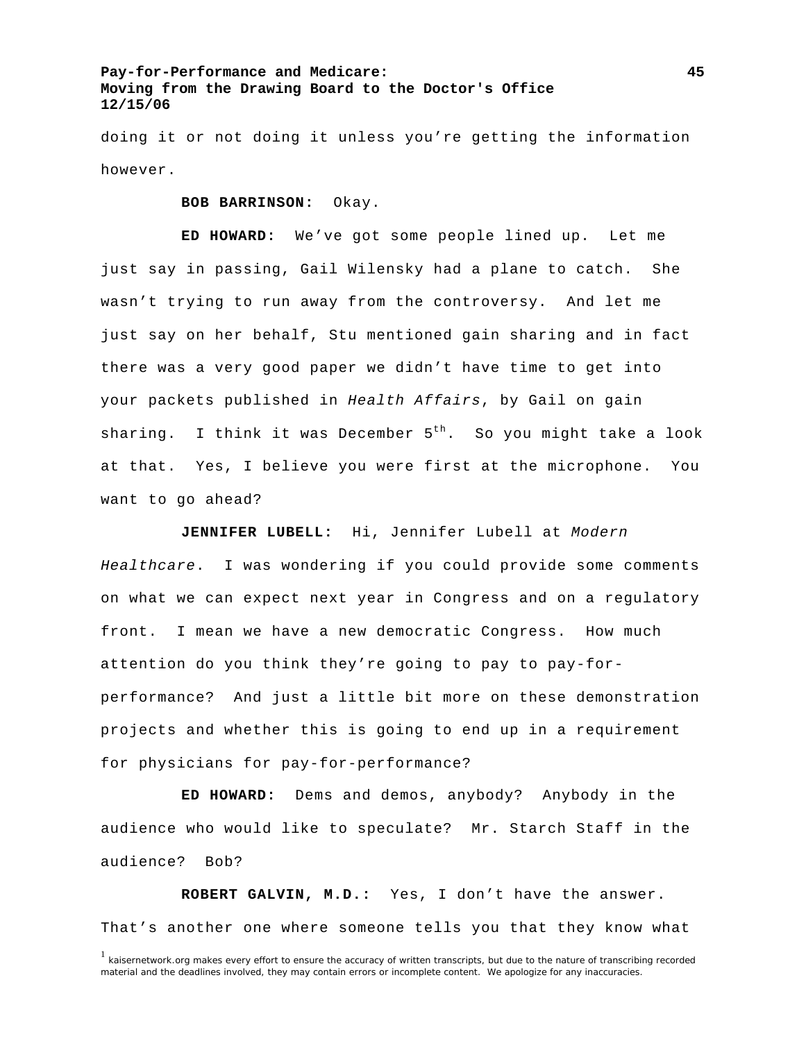doing it or not doing it unless you're getting the information however.

**BOB BARRINSON:** Okay.

**ED HOWARD:** We've got some people lined up. Let me just say in passing, Gail Wilensky had a plane to catch. She wasn't trying to run away from the controversy. And let me just say on her behalf, Stu mentioned gain sharing and in fact there was a very good paper we didn't have time to get into your packets published in *Health Affairs*, by Gail on gain sharing. I think it was December 5th. So you might take a look at that. Yes, I believe you were first at the microphone. You want to go ahead?

**JENNIFER LUBELL:** Hi, Jennifer Lubell at *Modern Healthcare*. I was wondering if you could provide some comments on what we can expect next year in Congress and on a regulatory front. I mean we have a new democratic Congress. How much attention do you think they're going to pay to pay-for-performance? And just a little bit more on these demonstration projects and whether this is going to end up in a requirement for physicians for pay-for-performance?

**ED HOWARD:** Dems and demos, anybody? Anybody in the audience who would like to speculate? Mr. Starch Staff in the audience? Bob?

**ROBERT GALVIN, M.D.:** Yes, I don't have the answer. That's another one where someone tells you that they know what

[1] kaisernetwork.org makes every effort to ensure the accuracy of written transcripts, but due to the nature of transcribing recorded material and the deadlines involved, they may contain errors or incomplete content. We apologize for any inaccuracies.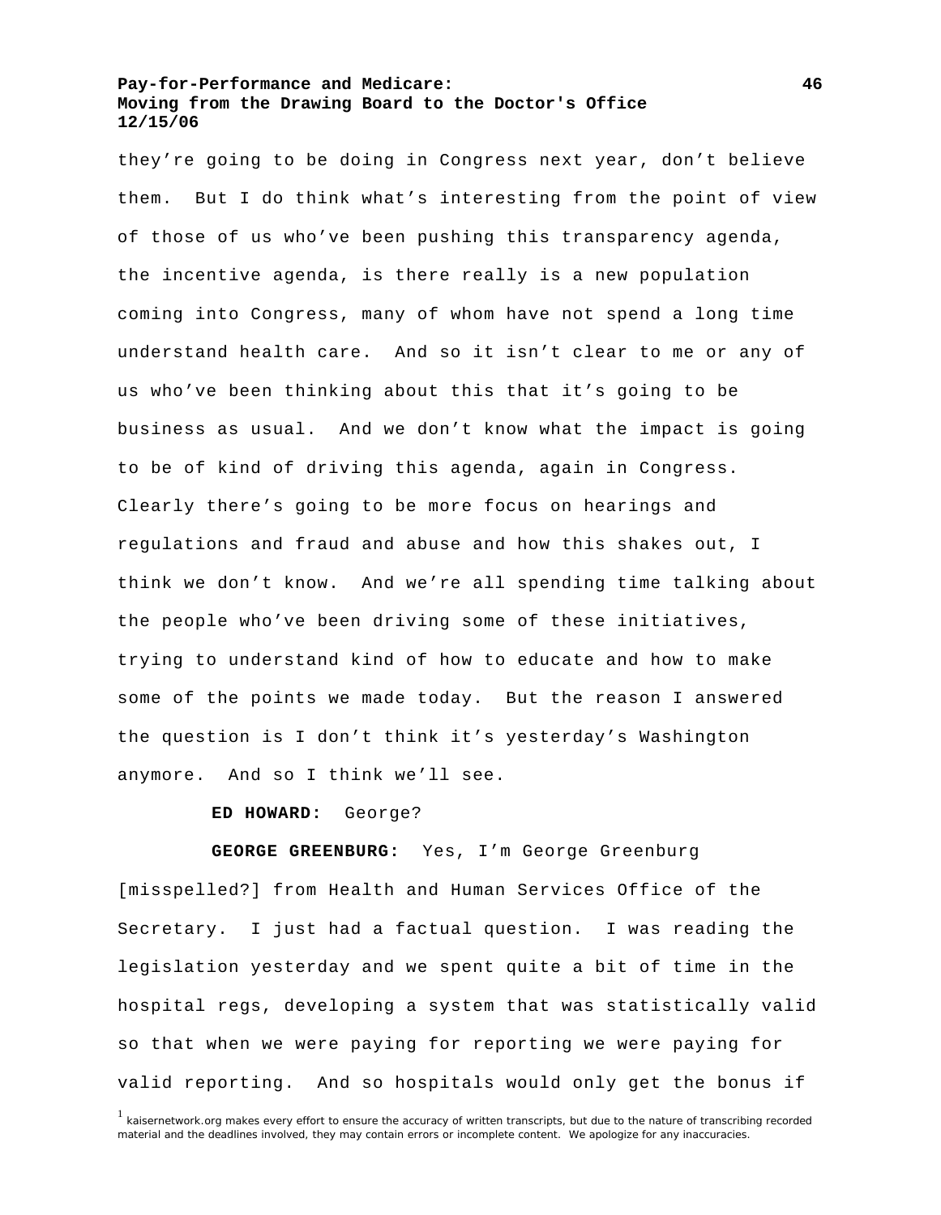they're going to be doing in Congress next year, don't believe them. But I do think what's interesting from the point of view of those of us who've been pushing this transparency agenda, the incentive agenda, is there really is a new population coming into Congress, many of whom have not spend a long time understand health care. And so it isn't clear to me or any of us who've been thinking about this that it's going to be business as usual. And we don't know what the impact is going to be of kind of driving this agenda, again in Congress. Clearly there's going to be more focus on hearings and regulations and fraud and abuse and how this shakes out, I think we don't know. And we're all spending time talking about the people who've been driving some of these initiatives, trying to understand kind of how to educate and how to make some of the points we made today. But the reason I answered the question is I don't think it's yesterday's Washington anymore. And so I think we'll see.

**ED HOWARD:** George?

**GEORGE GREENBURG:** Yes, I'm George Greenburg [misspelled?] from Health and Human Services Office of the Secretary. I just had a factual question. I was reading the legislation yesterday and we spent quite a bit of time in the hospital regs, developing a system that was statistically valid so that when we were paying for reporting we were paying for valid reporting. And so hospitals would only get the bonus if

[1] kaisernetwork.org makes every effort to ensure the accuracy of written transcripts, but due to the nature of transcribing recorded material and the deadlines involved, they may contain errors or incomplete content. We apologize for any inaccuracies.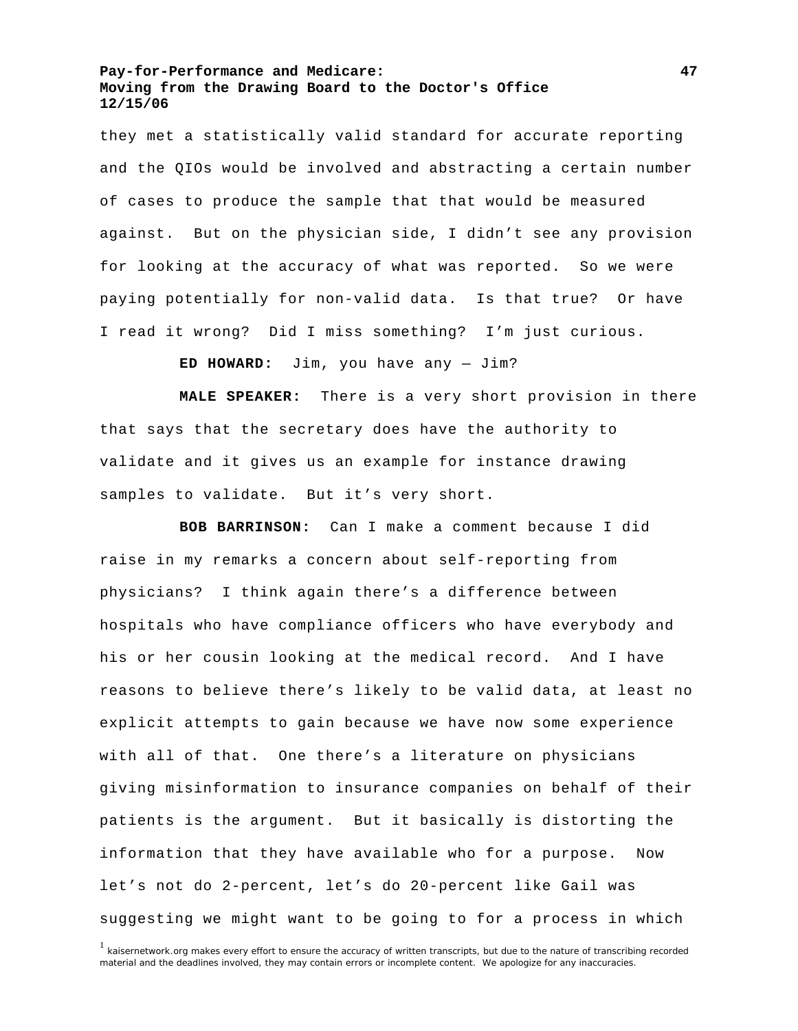they met a statistically valid standard for accurate reporting and the QIOs would be involved and abstracting a certain number of cases to produce the sample that that would be measured against. But on the physician side, I didn't see any provision for looking at the accuracy of what was reported. So we were paying potentially for non-valid data. Is that true? Or have I read it wrong? Did I miss something? I'm just curious.

**ED HOWARD:** Jim, you have any — Jim?

**MALE SPEAKER:** There is a very short provision in there that says that the secretary does have the authority to validate and it gives us an example for instance drawing samples to validate. But it's very short.

**BOB BARRINSON:** Can I make a comment because I did raise in my remarks a concern about self-reporting from physicians? I think again there's a difference between hospitals who have compliance officers who have everybody and his or her cousin looking at the medical record. And I have reasons to believe there's likely to be valid data, at least no explicit attempts to gain because we have now some experience with all of that. One there's a literature on physicians giving misinformation to insurance companies on behalf of their patients is the argument. But it basically is distorting the information that they have available who for a purpose. Now let's not do 2-percent, let's do 20-percent like Gail was suggesting we might want to be going to for a process in which

[1] kaisernetwork.org makes every effort to ensure the accuracy of written transcripts, but due to the nature of transcribing recorded material and the deadlines involved, they may contain errors or incomplete content. We apologize for any inaccuracies.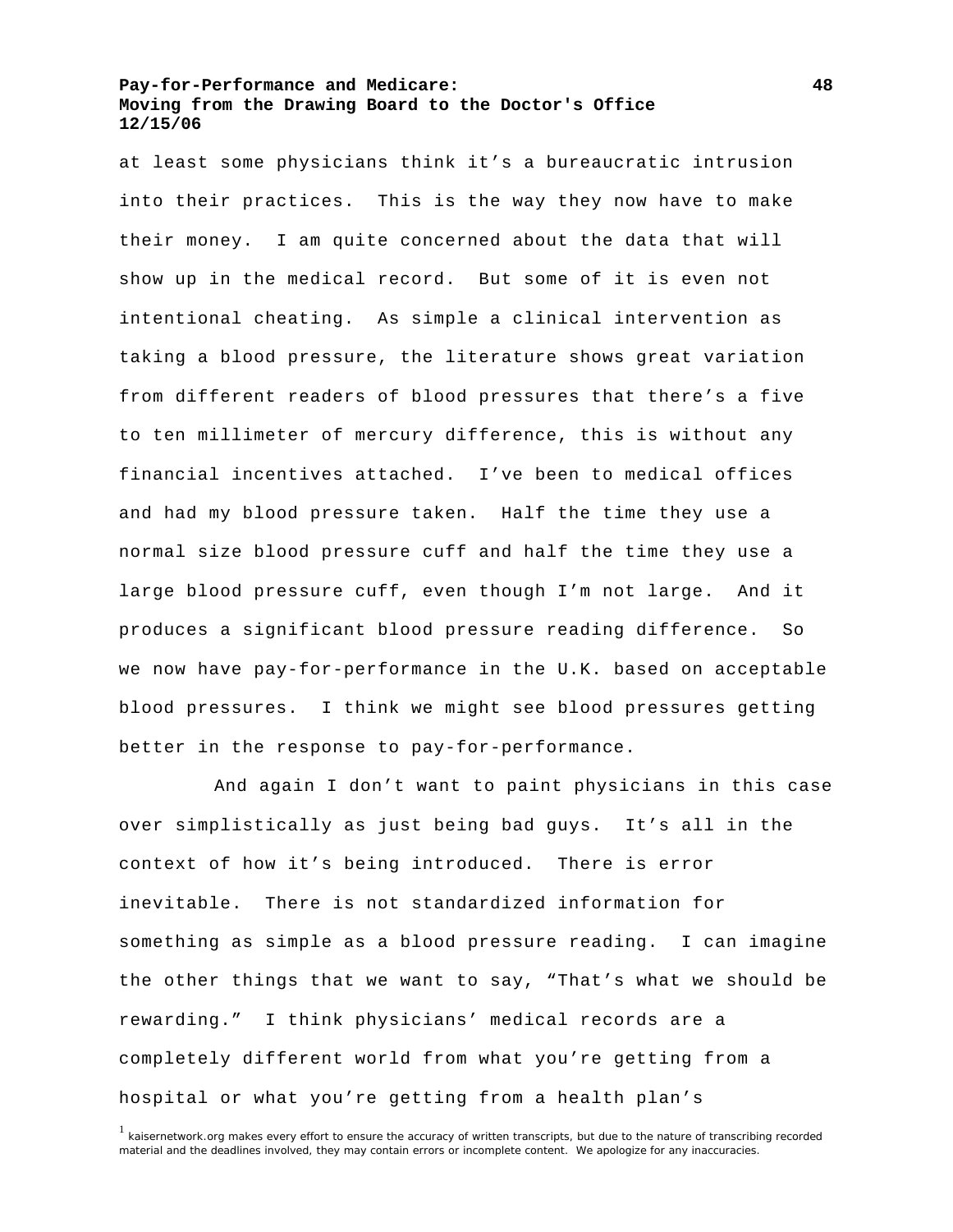at least some physicians think it's a bureaucratic intrusion into their practices. This is the way they now have to make their money. I am quite concerned about the data that will show up in the medical record. But some of it is even not intentional cheating. As simple a clinical intervention as taking a blood pressure, the literature shows great variation from different readers of blood pressures that there's a five to ten millimeter of mercury difference, this is without any financial incentives attached. I've been to medical offices and had my blood pressure taken. Half the time they use a normal size blood pressure cuff and half the time they use a large blood pressure cuff, even though I'm not large. And it produces a significant blood pressure reading difference. So we now have pay-for-performance in the U.K. based on acceptable blood pressures. I think we might see blood pressures getting better in the response to pay-for-performance.

And again I don't want to paint physicians in this case over simplistically as just being bad guys. It's all in the context of how it's being introduced. There is error inevitable. There is not standardized information for something as simple as a blood pressure reading. I can imagine the other things that we want to say, "That's what we should be rewarding." I think physicians' medical records are a completely different world from what you're getting from a hospital or what you're getting from a health plan's

[1] kaisernetwork.org makes every effort to ensure the accuracy of written transcripts, but due to the nature of transcribing recorded material and the deadlines involved, they may contain errors or incomplete content. We apologize for any inaccuracies.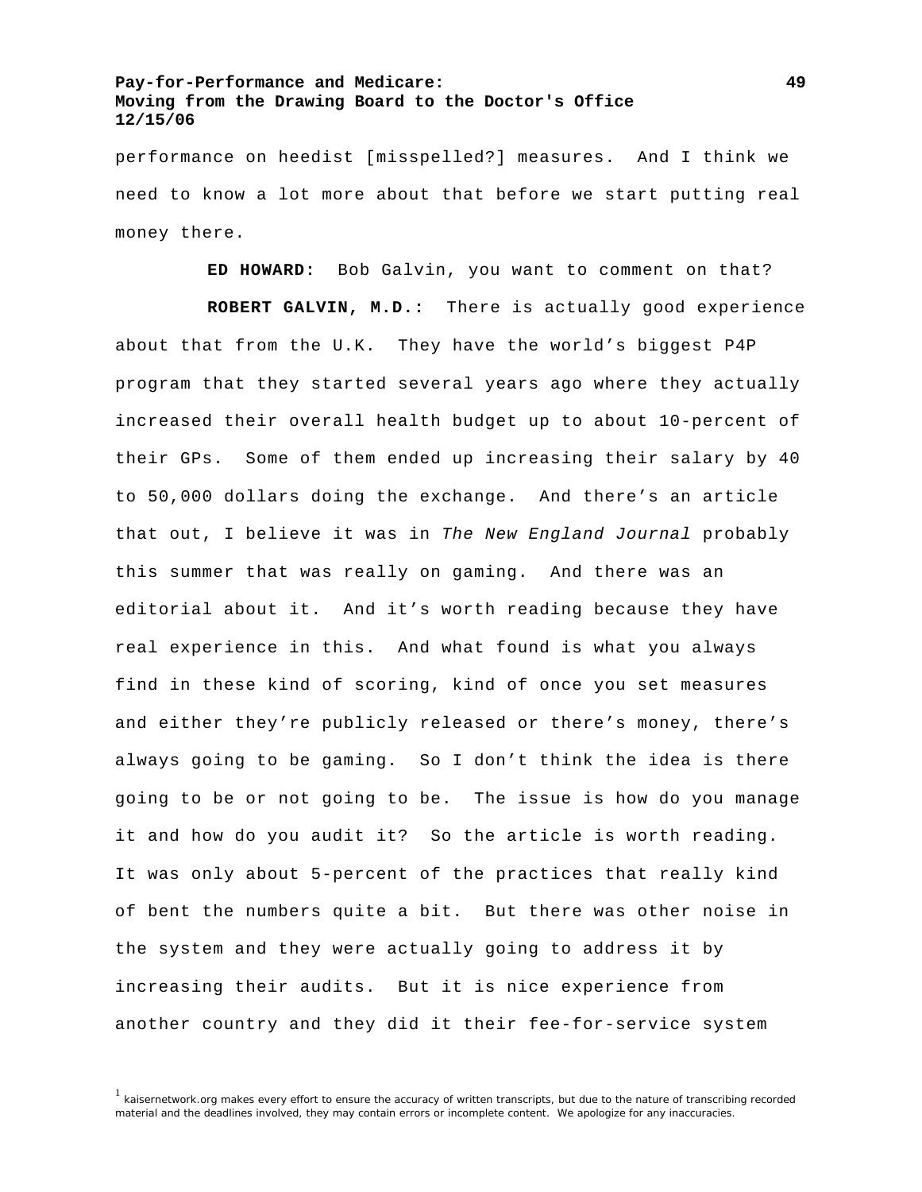performance on heedist [misspelled?] measures. And I think we need to know a lot more about that before we start putting real money there.

**ED HOWARD:** Bob Galvin, you want to comment on that?

**ROBERT GALVIN, M.D.:** There is actually good experience about that from the U.K. They have the world's biggest P4P program that they started several years ago where they actually increased their overall health budget up to about 10-percent of their GPs. Some of them ended up increasing their salary by 40 to 50,000 dollars doing the exchange. And there's an article that out, I believe it was in *The New England Journal* probably this summer that was really on gaming. And there was an editorial about it. And it's worth reading because they have real experience in this. And what found is what you always find in these kind of scoring, kind of once you set measures and either they're publicly released or there's money, there's always going to be gaming. So I don't think the idea is there going to be or not going to be. The issue is how do you manage it and how do you audit it? So the article is worth reading. It was only about 5-percent of the practices that really kind of bent the numbers quite a bit. But there was other noise in the system and they were actually going to address it by increasing their audits. But it is nice experience from another country and they did it their fee-for-service system

[1] kaisernetwork.org makes every effort to ensure the accuracy of written transcripts, but due to the nature of transcribing recorded material and the deadlines involved, they may contain errors or incomplete content. We apologize for any inaccuracies.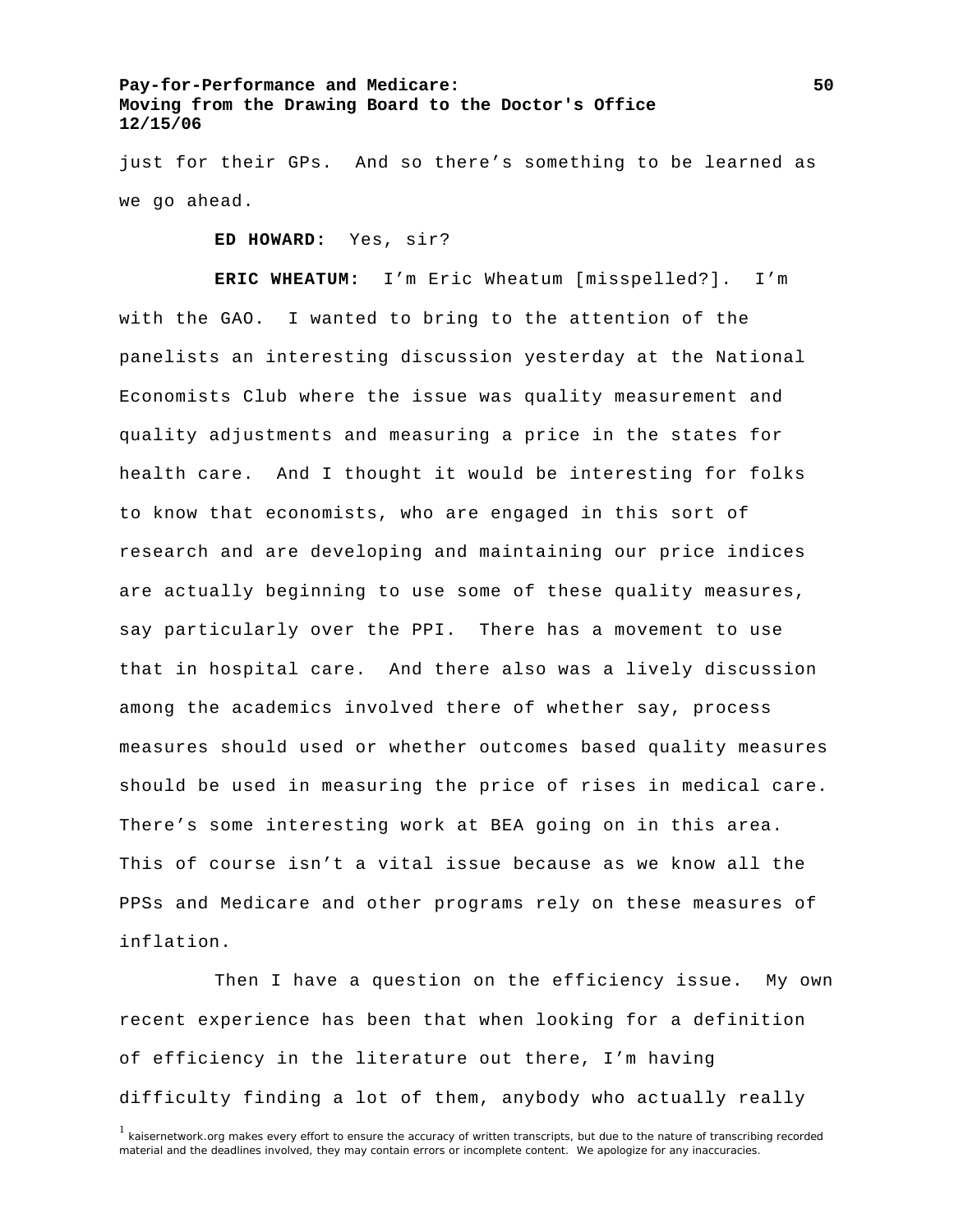just for their GPs.  And so there's something to be learned as we go ahead.

**ED HOWARD:** Yes, sir?

**ERIC WHEATUM:** I'm Eric Wheatum [misspelled?].  I'm with the GAO.  I wanted to bring to the attention of the panelists an interesting discussion yesterday at the National Economists Club where the issue was quality measurement and quality adjustments and measuring a price in the states for health care.  And I thought it would be interesting for folks to know that economists, who are engaged in this sort of research and are developing and maintaining our price indices are actually beginning to use some of these quality measures, say particularly over the PPI.  There has a movement to use that in hospital care.  And there also was a lively discussion among the academics involved there of whether say, process measures should used or whether outcomes based quality measures should be used in measuring the price of rises in medical care.  There's some interesting work at BEA going on in this area.  This of course isn't a vital issue because as we know all the PPSs and Medicare and other programs rely on these measures of inflation.

Then I have a question on the efficiency issue.  My own recent experience has been that when looking for a definition of efficiency in the literature out there, I'm having difficulty finding a lot of them, anybody who actually really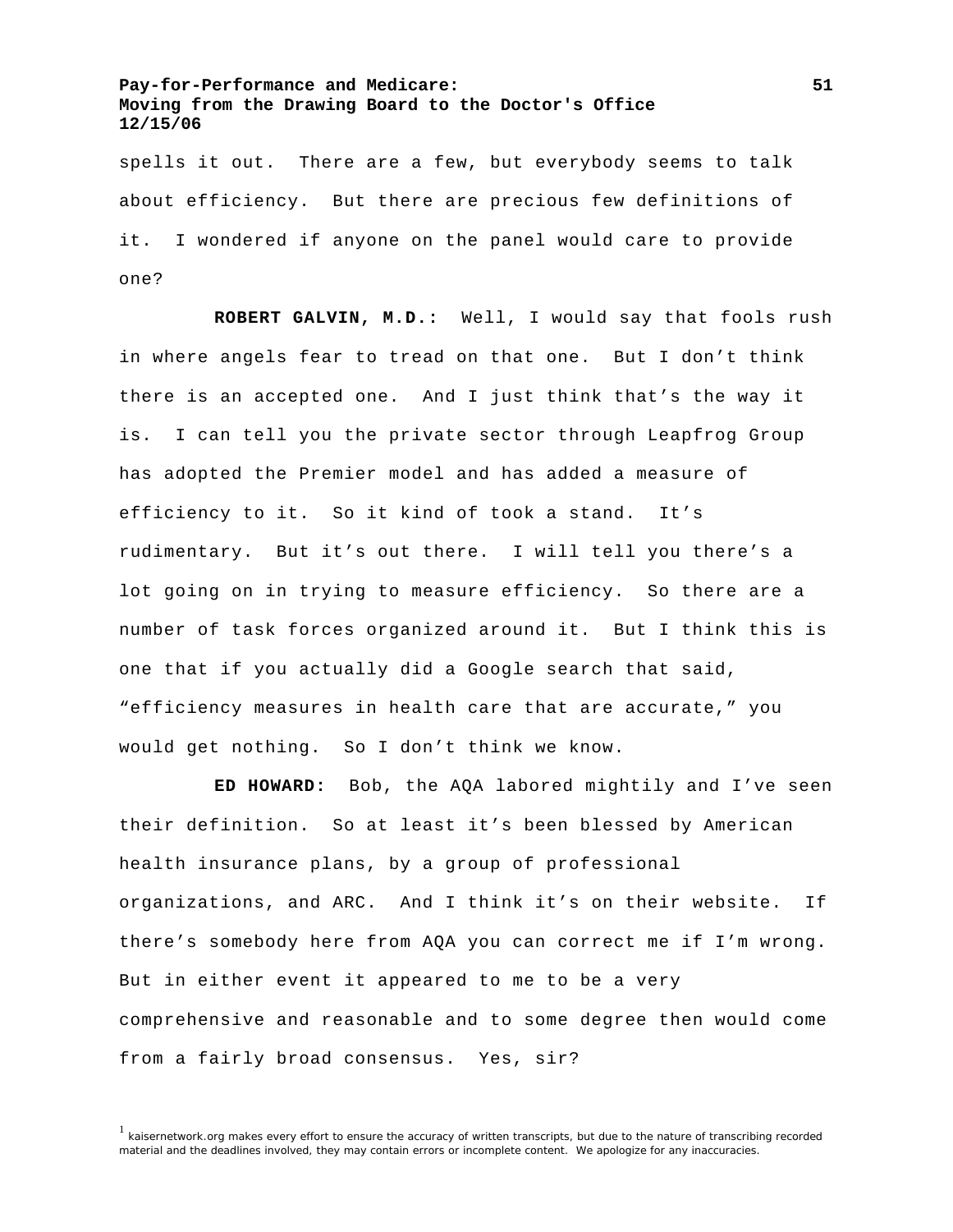spells it out. There are a few, but everybody seems to talk about efficiency. But there are precious few definitions of it. I wondered if anyone on the panel would care to provide one?

**ROBERT GALVIN, M.D.:** Well, I would say that fools rush in where angels fear to tread on that one. But I don't think there is an accepted one. And I just think that's the way it is. I can tell you the private sector through Leapfrog Group has adopted the Premier model and has added a measure of efficiency to it. So it kind of took a stand. It's rudimentary. But it's out there. I will tell you there's a lot going on in trying to measure efficiency. So there are a number of task forces organized around it. But I think this is one that if you actually did a Google search that said, "efficiency measures in health care that are accurate," you would get nothing. So I don't think we know.

**ED HOWARD:** Bob, the AQA labored mightily and I've seen their definition. So at least it's been blessed by American health insurance plans, by a group of professional organizations, and ARC. And I think it's on their website. If there's somebody here from AQA you can correct me if I'm wrong. But in either event it appeared to me to be a very comprehensive and reasonable and to some degree then would come from a fairly broad consensus. Yes, sir?

[1] kaisernetwork.org makes every effort to ensure the accuracy of written transcripts, but due to the nature of transcribing recorded material and the deadlines involved, they may contain errors or incomplete content. We apologize for any inaccuracies.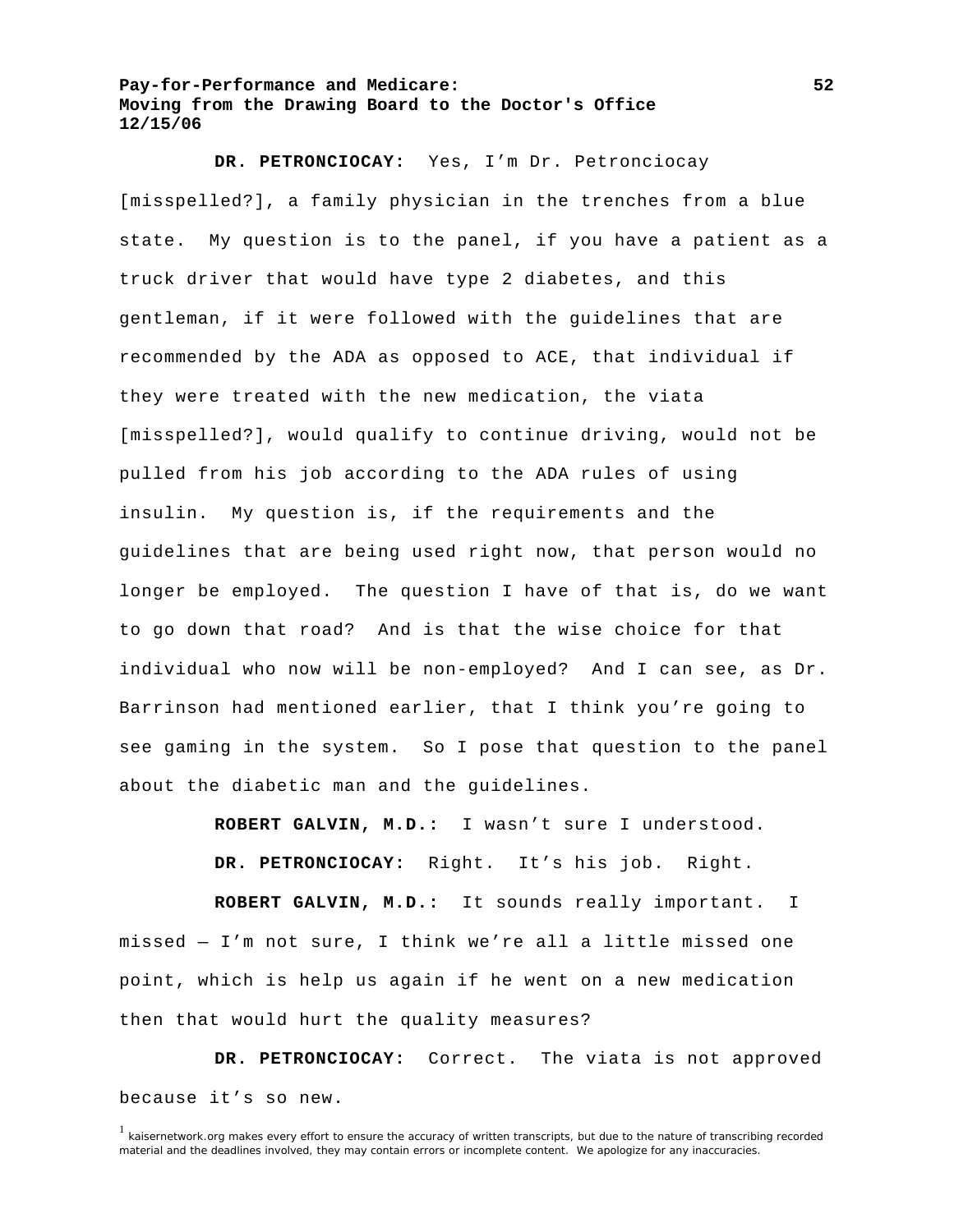**DR. PETRONCIOCAY:** Yes, I'm Dr. Petronciocay [misspelled?], a family physician in the trenches from a blue state. My question is to the panel, if you have a patient as a truck driver that would have type 2 diabetes, and this gentleman, if it were followed with the guidelines that are recommended by the ADA as opposed to ACE, that individual if they were treated with the new medication, the viata [misspelled?], would qualify to continue driving, would not be pulled from his job according to the ADA rules of using insulin. My question is, if the requirements and the guidelines that are being used right now, that person would no longer be employed. The question I have of that is, do we want to go down that road? And is that the wise choice for that individual who now will be non-employed? And I can see, as Dr. Barrinson had mentioned earlier, that I think you're going to see gaming in the system. So I pose that question to the panel about the diabetic man and the guidelines.

**ROBERT GALVIN, M.D.:** I wasn't sure I understood.

**DR. PETRONCIOCAY:** Right. It's his job. Right.

**ROBERT GALVIN, M.D.:** It sounds really important. I missed — I'm not sure, I think we're all a little missed one point, which is help us again if he went on a new medication then that would hurt the quality measures?

**DR. PETRONCIOCAY:** Correct. The viata is not approved because it's so new.

[1] kaisernetwork.org makes every effort to ensure the accuracy of written transcripts, but due to the nature of transcribing recorded material and the deadlines involved, they may contain errors or incomplete content. We apologize for any inaccuracies.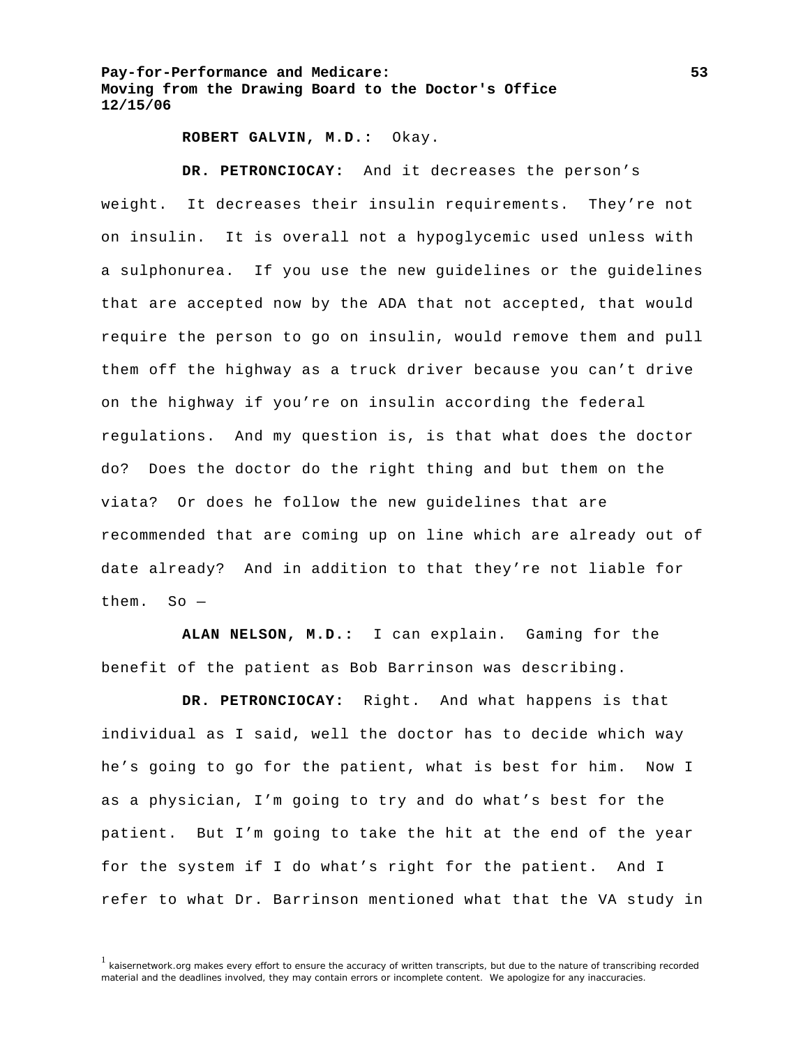**ROBERT GALVIN, M.D.:** Okay.

**DR. PETRONCIOCAY:** And it decreases the person's weight. It decreases their insulin requirements. They're not on insulin. It is overall not a hypoglycemic used unless with a sulphonurea. If you use the new guidelines or the guidelines that are accepted now by the ADA that not accepted, that would require the person to go on insulin, would remove them and pull them off the highway as a truck driver because you can't drive on the highway if you're on insulin according the federal regulations. And my question is, is that what does the doctor do? Does the doctor do the right thing and but them on the viata? Or does he follow the new guidelines that are recommended that are coming up on line which are already out of date already? And in addition to that they're not liable for them. So —

**ALAN NELSON, M.D.:** I can explain. Gaming for the benefit of the patient as Bob Barrinson was describing.

**DR. PETRONCIOCAY:** Right. And what happens is that individual as I said, well the doctor has to decide which way he's going to go for the patient, what is best for him. Now I as a physician, I'm going to try and do what's best for the patient. But I'm going to take the hit at the end of the year for the system if I do what's right for the patient. And I refer to what Dr. Barrinson mentioned what that the VA study in

[1] kaisernetwork.org makes every effort to ensure the accuracy of written transcripts, but due to the nature of transcribing recorded material and the deadlines involved, they may contain errors or incomplete content. We apologize for any inaccuracies.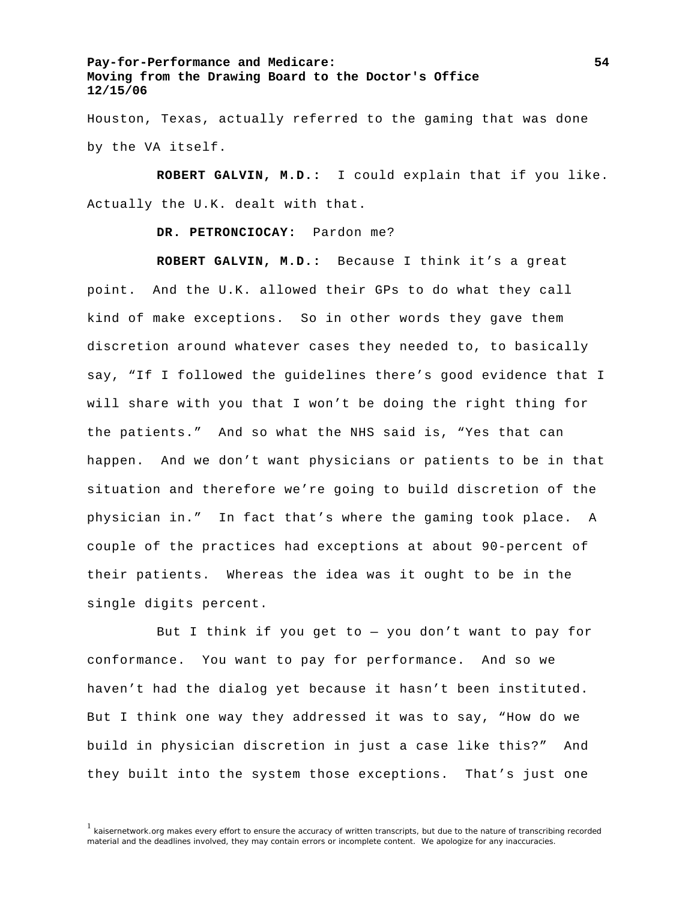Houston, Texas, actually referred to the gaming that was done by the VA itself.

**ROBERT GALVIN, M.D.:** I could explain that if you like. Actually the U.K. dealt with that.

**DR. PETRONCIOCAY:** Pardon me?

**ROBERT GALVIN, M.D.:** Because I think it's a great point. And the U.K. allowed their GPs to do what they call kind of make exceptions. So in other words they gave them discretion around whatever cases they needed to, to basically say, "If I followed the guidelines there's good evidence that I will share with you that I won't be doing the right thing for the patients." And so what the NHS said is, "Yes that can happen. And we don't want physicians or patients to be in that situation and therefore we're going to build discretion of the physician in." In fact that's where the gaming took place. A couple of the practices had exceptions at about 90-percent of their patients. Whereas the idea was it ought to be in the single digits percent.

But I think if you get to — you don't want to pay for conformance. You want to pay for performance. And so we haven't had the dialog yet because it hasn't been instituted. But I think one way they addressed it was to say, "How do we build in physician discretion in just a case like this?" And they built into the system those exceptions. That's just one

[1] kaisernetwork.org makes every effort to ensure the accuracy of written transcripts, but due to the nature of transcribing recorded material and the deadlines involved, they may contain errors or incomplete content. We apologize for any inaccuracies.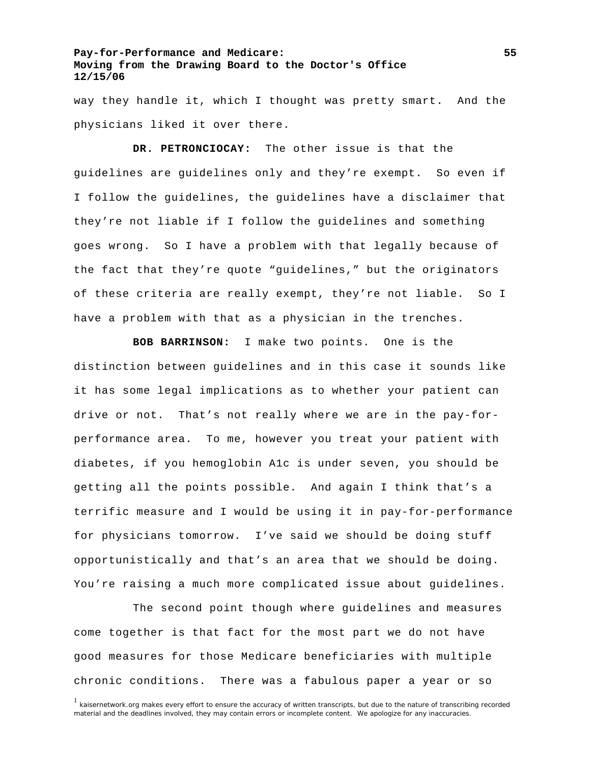way they handle it, which I thought was pretty smart. And the physicians liked it over there.

**DR. PETRONCIOCAY:** The other issue is that the guidelines are guidelines only and they're exempt. So even if I follow the guidelines, the guidelines have a disclaimer that they're not liable if I follow the guidelines and something goes wrong. So I have a problem with that legally because of the fact that they're quote "guidelines," but the originators of these criteria are really exempt, they're not liable. So I have a problem with that as a physician in the trenches.

**BOB BARRINSON:** I make two points. One is the distinction between guidelines and in this case it sounds like it has some legal implications as to whether your patient can drive or not. That's not really where we are in the pay-for-performance area. To me, however you treat your patient with diabetes, if you hemoglobin A1c is under seven, you should be getting all the points possible. And again I think that's a terrific measure and I would be using it in pay-for-performance for physicians tomorrow. I've said we should be doing stuff opportunistically and that's an area that we should be doing. You're raising a much more complicated issue about guidelines.

The second point though where guidelines and measures come together is that fact for the most part we do not have good measures for those Medicare beneficiaries with multiple chronic conditions. There was a fabulous paper a year or so

[1] kaisernetwork.org makes every effort to ensure the accuracy of written transcripts, but due to the nature of transcribing recorded material and the deadlines involved, they may contain errors or incomplete content. We apologize for any inaccuracies.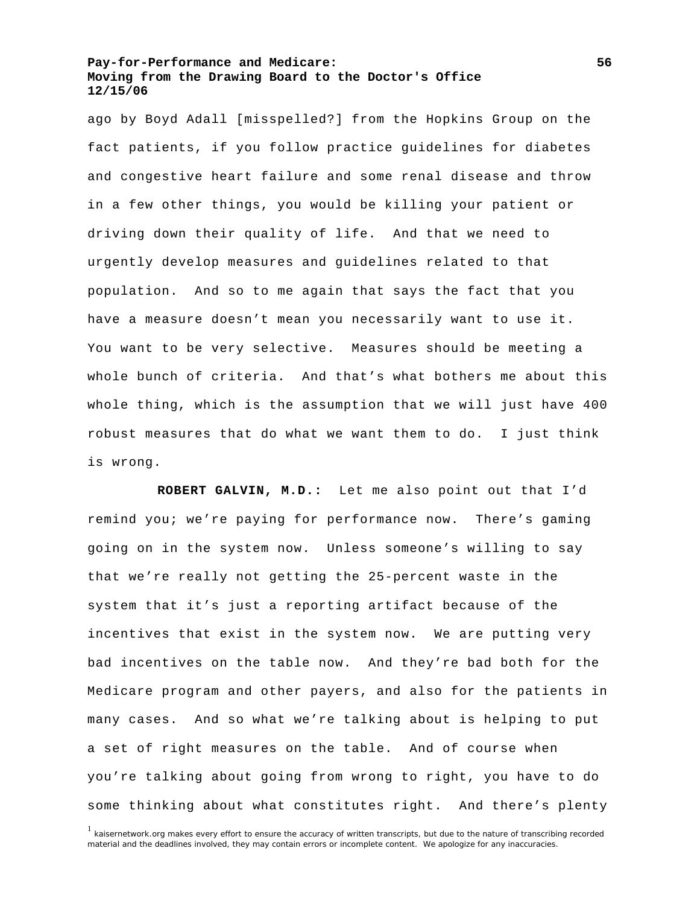ago by Boyd Adall [misspelled?] from the Hopkins Group on the fact patients, if you follow practice guidelines for diabetes and congestive heart failure and some renal disease and throw in a few other things, you would be killing your patient or driving down their quality of life. And that we need to urgently develop measures and guidelines related to that population. And so to me again that says the fact that you have a measure doesn't mean you necessarily want to use it. You want to be very selective. Measures should be meeting a whole bunch of criteria. And that's what bothers me about this whole thing, which is the assumption that we will just have 400 robust measures that do what we want them to do. I just think is wrong.

**ROBERT GALVIN, M.D.:** Let me also point out that I'd remind you; we're paying for performance now. There's gaming going on in the system now. Unless someone's willing to say that we're really not getting the 25-percent waste in the system that it's just a reporting artifact because of the incentives that exist in the system now. We are putting very bad incentives on the table now. And they're bad both for the Medicare program and other payers, and also for the patients in many cases. And so what we're talking about is helping to put a set of right measures on the table. And of course when you're talking about going from wrong to right, you have to do some thinking about what constitutes right. And there's plenty

[1] kaisernetwork.org makes every effort to ensure the accuracy of written transcripts, but due to the nature of transcribing recorded material and the deadlines involved, they may contain errors or incomplete content. We apologize for any inaccuracies.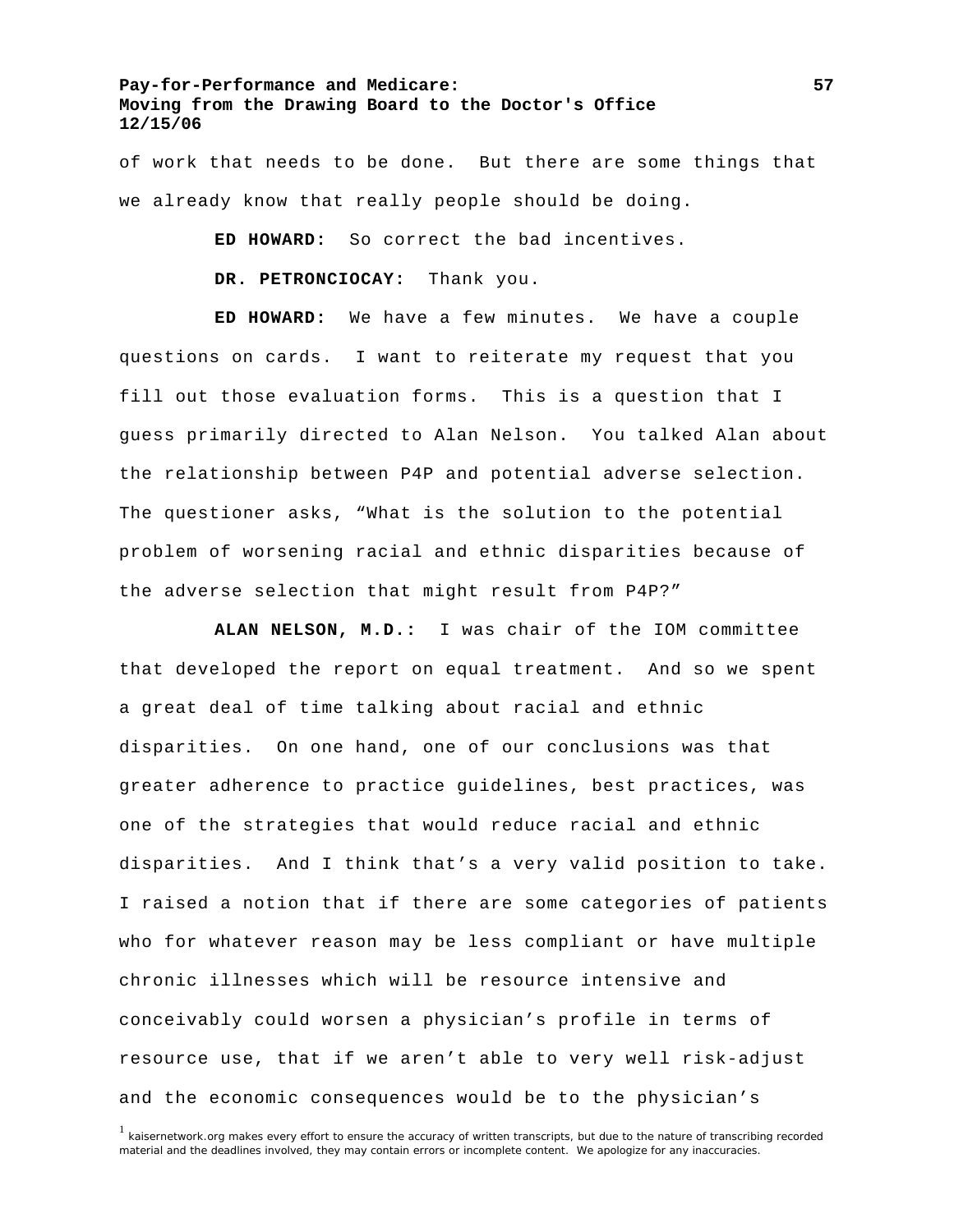of work that needs to be done. But there are some things that we already know that really people should be doing.

**ED HOWARD:** So correct the bad incentives.

**DR. PETRONCIOCAY:** Thank you.

**ED HOWARD:** We have a few minutes. We have a couple questions on cards. I want to reiterate my request that you fill out those evaluation forms. This is a question that I guess primarily directed to Alan Nelson. You talked Alan about the relationship between P4P and potential adverse selection. The questioner asks, "What is the solution to the potential problem of worsening racial and ethnic disparities because of the adverse selection that might result from P4P?"

**ALAN NELSON, M.D.:** I was chair of the IOM committee that developed the report on equal treatment. And so we spent a great deal of time talking about racial and ethnic disparities. On one hand, one of our conclusions was that greater adherence to practice guidelines, best practices, was one of the strategies that would reduce racial and ethnic disparities. And I think that's a very valid position to take. I raised a notion that if there are some categories of patients who for whatever reason may be less compliant or have multiple chronic illnesses which will be resource intensive and conceivably could worsen a physician's profile in terms of resource use, that if we aren't able to very well risk-adjust and the economic consequences would be to the physician's

[1] kaisernetwork.org makes every effort to ensure the accuracy of written transcripts, but due to the nature of transcribing recorded material and the deadlines involved, they may contain errors or incomplete content. We apologize for any inaccuracies.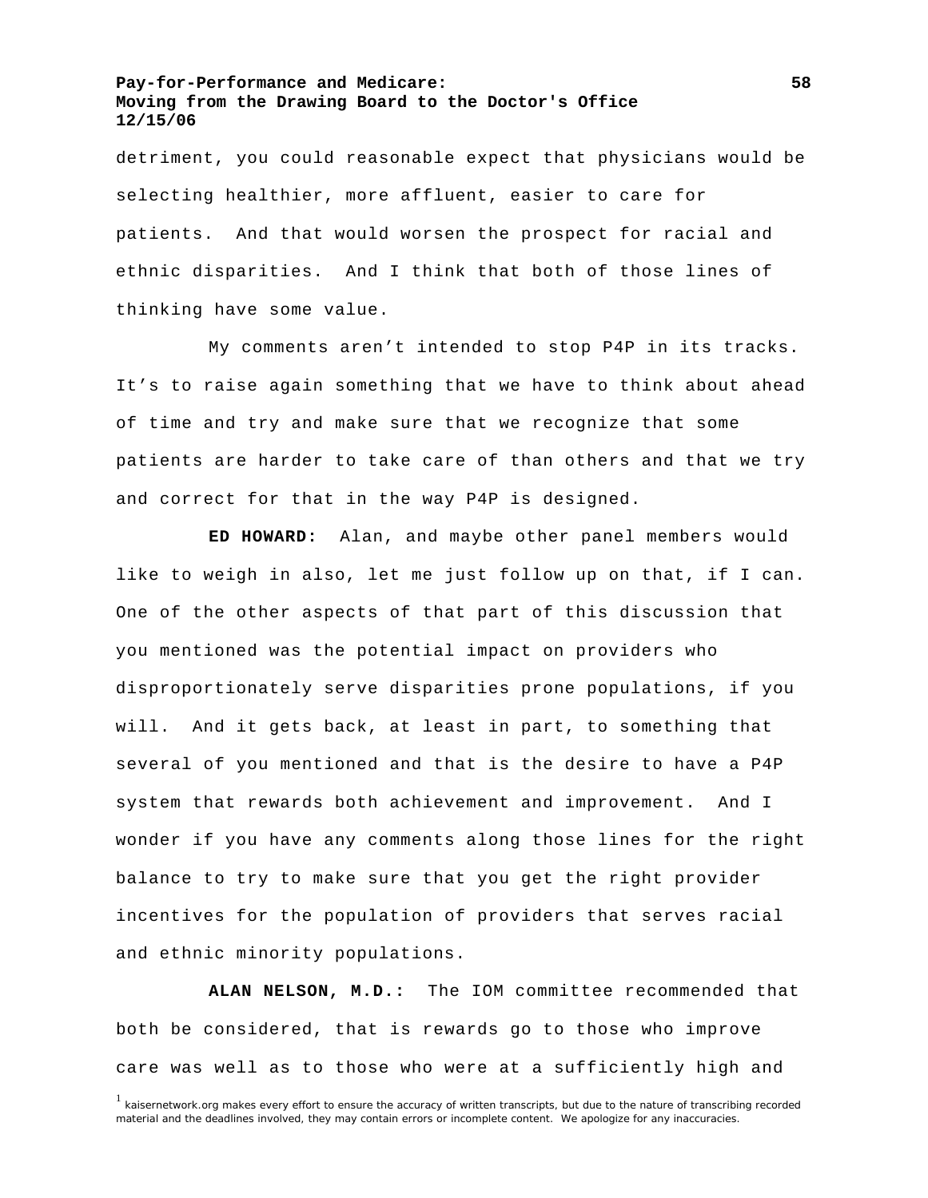detriment, you could reasonable expect that physicians would be selecting healthier, more affluent, easier to care for patients. And that would worsen the prospect for racial and ethnic disparities. And I think that both of those lines of thinking have some value.

My comments aren't intended to stop P4P in its tracks. It's to raise again something that we have to think about ahead of time and try and make sure that we recognize that some patients are harder to take care of than others and that we try and correct for that in the way P4P is designed.

**ED HOWARD:** Alan, and maybe other panel members would like to weigh in also, let me just follow up on that, if I can. One of the other aspects of that part of this discussion that you mentioned was the potential impact on providers who disproportionately serve disparities prone populations, if you will. And it gets back, at least in part, to something that several of you mentioned and that is the desire to have a P4P system that rewards both achievement and improvement. And I wonder if you have any comments along those lines for the right balance to try to make sure that you get the right provider incentives for the population of providers that serves racial and ethnic minority populations.

**ALAN NELSON, M.D.:** The IOM committee recommended that both be considered, that is rewards go to those who improve care was well as to those who were at a sufficiently high and

[1] kaisernetwork.org makes every effort to ensure the accuracy of written transcripts, but due to the nature of transcribing recorded material and the deadlines involved, they may contain errors or incomplete content. We apologize for any inaccuracies.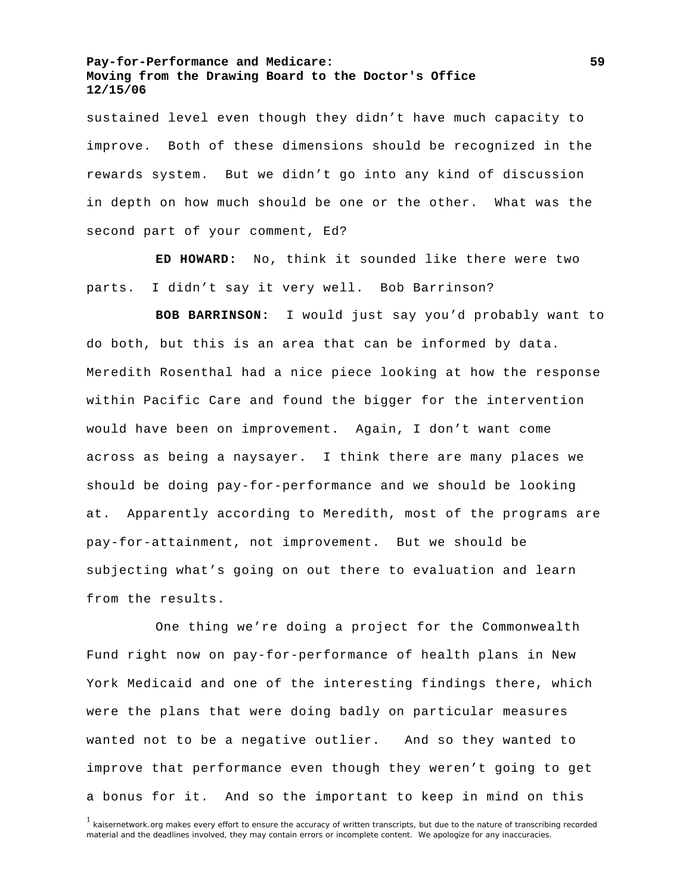sustained level even though they didn't have much capacity to improve. Both of these dimensions should be recognized in the rewards system. But we didn't go into any kind of discussion in depth on how much should be one or the other. What was the second part of your comment, Ed?

**ED HOWARD:** No, think it sounded like there were two parts. I didn't say it very well. Bob Barrinson?

**BOB BARRINSON:** I would just say you'd probably want to do both, but this is an area that can be informed by data. Meredith Rosenthal had a nice piece looking at how the response within Pacific Care and found the bigger for the intervention would have been on improvement. Again, I don't want come across as being a naysayer. I think there are many places we should be doing pay-for-performance and we should be looking at. Apparently according to Meredith, most of the programs are pay-for-attainment, not improvement. But we should be subjecting what's going on out there to evaluation and learn from the results.

One thing we're doing a project for the Commonwealth Fund right now on pay-for-performance of health plans in New York Medicaid and one of the interesting findings there, which were the plans that were doing badly on particular measures wanted not to be a negative outlier. And so they wanted to improve that performance even though they weren't going to get a bonus for it. And so the important to keep in mind on this

[1] kaisernetwork.org makes every effort to ensure the accuracy of written transcripts, but due to the nature of transcribing recorded material and the deadlines involved, they may contain errors or incomplete content. We apologize for any inaccuracies.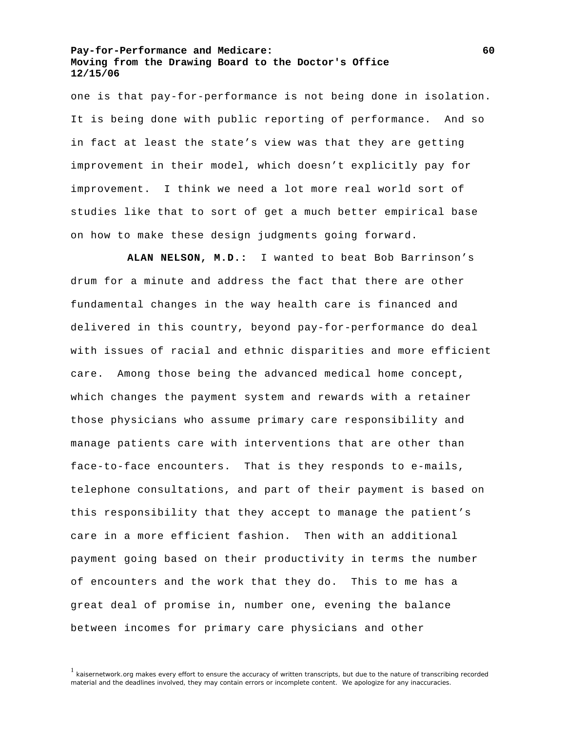one is that pay-for-performance is not being done in isolation. It is being done with public reporting of performance. And so in fact at least the state's view was that they are getting improvement in their model, which doesn't explicitly pay for improvement. I think we need a lot more real world sort of studies like that to sort of get a much better empirical base on how to make these design judgments going forward.

**ALAN NELSON, M.D.:** I wanted to beat Bob Barrinson's drum for a minute and address the fact that there are other fundamental changes in the way health care is financed and delivered in this country, beyond pay-for-performance do deal with issues of racial and ethnic disparities and more efficient care. Among those being the advanced medical home concept, which changes the payment system and rewards with a retainer those physicians who assume primary care responsibility and manage patients care with interventions that are other than face-to-face encounters. That is they responds to e-mails, telephone consultations, and part of their payment is based on this responsibility that they accept to manage the patient's care in a more efficient fashion. Then with an additional payment going based on their productivity in terms the number of encounters and the work that they do. This to me has a great deal of promise in, number one, evening the balance between incomes for primary care physicians and other

[1] kaisernetwork.org makes every effort to ensure the accuracy of written transcripts, but due to the nature of transcribing recorded material and the deadlines involved, they may contain errors or incomplete content. We apologize for any inaccuracies.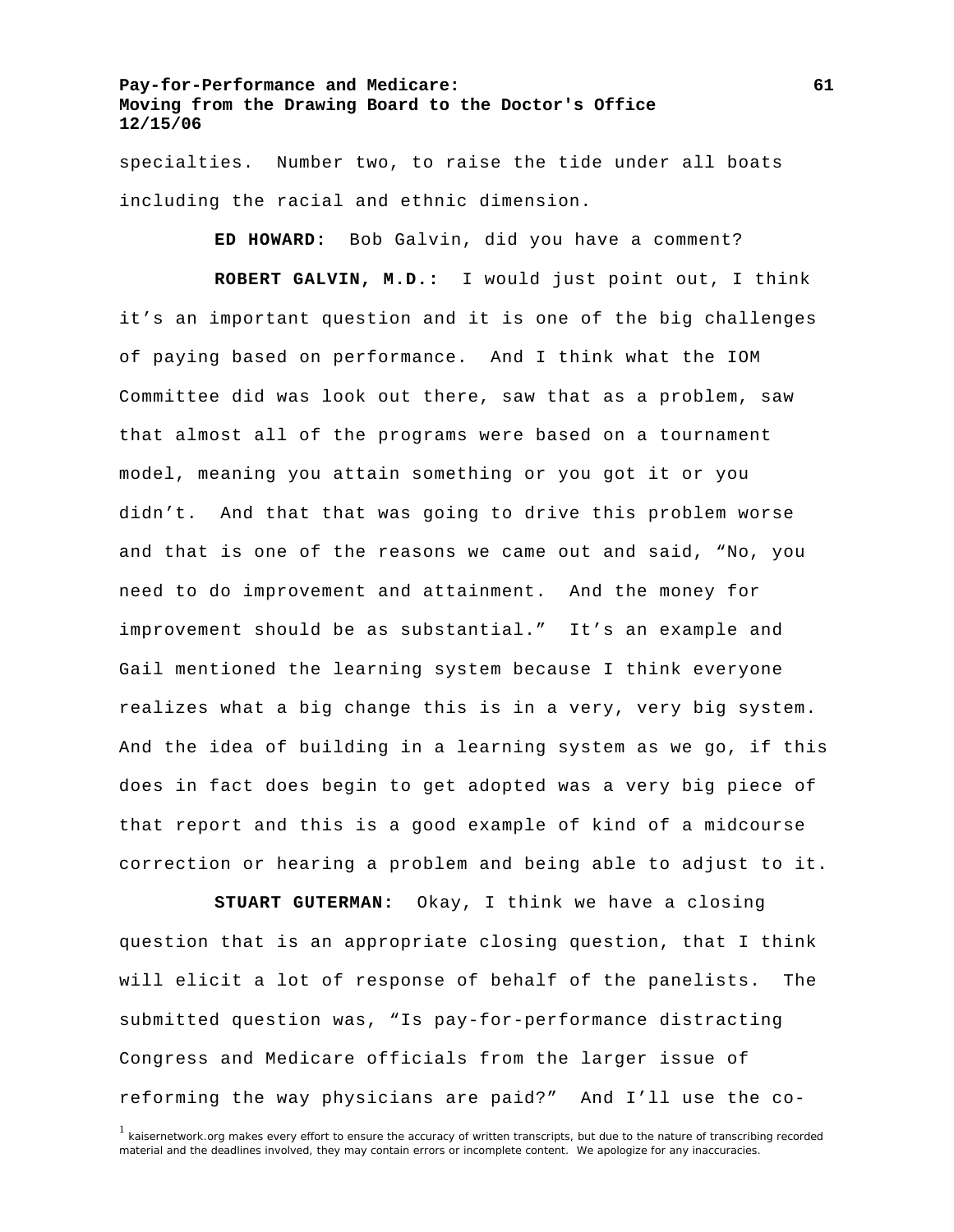specialties. Number two, to raise the tide under all boats including the racial and ethnic dimension.

**ED HOWARD:** Bob Galvin, did you have a comment?

**ROBERT GALVIN, M.D.:** I would just point out, I think it's an important question and it is one of the big challenges of paying based on performance. And I think what the IOM Committee did was look out there, saw that as a problem, saw that almost all of the programs were based on a tournament model, meaning you attain something or you got it or you didn't. And that that was going to drive this problem worse and that is one of the reasons we came out and said, "No, you need to do improvement and attainment. And the money for improvement should be as substantial." It's an example and Gail mentioned the learning system because I think everyone realizes what a big change this is in a very, very big system. And the idea of building in a learning system as we go, if this does in fact does begin to get adopted was a very big piece of that report and this is a good example of kind of a midcourse correction or hearing a problem and being able to adjust to it.

**STUART GUTERMAN:** Okay, I think we have a closing question that is an appropriate closing question, that I think will elicit a lot of response of behalf of the panelists. The submitted question was, "Is pay-for-performance distracting Congress and Medicare officials from the larger issue of reforming the way physicians are paid?" And I'll use the co-

[1] kaisernetwork.org makes every effort to ensure the accuracy of written transcripts, but due to the nature of transcribing recorded material and the deadlines involved, they may contain errors or incomplete content. We apologize for any inaccuracies.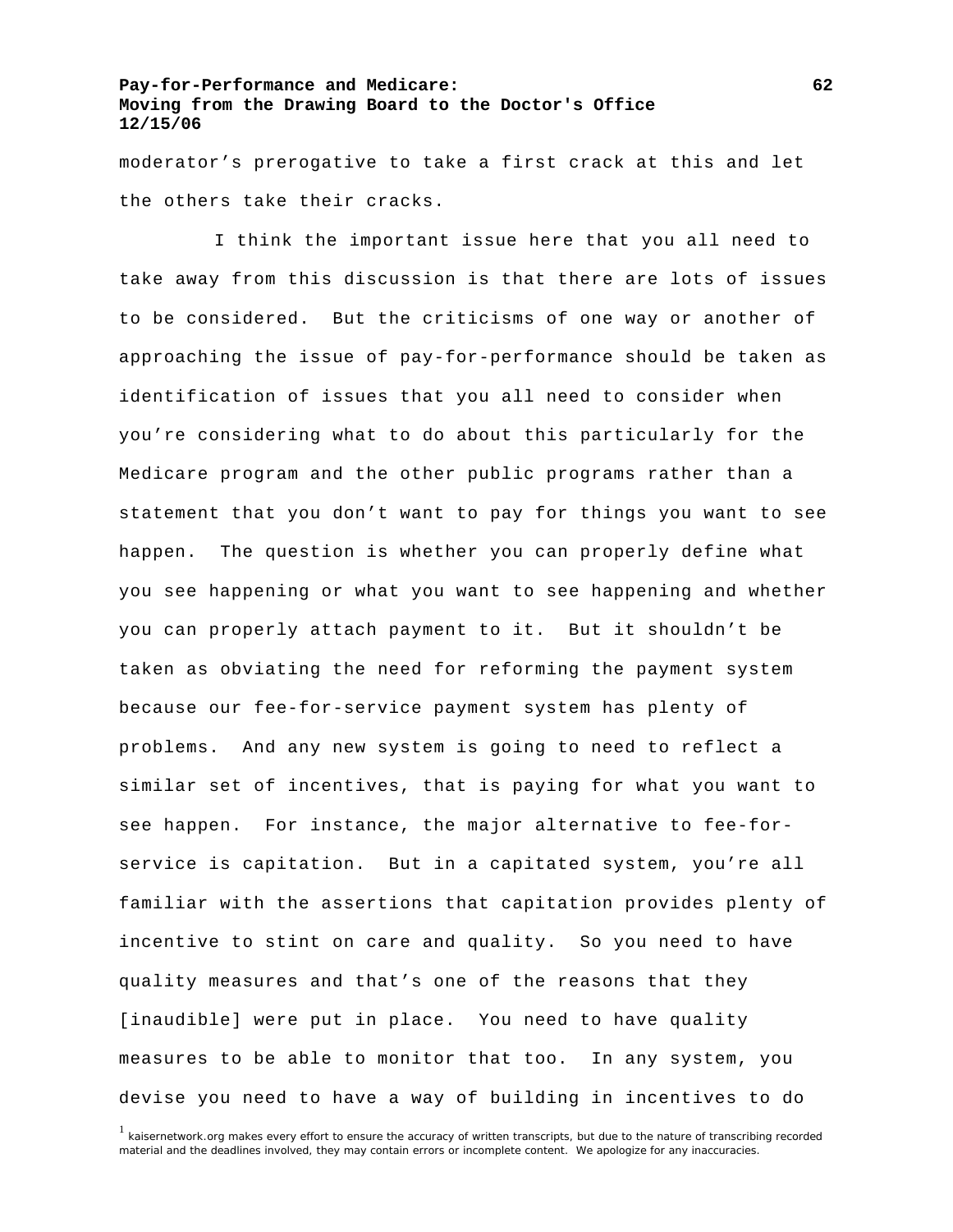moderator's prerogative to take a first crack at this and let the others take their cracks.

I think the important issue here that you all need to take away from this discussion is that there are lots of issues to be considered. But the criticisms of one way or another of approaching the issue of pay-for-performance should be taken as identification of issues that you all need to consider when you're considering what to do about this particularly for the Medicare program and the other public programs rather than a statement that you don't want to pay for things you want to see happen. The question is whether you can properly define what you see happening or what you want to see happening and whether you can properly attach payment to it. But it shouldn't be taken as obviating the need for reforming the payment system because our fee-for-service payment system has plenty of problems. And any new system is going to need to reflect a similar set of incentives, that is paying for what you want to see happen. For instance, the major alternative to fee-for-service is capitation. But in a capitated system, you're all familiar with the assertions that capitation provides plenty of incentive to stint on care and quality. So you need to have quality measures and that's one of the reasons that they [inaudible] were put in place. You need to have quality measures to be able to monitor that too. In any system, you devise you need to have a way of building in incentives to do

[1] kaisernetwork.org makes every effort to ensure the accuracy of written transcripts, but due to the nature of transcribing recorded material and the deadlines involved, they may contain errors or incomplete content. We apologize for any inaccuracies.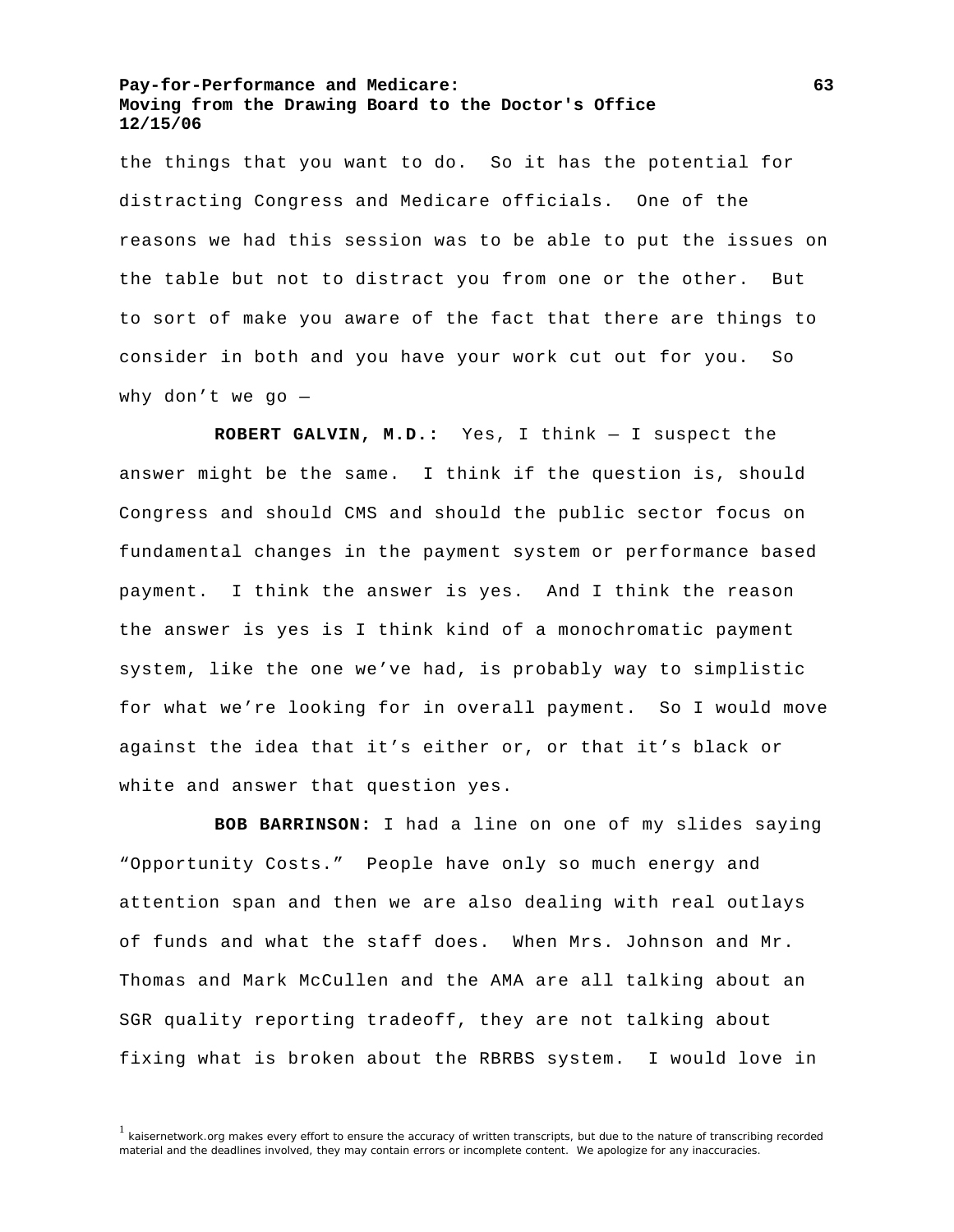the things that you want to do. So it has the potential for distracting Congress and Medicare officials. One of the reasons we had this session was to be able to put the issues on the table but not to distract you from one or the other. But to sort of make you aware of the fact that there are things to consider in both and you have your work cut out for you. So why don't we go —

**ROBERT GALVIN, M.D.:** Yes, I think — I suspect the answer might be the same. I think if the question is, should Congress and should CMS and should the public sector focus on fundamental changes in the payment system or performance based payment. I think the answer is yes. And I think the reason the answer is yes is I think kind of a monochromatic payment system, like the one we've had, is probably way to simplistic for what we're looking for in overall payment. So I would move against the idea that it's either or, or that it's black or white and answer that question yes.

**BOB BARRINSON:** I had a line on one of my slides saying "Opportunity Costs." People have only so much energy and attention span and then we are also dealing with real outlays of funds and what the staff does. When Mrs. Johnson and Mr. Thomas and Mark McCullen and the AMA are all talking about an SGR quality reporting tradeoff, they are not talking about fixing what is broken about the RBRBS system. I would love in

[1] kaisernetwork.org makes every effort to ensure the accuracy of written transcripts, but due to the nature of transcribing recorded material and the deadlines involved, they may contain errors or incomplete content. We apologize for any inaccuracies.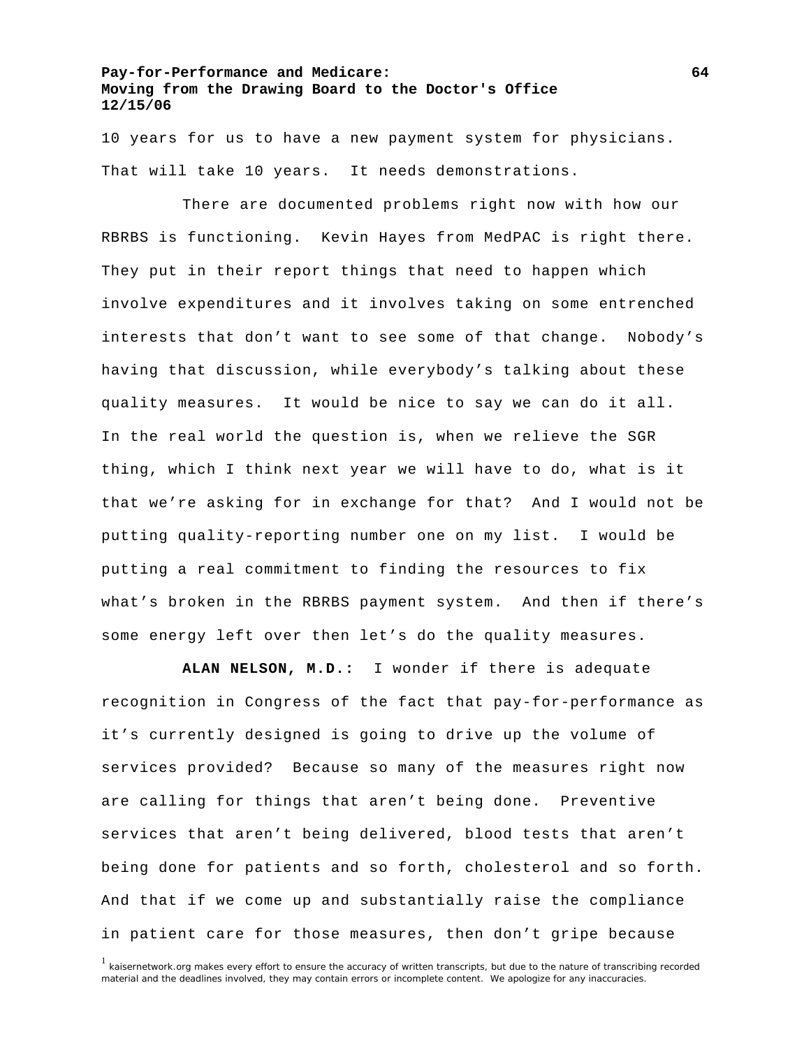10 years for us to have a new payment system for physicians. That will take 10 years. It needs demonstrations.

There are documented problems right now with how our RBRBS is functioning. Kevin Hayes from MedPAC is right there. They put in their report things that need to happen which involve expenditures and it involves taking on some entrenched interests that don't want to see some of that change. Nobody's having that discussion, while everybody's talking about these quality measures. It would be nice to say we can do it all. In the real world the question is, when we relieve the SGR thing, which I think next year we will have to do, what is it that we're asking for in exchange for that? And I would not be putting quality-reporting number one on my list. I would be putting a real commitment to finding the resources to fix what's broken in the RBRBS payment system. And then if there's some energy left over then let's do the quality measures.

**ALAN NELSON, M.D.:** I wonder if there is adequate recognition in Congress of the fact that pay-for-performance as it's currently designed is going to drive up the volume of services provided? Because so many of the measures right now are calling for things that aren't being done. Preventive services that aren't being delivered, blood tests that aren't being done for patients and so forth, cholesterol and so forth. And that if we come up and substantially raise the compliance in patient care for those measures, then don't gripe because

[1] kaisernetwork.org makes every effort to ensure the accuracy of written transcripts, but due to the nature of transcribing recorded material and the deadlines involved, they may contain errors or incomplete content. We apologize for any inaccuracies.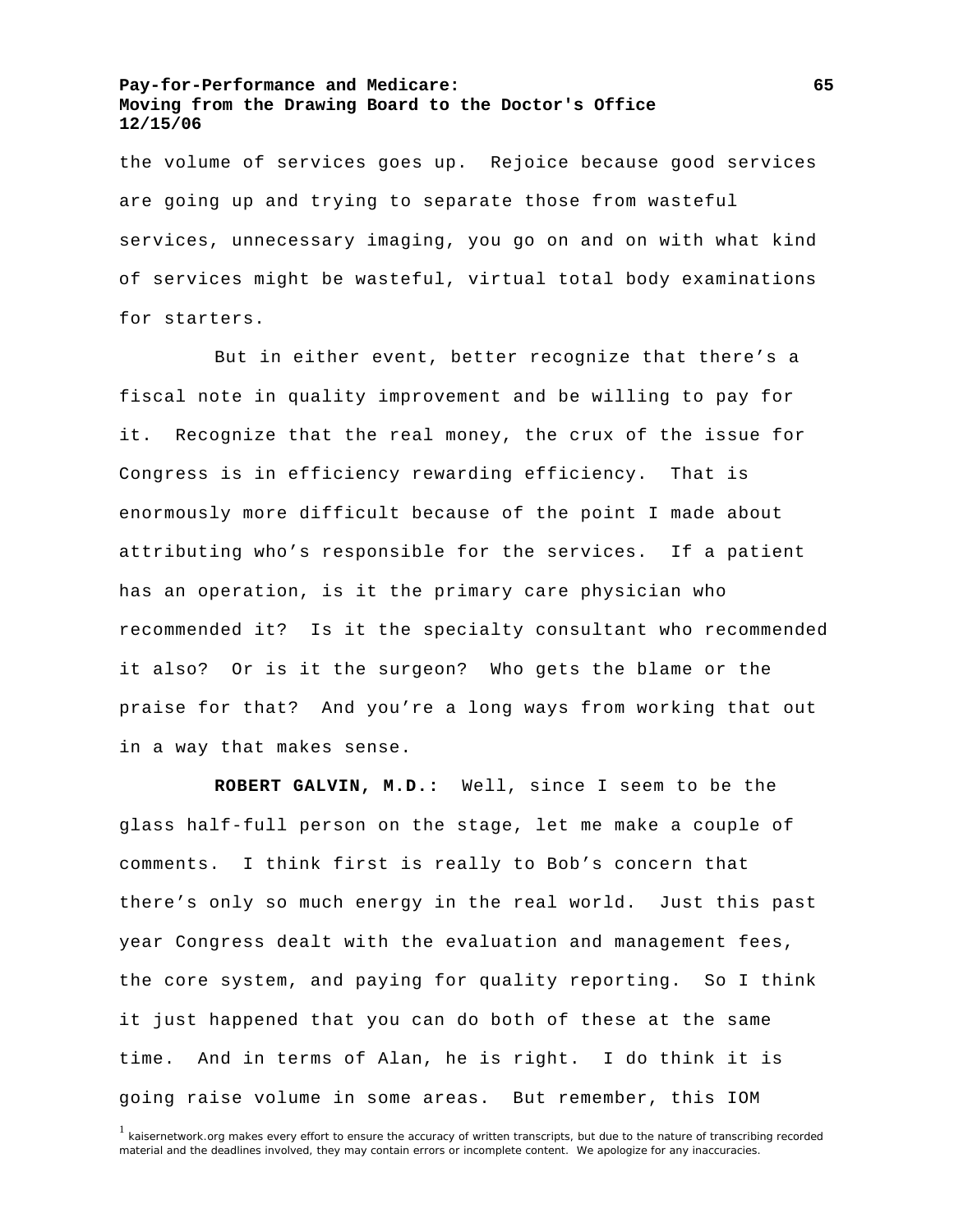the volume of services goes up. Rejoice because good services are going up and trying to separate those from wasteful services, unnecessary imaging, you go on and on with what kind of services might be wasteful, virtual total body examinations for starters.

But in either event, better recognize that there's a fiscal note in quality improvement and be willing to pay for it. Recognize that the real money, the crux of the issue for Congress is in efficiency rewarding efficiency. That is enormously more difficult because of the point I made about attributing who's responsible for the services. If a patient has an operation, is it the primary care physician who recommended it? Is it the specialty consultant who recommended it also? Or is it the surgeon? Who gets the blame or the praise for that? And you're a long ways from working that out in a way that makes sense.

**ROBERT GALVIN, M.D.:** Well, since I seem to be the glass half-full person on the stage, let me make a couple of comments. I think first is really to Bob's concern that there's only so much energy in the real world. Just this past year Congress dealt with the evaluation and management fees, the core system, and paying for quality reporting. So I think it just happened that you can do both of these at the same time. And in terms of Alan, he is right. I do think it is going raise volume in some areas. But remember, this IOM

[1] kaisernetwork.org makes every effort to ensure the accuracy of written transcripts, but due to the nature of transcribing recorded material and the deadlines involved, they may contain errors or incomplete content. We apologize for any inaccuracies.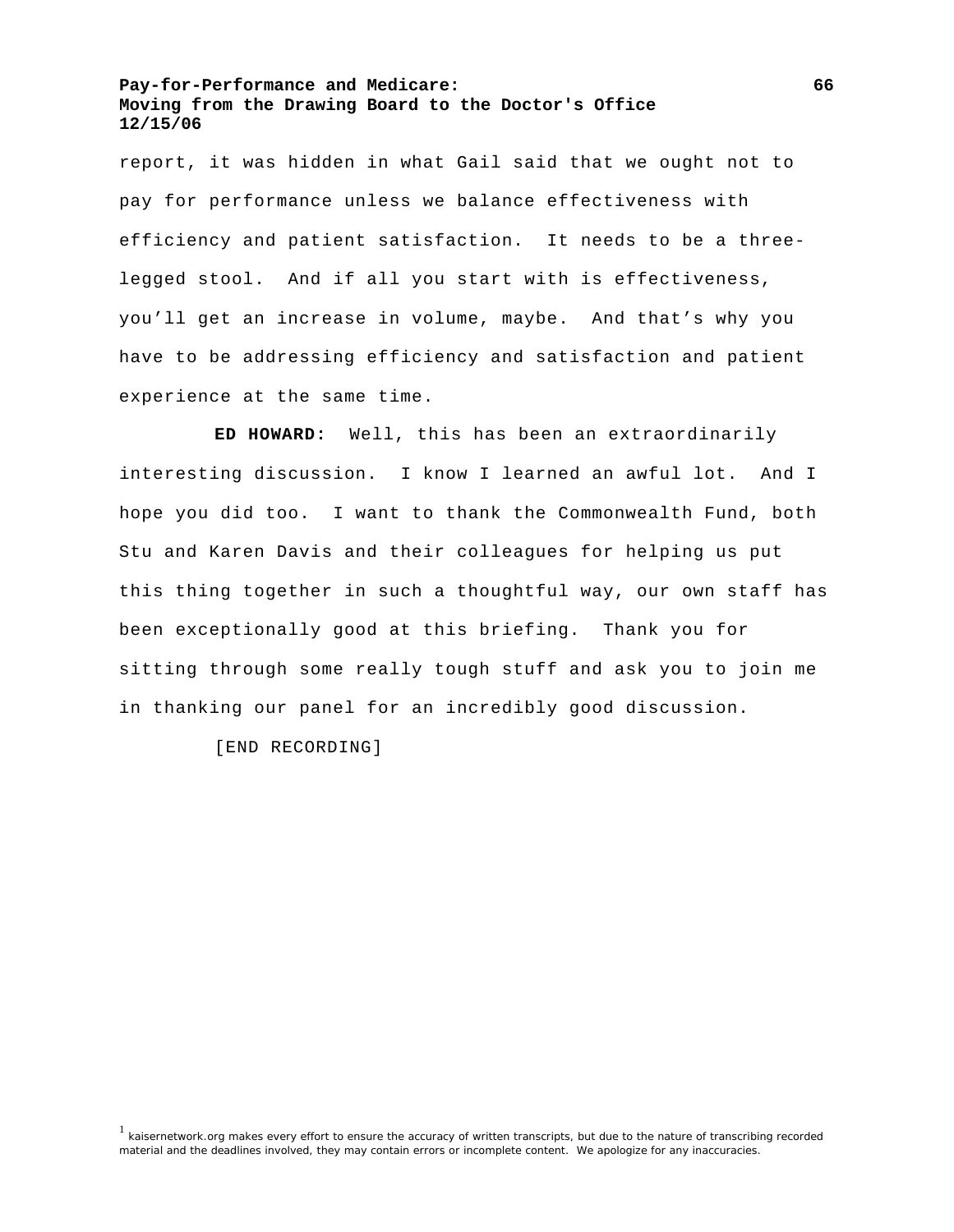report, it was hidden in what Gail said that we ought not to pay for performance unless we balance effectiveness with efficiency and patient satisfaction. It needs to be a three-legged stool. And if all you start with is effectiveness, you'll get an increase in volume, maybe. And that's why you have to be addressing efficiency and satisfaction and patient experience at the same time.

**ED HOWARD:** Well, this has been an extraordinarily interesting discussion. I know I learned an awful lot. And I hope you did too. I want to thank the Commonwealth Fund, both Stu and Karen Davis and their colleagues for helping us put this thing together in such a thoughtful way, our own staff has been exceptionally good at this briefing. Thank you for sitting through some really tough stuff and ask you to join me in thanking our panel for an incredibly good discussion.

[END RECORDING]

[1] kaisernetwork.org makes every effort to ensure the accuracy of written transcripts, but due to the nature of transcribing recorded material and the deadlines involved, they may contain errors or incomplete content. We apologize for any inaccuracies.